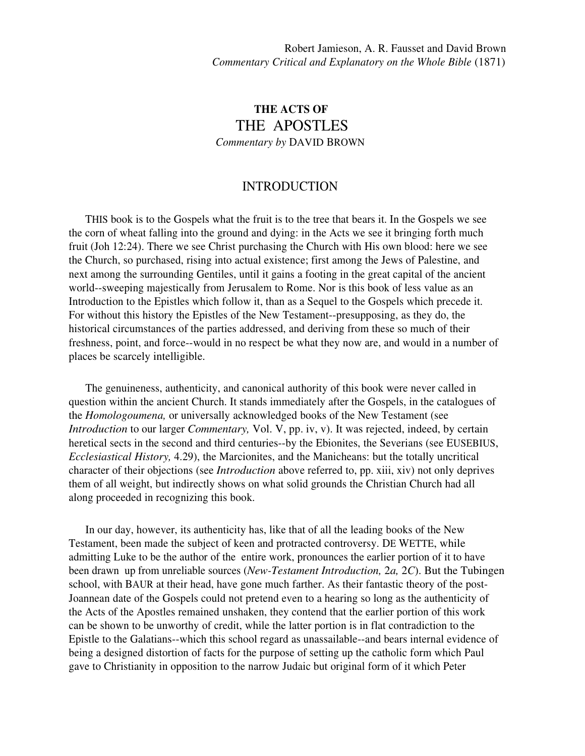Robert Jamieson, A. R. Fausset and David Brown
*Commentary Critical and Explanatory on the Whole Bible* (1871)

# THE ACTS OF THE APOSTLES

*Commentary by* DAVID BROWN

## INTRODUCTION

THIS book is to the Gospels what the fruit is to the tree that bears it. In the Gospels we see the corn of wheat falling into the ground and dying: in the Acts we see it bringing forth much fruit (Joh 12:24). There we see Christ purchasing the Church with His own blood: here we see the Church, so purchased, rising into actual existence; first among the Jews of Palestine, and next among the surrounding Gentiles, until it gains a footing in the great capital of the ancient world--sweeping majestically from Jerusalem to Rome. Nor is this book of less value as an Introduction to the Epistles which follow it, than as a Sequel to the Gospels which precede it. For without this history the Epistles of the New Testament--presupposing, as they do, the historical circumstances of the parties addressed, and deriving from these so much of their freshness, point, and force--would in no respect be what they now are, and would in a number of places be scarcely intelligible.

The genuineness, authenticity, and canonical authority of this book were never called in question within the ancient Church. It stands immediately after the Gospels, in the catalogues of the *Homologoumena,* or universally acknowledged books of the New Testament (see *Introduction* to our larger *Commentary,* Vol. V, pp. iv, v). It was rejected, indeed, by certain heretical sects in the second and third centuries--by the Ebionites, the Severians (see EUSEBIUS, *Ecclesiastical History,* 4.29), the Marcionites, and the Manicheans: but the totally uncritical character of their objections (see *Introduction* above referred to, pp. xiii, xiv) not only deprives them of all weight, but indirectly shows on what solid grounds the Christian Church had all along proceeded in recognizing this book.

In our day, however, its authenticity has, like that of all the leading books of the New Testament, been made the subject of keen and protracted controversy. DE WETTE, while admitting Luke to be the author of the entire work, pronounces the earlier portion of it to have been drawn up from unreliable sources (*New-Testament Introduction,* 2*a,* 2*C*). But the Tubingen school, with BAUR at their head, have gone much farther. As their fantastic theory of the post-Joannean date of the Gospels could not pretend even to a hearing so long as the authenticity of the Acts of the Apostles remained unshaken, they contend that the earlier portion of this work can be shown to be unworthy of credit, while the latter portion is in flat contradiction to the Epistle to the Galatians--which this school regard as unassailable--and bears internal evidence of being a designed distortion of facts for the purpose of setting up the catholic form which Paul gave to Christianity in opposition to the narrow Judaic but original form of it which Peter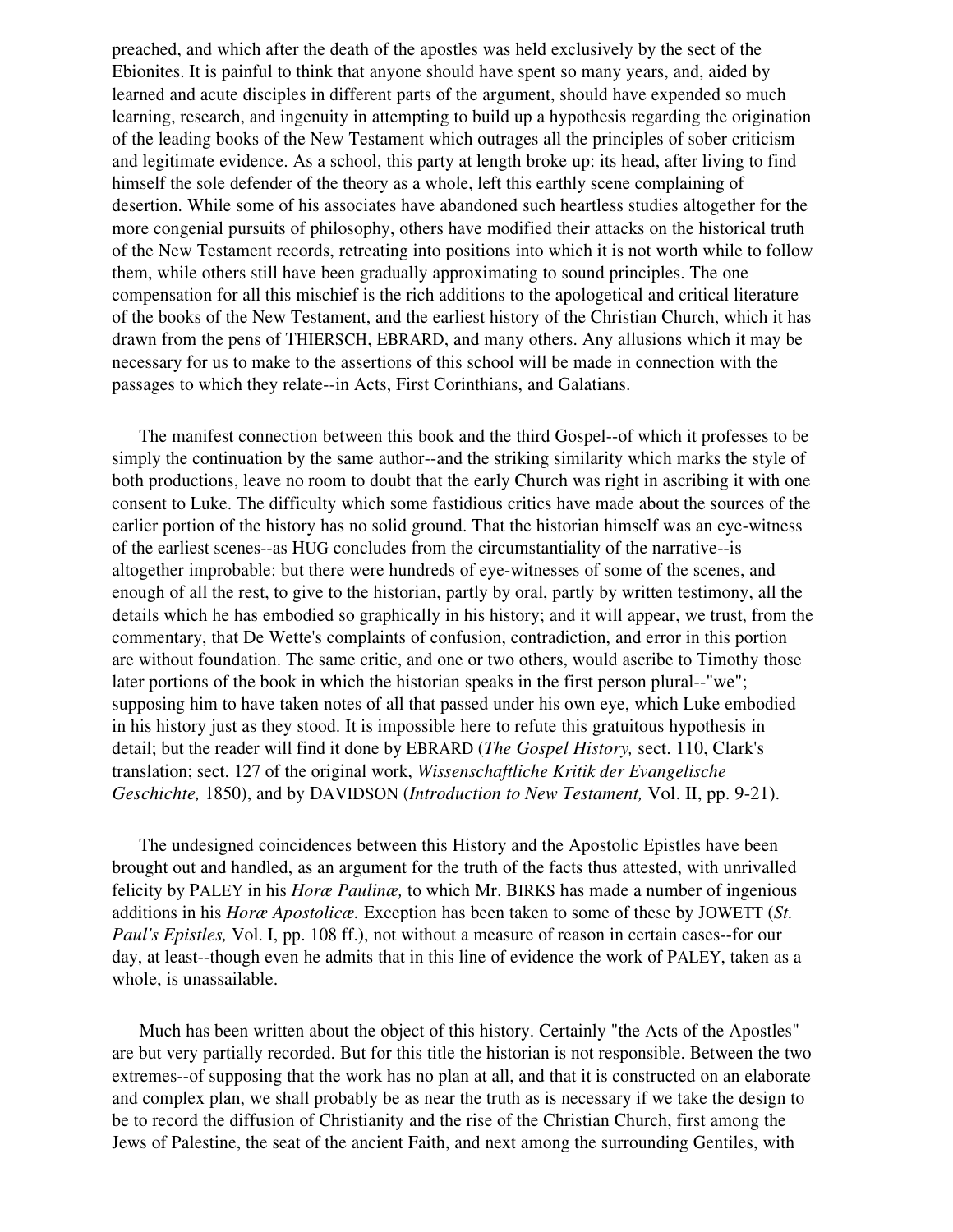preached, and which after the death of the apostles was held exclusively by the sect of the Ebionites. It is painful to think that anyone should have spent so many years, and, aided by learned and acute disciples in different parts of the argument, should have expended so much learning, research, and ingenuity in attempting to build up a hypothesis regarding the origination of the leading books of the New Testament which outrages all the principles of sober criticism and legitimate evidence. As a school, this party at length broke up: its head, after living to find himself the sole defender of the theory as a whole, left this earthly scene complaining of desertion. While some of his associates have abandoned such heartless studies altogether for the more congenial pursuits of philosophy, others have modified their attacks on the historical truth of the New Testament records, retreating into positions into which it is not worth while to follow them, while others still have been gradually approximating to sound principles. The one compensation for all this mischief is the rich additions to the apologetical and critical literature of the books of the New Testament, and the earliest history of the Christian Church, which it has drawn from the pens of THIERSCH, EBRARD, and many others. Any allusions which it may be necessary for us to make to the assertions of this school will be made in connection with the passages to which they relate--in Acts, First Corinthians, and Galatians.

The manifest connection between this book and the third Gospel--of which it professes to be simply the continuation by the same author--and the striking similarity which marks the style of both productions, leave no room to doubt that the early Church was right in ascribing it with one consent to Luke. The difficulty which some fastidious critics have made about the sources of the earlier portion of the history has no solid ground. That the historian himself was an eye-witness of the earliest scenes--as HUG concludes from the circumstantiality of the narrative--is altogether improbable: but there were hundreds of eye-witnesses of some of the scenes, and enough of all the rest, to give to the historian, partly by oral, partly by written testimony, all the details which he has embodied so graphically in his history; and it will appear, we trust, from the commentary, that De Wette's complaints of confusion, contradiction, and error in this portion are without foundation. The same critic, and one or two others, would ascribe to Timothy those later portions of the book in which the historian speaks in the first person plural--"we"; supposing him to have taken notes of all that passed under his own eye, which Luke embodied in his history just as they stood. It is impossible here to refute this gratuitous hypothesis in detail; but the reader will find it done by EBRARD (*The Gospel History,* sect. 110, Clark's translation; sect. 127 of the original work, *Wissenschaftliche Kritik der Evangelische Geschichte,* 1850), and by DAVIDSON (*Introduction to New Testament,* Vol. II, pp. 9-21).

The undesigned coincidences between this History and the Apostolic Epistles have been brought out and handled, as an argument for the truth of the facts thus attested, with unrivalled felicity by PALEY in his *Horæ Paulinæ,* to which Mr. BIRKS has made a number of ingenious additions in his *Horæ Apostolicæ.* Exception has been taken to some of these by JOWETT (*St. Paul's Epistles,* Vol. I, pp. 108 ff.), not without a measure of reason in certain cases--for our day, at least--though even he admits that in this line of evidence the work of PALEY, taken as a whole, is unassailable.

Much has been written about the object of this history. Certainly "the Acts of the Apostles" are but very partially recorded. But for this title the historian is not responsible. Between the two extremes--of supposing that the work has no plan at all, and that it is constructed on an elaborate and complex plan, we shall probably be as near the truth as is necessary if we take the design to be to record the diffusion of Christianity and the rise of the Christian Church, first among the Jews of Palestine, the seat of the ancient Faith, and next among the surrounding Gentiles, with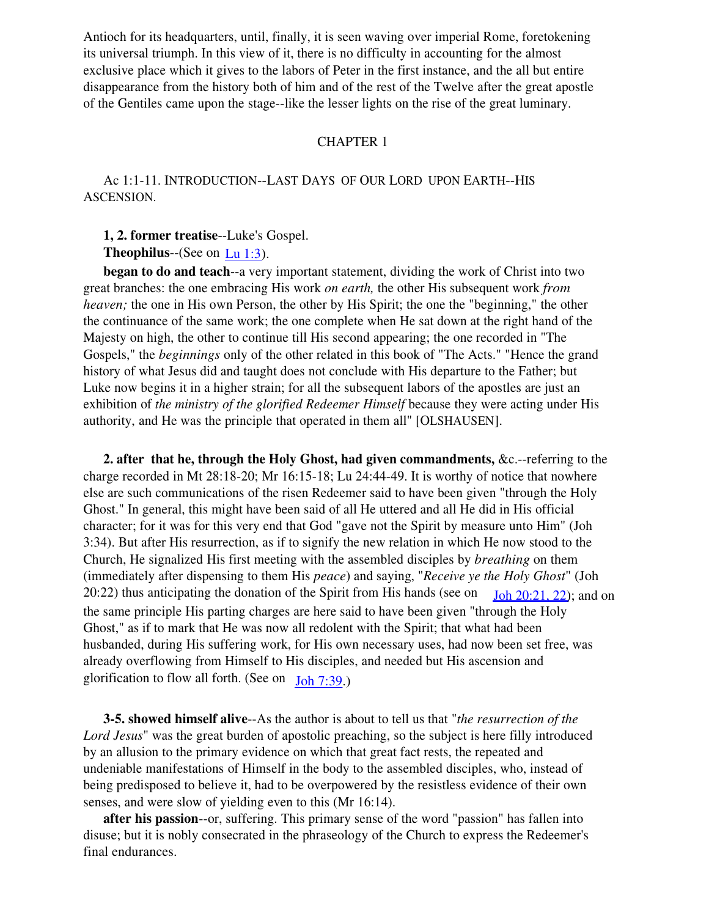Antioch for its headquarters, until, finally, it is seen waving over imperial Rome, foretokening its universal triumph. In this view of it, there is no difficulty in accounting for the almost exclusive place which it gives to the labors of Peter in the first instance, and the all but entire disappearance from the history both of him and of the rest of the Twelve after the great apostle of the Gentiles came upon the stage--like the lesser lights on the rise of the great luminary.

## CHAPTER 1

### Ac 1:1-11. INTRODUCTION--LAST DAYS OF OUR LORD UPON EARTH--HIS ASCENSION.

**1, 2. former treatise**--Luke's Gospel.

**Theophilus**--(See on Lu 1:3).

**began to do and teach**--a very important statement, dividing the work of Christ into two great branches: the one embracing His work *on earth,* the other His subsequent work *from heaven;* the one in His own Person, the other by His Spirit; the one the "beginning," the other the continuance of the same work; the one complete when He sat down at the right hand of the Majesty on high, the other to continue till His second appearing; the one recorded in "The Gospels," the *beginnings* only of the other related in this book of "The Acts." "Hence the grand history of what Jesus did and taught does not conclude with His departure to the Father; but Luke now begins it in a higher strain; for all the subsequent labors of the apostles are just an exhibition of *the ministry of the glorified Redeemer Himself* because they were acting under His authority, and He was the principle that operated in them all" [OLSHAUSEN].

**2. after that he, through the Holy Ghost, had given commandments,** &c.--referring to the charge recorded in Mt 28:18-20; Mr 16:15-18; Lu 24:44-49. It is worthy of notice that nowhere else are such communications of the risen Redeemer said to have been given "through the Holy Ghost." In general, this might have been said of all He uttered and all He did in His official character; for it was for this very end that God "gave not the Spirit by measure unto Him" (Joh 3:34). But after His resurrection, as if to signify the new relation in which He now stood to the Church, He signalized His first meeting with the assembled disciples by *breathing* on them (immediately after dispensing to them His *peace*) and saying, "*Receive ye the Holy Ghost*" (Joh 20:22) thus anticipating the donation of the Spirit from His hands (see on Joh 20:21, 22); and on the same principle His parting charges are here said to have been given "through the Holy Ghost," as if to mark that He was now all redolent with the Spirit; that what had been husbanded, during His suffering work, for His own necessary uses, had now been set free, was already overflowing from Himself to His disciples, and needed but His ascension and glorification to flow all forth. (See on Joh 7:39.)

**3-5. showed himself alive**--As the author is about to tell us that "*the resurrection of the Lord Jesus*" was the great burden of apostolic preaching, so the subject is here filly introduced by an allusion to the primary evidence on which that great fact rests, the repeated and undeniable manifestations of Himself in the body to the assembled disciples, who, instead of being predisposed to believe it, had to be overpowered by the resistless evidence of their own senses, and were slow of yielding even to this (Mr 16:14).

**after his passion**--or, suffering. This primary sense of the word "passion" has fallen into disuse; but it is nobly consecrated in the phraseology of the Church to express the Redeemer's final endurances.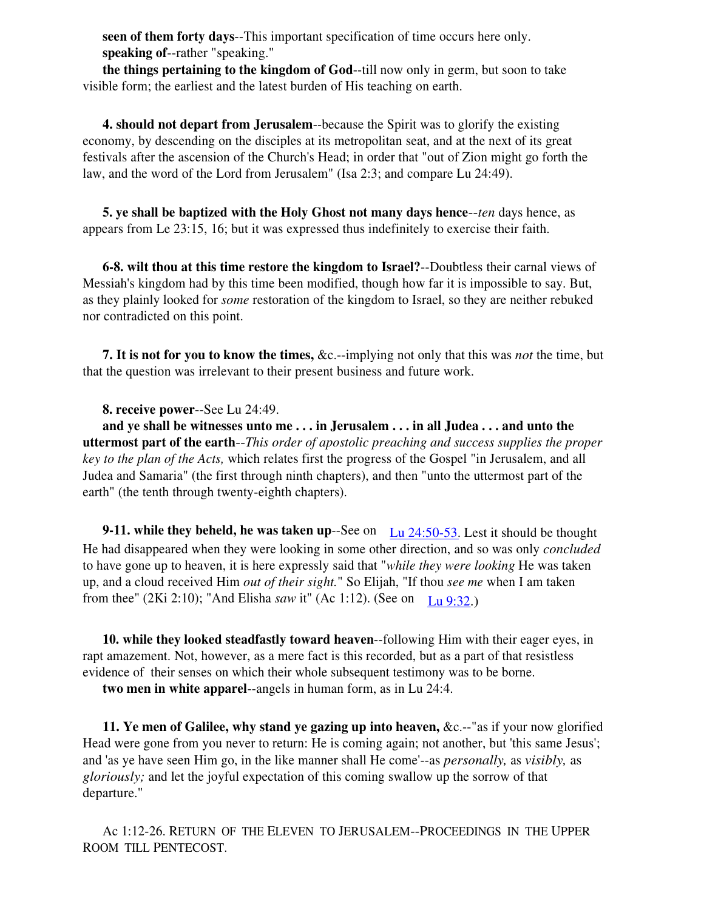**seen of them forty days**--This important specification of time occurs here only.

**speaking of**--rather "speaking."

**the things pertaining to the kingdom of God**--till now only in germ, but soon to take visible form; the earliest and the latest burden of His teaching on earth.

**4. should not depart from Jerusalem**--because the Spirit was to glorify the existing economy, by descending on the disciples at its metropolitan seat, and at the next of its great festivals after the ascension of the Church's Head; in order that "out of Zion might go forth the law, and the word of the Lord from Jerusalem" (Isa 2:3; and compare Lu 24:49).

**5. ye shall be baptized with the Holy Ghost not many days hence**--*ten* days hence, as appears from Le 23:15, 16; but it was expressed thus indefinitely to exercise their faith.

**6-8. wilt thou at this time restore the kingdom to Israel?**--Doubtless their carnal views of Messiah's kingdom had by this time been modified, though how far it is impossible to say. But, as they plainly looked for *some* restoration of the kingdom to Israel, so they are neither rebuked nor contradicted on this point.

**7. It is not for you to know the times,** &c.--implying not only that this was *not* the time, but that the question was irrelevant to their present business and future work.

**8. receive power**--See Lu 24:49.

**and ye shall be witnesses unto me . . . in Jerusalem . . . in all Judea . . . and unto the uttermost part of the earth**--*This order of apostolic preaching and success supplies the proper key to the plan of the Acts,* which relates first the progress of the Gospel "in Jerusalem, and all Judea and Samaria" (the first through ninth chapters), and then "unto the uttermost part of the earth" (the tenth through twenty-eighth chapters).

**9-11. while they beheld, he was taken up**--See on Lu 24:50-53. Lest it should be thought He had disappeared when they were looking in some other direction, and so was only *concluded* to have gone up to heaven, it is here expressly said that "*while they were looking* He was taken up, and a cloud received Him *out of their sight.*" So Elijah, "If thou *see me* when I am taken from thee" (2Ki 2:10); "And Elisha *saw* it" (Ac 1:12). (See on Lu 9:32.)

**10. while they looked steadfastly toward heaven**--following Him with their eager eyes, in rapt amazement. Not, however, as a mere fact is this recorded, but as a part of that resistless evidence of their senses on which their whole subsequent testimony was to be borne.

**two men in white apparel**--angels in human form, as in Lu 24:4.

**11. Ye men of Galilee, why stand ye gazing up into heaven,** &c.--"as if your now glorified Head were gone from you never to return: He is coming again; not another, but 'this same Jesus'; and 'as ye have seen Him go, in the like manner shall He come'--as *personally,* as *visibly,* as *gloriously;* and let the joyful expectation of this coming swallow up the sorrow of that departure."

Ac 1:12-26. RETURN OF THE ELEVEN TO JERUSALEM--PROCEEDINGS IN THE UPPER ROOM TILL PENTECOST.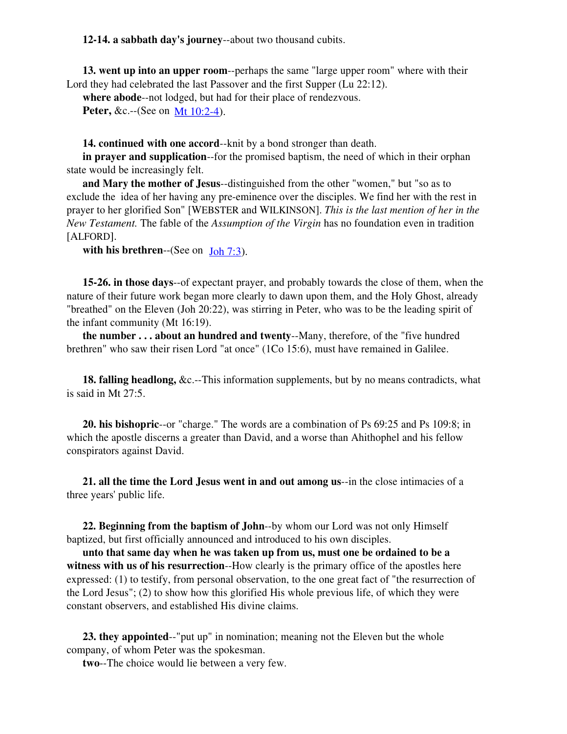**12-14. a sabbath day's journey**--about two thousand cubits.

**13. went up into an upper room**--perhaps the same "large upper room" where with their Lord they had celebrated the last Passover and the first Supper (Lu 22:12).

**where abode**--not lodged, but had for their place of rendezvous.

**Peter,** &c.--(See on Mt 10:2-4).

**14. continued with one accord**--knit by a bond stronger than death.

**in prayer and supplication**--for the promised baptism, the need of which in their orphan state would be increasingly felt.

**and Mary the mother of Jesus**--distinguished from the other "women," but "so as to exclude the idea of her having any pre-eminence over the disciples. We find her with the rest in prayer to her glorified Son" [WEBSTER and WILKINSON]. *This is the last mention of her in the New Testament.* The fable of the *Assumption of the Virgin* has no foundation even in tradition [ALFORD].

**with his brethren**--(See on Joh 7:3).

**15-26. in those days**--of expectant prayer, and probably towards the close of them, when the nature of their future work began more clearly to dawn upon them, and the Holy Ghost, already "breathed" on the Eleven (Joh 20:22), was stirring in Peter, who was to be the leading spirit of the infant community (Mt 16:19).

**the number . . . about an hundred and twenty**--Many, therefore, of the "five hundred brethren" who saw their risen Lord "at once" (1Co 15:6), must have remained in Galilee.

**18. falling headlong,** &c.--This information supplements, but by no means contradicts, what is said in Mt 27:5.

**20. his bishopric**--or "charge." The words are a combination of Ps 69:25 and Ps 109:8; in which the apostle discerns a greater than David, and a worse than Ahithophel and his fellow conspirators against David.

**21. all the time the Lord Jesus went in and out among us**--in the close intimacies of a three years' public life.

**22. Beginning from the baptism of John**--by whom our Lord was not only Himself baptized, but first officially announced and introduced to his own disciples.

**unto that same day when he was taken up from us, must one be ordained to be a witness with us of his resurrection**--How clearly is the primary office of the apostles here expressed: (1) to testify, from personal observation, to the one great fact of "the resurrection of the Lord Jesus"; (2) to show how this glorified His whole previous life, of which they were constant observers, and established His divine claims.

**23. they appointed**--"put up" in nomination; meaning not the Eleven but the whole company, of whom Peter was the spokesman.

**two**--The choice would lie between a very few.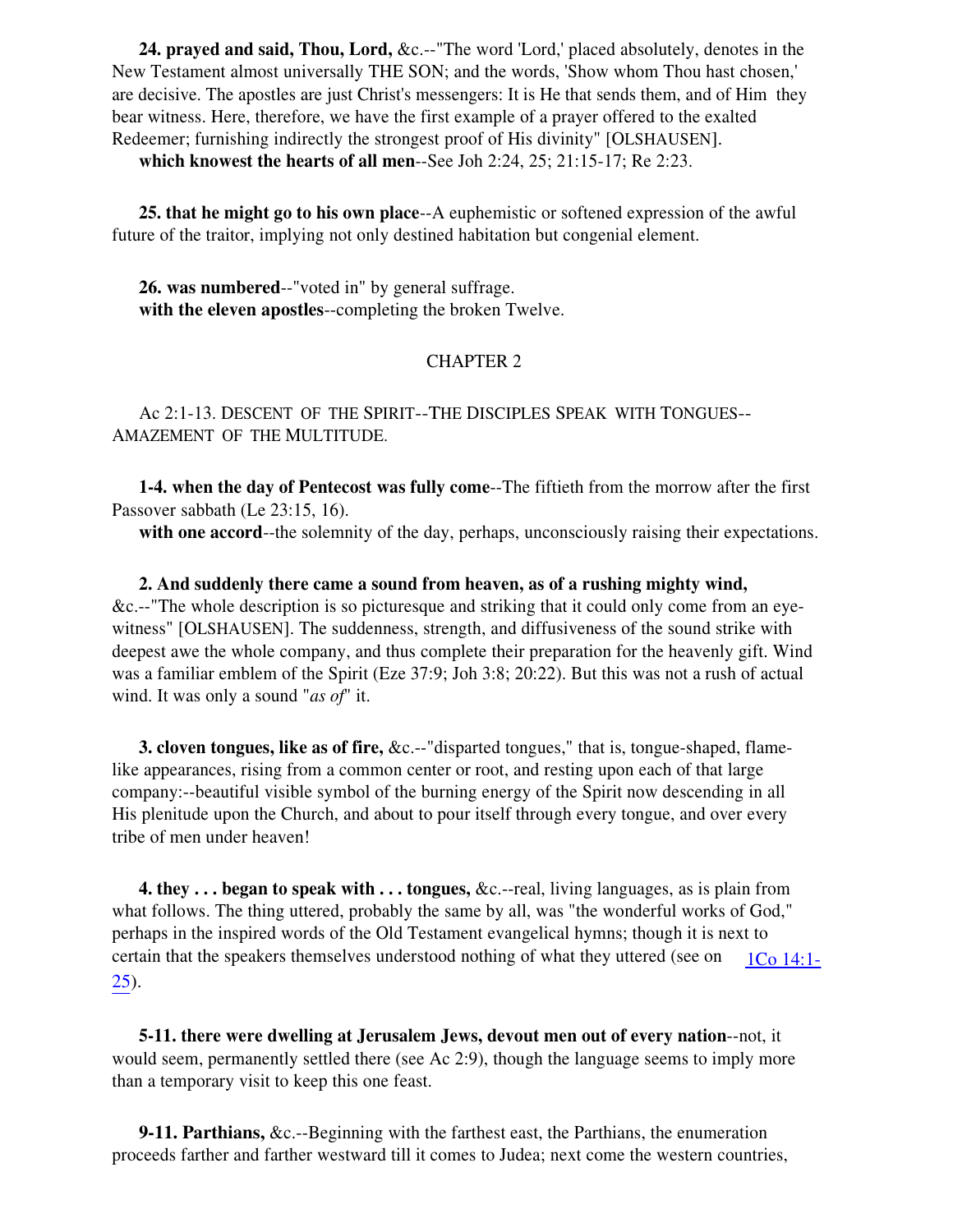**24. prayed and said, Thou, Lord,** &c.--"The word 'Lord,' placed absolutely, denotes in the New Testament almost universally THE SON; and the words, 'Show whom Thou hast chosen,' are decisive. The apostles are just Christ's messengers: It is He that sends them, and of Him they bear witness. Here, therefore, we have the first example of a prayer offered to the exalted Redeemer; furnishing indirectly the strongest proof of His divinity" [OLSHAUSEN].

**which knowest the hearts of all men**--See Joh 2:24, 25; 21:15-17; Re 2:23.

**25. that he might go to his own place**--A euphemistic or softened expression of the awful future of the traitor, implying not only destined habitation but congenial element.

**26. was numbered**--"voted in" by general suffrage.

**with the eleven apostles**--completing the broken Twelve.

## CHAPTER 2

Ac 2:1-13. DESCENT OF THE SPIRIT--THE DISCIPLES SPEAK WITH TONGUES--AMAZEMENT OF THE MULTITUDE.

**1-4. when the day of Pentecost was fully come**--The fiftieth from the morrow after the first Passover sabbath (Le 23:15, 16).

**with one accord**--the solemnity of the day, perhaps, unconsciously raising their expectations.

**2. And suddenly there came a sound from heaven, as of a rushing mighty wind,** &c.--"The whole description is so picturesque and striking that it could only come from an eye-witness" [OLSHAUSEN]. The suddenness, strength, and diffusiveness of the sound strike with deepest awe the whole company, and thus complete their preparation for the heavenly gift. Wind was a familiar emblem of the Spirit (Eze 37:9; Joh 3:8; 20:22). But this was not a rush of actual wind. It was only a sound "*as of*" it.

**3. cloven tongues, like as of fire,** &c.--"disparted tongues," that is, tongue-shaped, flame-like appearances, rising from a common center or root, and resting upon each of that large company:--beautiful visible symbol of the burning energy of the Spirit now descending in all His plenitude upon the Church, and about to pour itself through every tongue, and over every tribe of men under heaven!

**4. they . . . began to speak with . . . tongues,** &c.--real, living languages, as is plain from what follows. The thing uttered, probably the same by all, was "the wonderful works of God," perhaps in the inspired words of the Old Testament evangelical hymns; though it is next to certain that the speakers themselves understood nothing of what they uttered (see on 1Co 14:1-25).

**5-11. there were dwelling at Jerusalem Jews, devout men out of every nation**--not, it would seem, permanently settled there (see Ac 2:9), though the language seems to imply more than a temporary visit to keep this one feast.

**9-11. Parthians,** &c.--Beginning with the farthest east, the Parthians, the enumeration proceeds farther and farther westward till it comes to Judea; next come the western countries,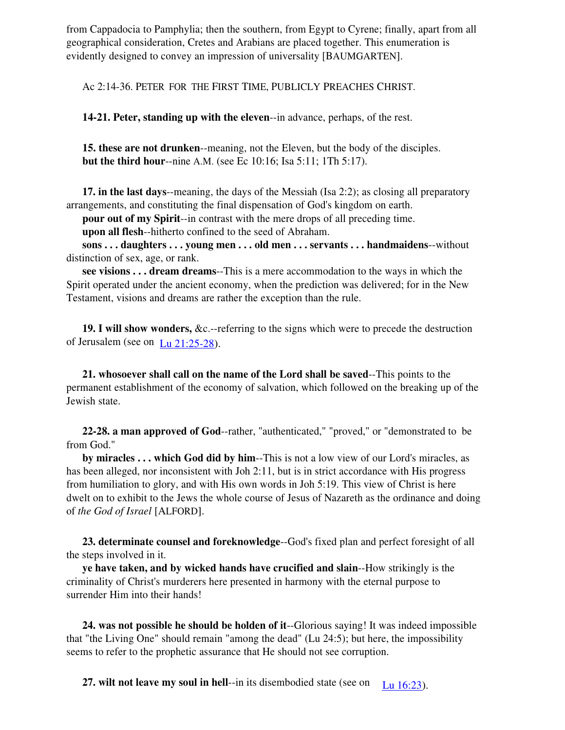from Cappadocia to Pamphylia; then the southern, from Egypt to Cyrene; finally, apart from all geographical consideration, Cretes and Arabians are placed together. This enumeration is evidently designed to convey an impression of universality [BAUMGARTEN].

Ac 2:14-36. PETER FOR THE FIRST TIME, PUBLICLY PREACHES CHRIST.

**14-21. Peter, standing up with the eleven**--in advance, perhaps, of the rest.

**15. these are not drunken**--meaning, not the Eleven, but the body of the disciples.
**but the third hour**--nine A.M. (see Ec 10:16; Isa 5:11; 1Th 5:17).

**17. in the last days**--meaning, the days of the Messiah (Isa 2:2); as closing all preparatory arrangements, and constituting the final dispensation of God's kingdom on earth.
**pour out of my Spirit**--in contrast with the mere drops of all preceding time.
**upon all flesh**--hitherto confined to the seed of Abraham.
**sons . . . daughters . . . young men . . . old men . . . servants . . . handmaidens**--without distinction of sex, age, or rank.
**see visions . . . dream dreams**--This is a mere accommodation to the ways in which the Spirit operated under the ancient economy, when the prediction was delivered; for in the New Testament, visions and dreams are rather the exception than the rule.

**19. I will show wonders,** &c.--referring to the signs which were to precede the destruction of Jerusalem (see on Lu 21:25-28).

**21. whosoever shall call on the name of the Lord shall be saved**--This points to the permanent establishment of the economy of salvation, which followed on the breaking up of the Jewish state.

**22-28. a man approved of God**--rather, "authenticated," "proved," or "demonstrated to be from God."
**by miracles . . . which God did by him**--This is not a low view of our Lord's miracles, as has been alleged, nor inconsistent with Joh 2:11, but is in strict accordance with His progress from humiliation to glory, and with His own words in Joh 5:19. This view of Christ is here dwelt on to exhibit to the Jews the whole course of Jesus of Nazareth as the ordinance and doing of *the God of Israel* [ALFORD].

**23. determinate counsel and foreknowledge**--God's fixed plan and perfect foresight of all the steps involved in it.
**ye have taken, and by wicked hands have crucified and slain**--How strikingly is the criminality of Christ's murderers here presented in harmony with the eternal purpose to surrender Him into their hands!

**24. was not possible he should be holden of it**--Glorious saying! It was indeed impossible that "the Living One" should remain "among the dead" (Lu 24:5); but here, the impossibility seems to refer to the prophetic assurance that He should not see corruption.

**27. wilt not leave my soul in hell**--in its disembodied state (see on Lu 16:23).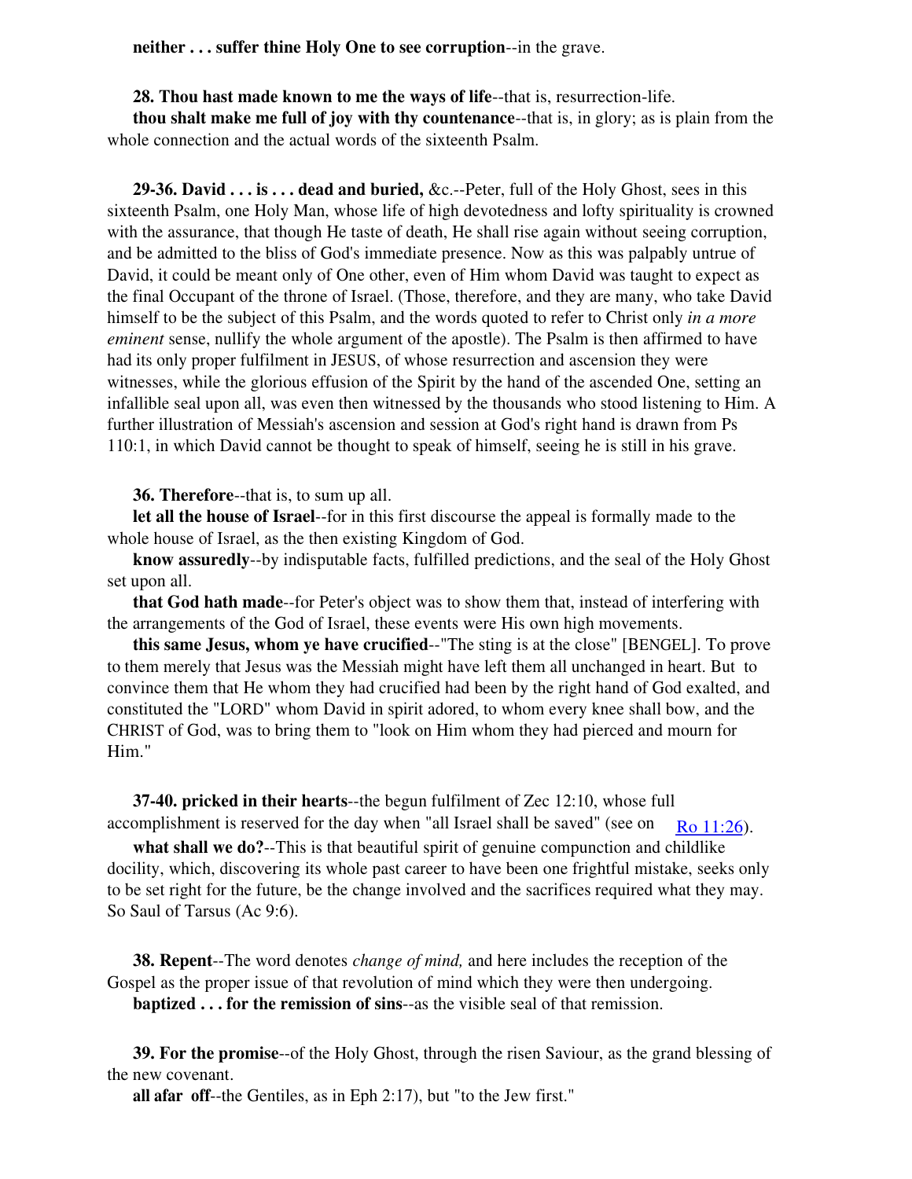**neither . . . suffer thine Holy One to see corruption**--in the grave.

**28. Thou hast made known to me the ways of life**--that is, resurrection-life.

**thou shalt make me full of joy with thy countenance**--that is, in glory; as is plain from the whole connection and the actual words of the sixteenth Psalm.

**29-36. David . . . is . . . dead and buried,** &c.--Peter, full of the Holy Ghost, sees in this sixteenth Psalm, one Holy Man, whose life of high devotedness and lofty spirituality is crowned with the assurance, that though He taste of death, He shall rise again without seeing corruption, and be admitted to the bliss of God's immediate presence. Now as this was palpably untrue of David, it could be meant only of One other, even of Him whom David was taught to expect as the final Occupant of the throne of Israel. (Those, therefore, and they are many, who take David himself to be the subject of this Psalm, and the words quoted to refer to Christ only *in a more eminent* sense, nullify the whole argument of the apostle). The Psalm is then affirmed to have had its only proper fulfilment in JESUS, of whose resurrection and ascension they were witnesses, while the glorious effusion of the Spirit by the hand of the ascended One, setting an infallible seal upon all, was even then witnessed by the thousands who stood listening to Him. A further illustration of Messiah's ascension and session at God's right hand is drawn from Ps 110:1, in which David cannot be thought to speak of himself, seeing he is still in his grave.

**36. Therefore**--that is, to sum up all.

**let all the house of Israel**--for in this first discourse the appeal is formally made to the whole house of Israel, as the then existing Kingdom of God.

**know assuredly**--by indisputable facts, fulfilled predictions, and the seal of the Holy Ghost set upon all.

**that God hath made**--for Peter's object was to show them that, instead of interfering with the arrangements of the God of Israel, these events were His own high movements.

**this same Jesus, whom ye have crucified**--"The sting is at the close" [BENGEL]. To prove to them merely that Jesus was the Messiah might have left them all unchanged in heart. But to convince them that He whom they had crucified had been by the right hand of God exalted, and constituted the "LORD" whom David in spirit adored, to whom every knee shall bow, and the CHRIST of God, was to bring them to "look on Him whom they had pierced and mourn for Him."

**37-40. pricked in their hearts**--the begun fulfilment of Zec 12:10, whose full accomplishment is reserved for the day when "all Israel shall be saved" (see on Ro 11:26).

**what shall we do?**--This is that beautiful spirit of genuine compunction and childlike docility, which, discovering its whole past career to have been one frightful mistake, seeks only to be set right for the future, be the change involved and the sacrifices required what they may. So Saul of Tarsus (Ac 9:6).

**38. Repent**--The word denotes *change of mind,* and here includes the reception of the Gospel as the proper issue of that revolution of mind which they were then undergoing.

**baptized . . . for the remission of sins**--as the visible seal of that remission.

**39. For the promise**--of the Holy Ghost, through the risen Saviour, as the grand blessing of the new covenant.

**all afar off**--the Gentiles, as in Eph 2:17), but "to the Jew first."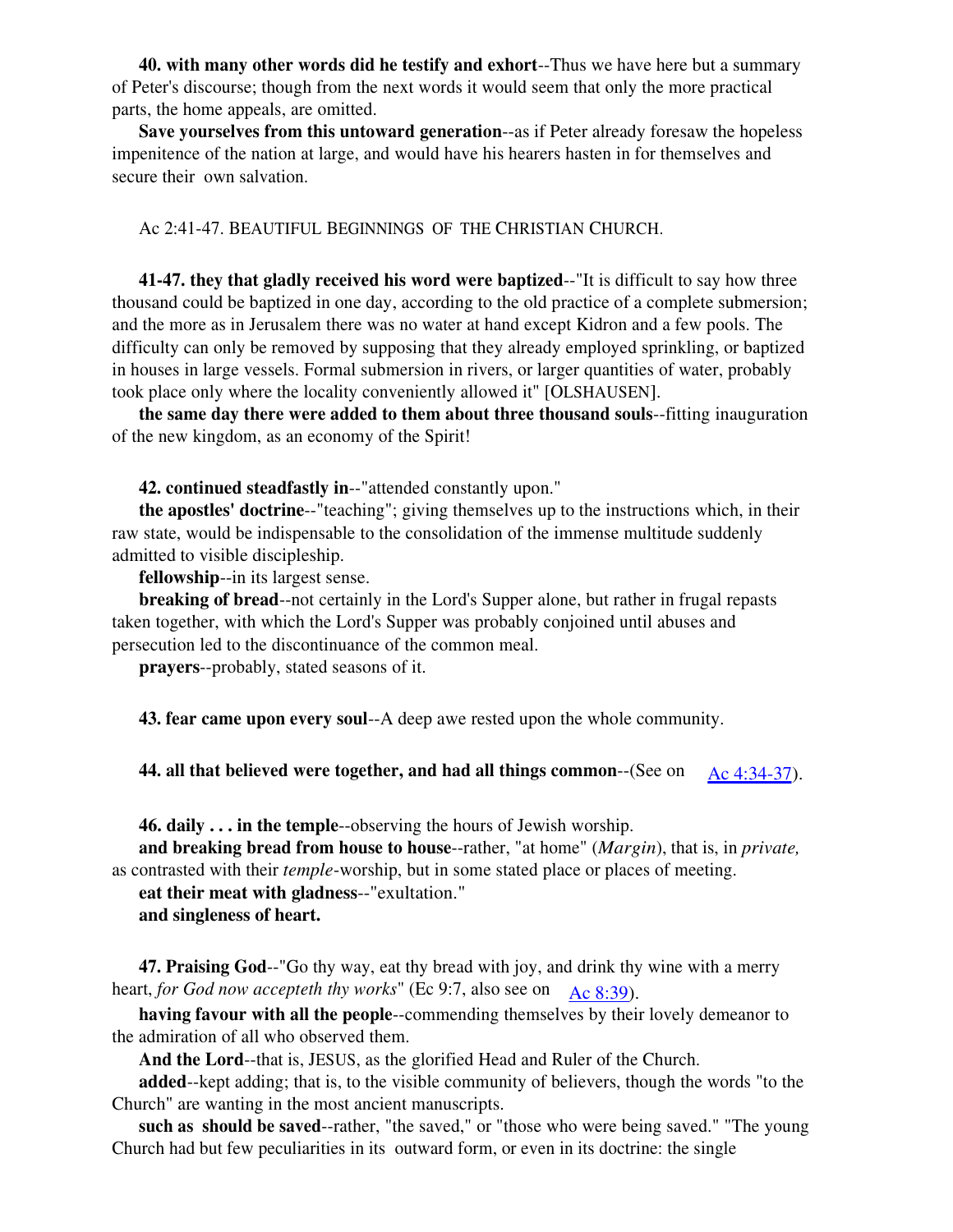**40. with many other words did he testify and exhort**--Thus we have here but a summary of Peter's discourse; though from the next words it would seem that only the more practical parts, the home appeals, are omitted.

**Save yourselves from this untoward generation**--as if Peter already foresaw the hopeless impenitence of the nation at large, and would have his hearers hasten in for themselves and secure their own salvation.

Ac 2:41-47. BEAUTIFUL BEGINNINGS OF THE CHRISTIAN CHURCH.

**41-47. they that gladly received his word were baptized**--"It is difficult to say how three thousand could be baptized in one day, according to the old practice of a complete submersion; and the more as in Jerusalem there was no water at hand except Kidron and a few pools. The difficulty can only be removed by supposing that they already employed sprinkling, or baptized in houses in large vessels. Formal submersion in rivers, or larger quantities of water, probably took place only where the locality conveniently allowed it" [OLSHAUSEN].

**the same day there were added to them about three thousand souls**--fitting inauguration of the new kingdom, as an economy of the Spirit!

**42. continued steadfastly in**--"attended constantly upon."

**the apostles' doctrine**--"teaching"; giving themselves up to the instructions which, in their raw state, would be indispensable to the consolidation of the immense multitude suddenly admitted to visible discipleship.

**fellowship**--in its largest sense.

**breaking of bread**--not certainly in the Lord's Supper alone, but rather in frugal repasts taken together, with which the Lord's Supper was probably conjoined until abuses and persecution led to the discontinuance of the common meal.

**prayers**--probably, stated seasons of it.

**43. fear came upon every soul**--A deep awe rested upon the whole community.

**44. all that believed were together, and had all things common**--(See on Ac 4:34-37).

**46. daily . . . in the temple**--observing the hours of Jewish worship.

**and breaking bread from house to house**--rather, "at home" (*Margin*), that is, in *private,* as contrasted with their *temple*-worship, but in some stated place or places of meeting.

**eat their meat with gladness**--"exultation."

**and singleness of heart.**

**47. Praising God**--"Go thy way, eat thy bread with joy, and drink thy wine with a merry heart, *for God now accepteth thy works*" (Ec 9:7, also see on Ac 8:39).

**having favour with all the people**--commending themselves by their lovely demeanor to the admiration of all who observed them.

**And the Lord**--that is, JESUS, as the glorified Head and Ruler of the Church.

**added**--kept adding; that is, to the visible community of believers, though the words "to the Church" are wanting in the most ancient manuscripts.

**such as should be saved**--rather, "the saved," or "those who were being saved." "The young Church had but few peculiarities in its outward form, or even in its doctrine: the single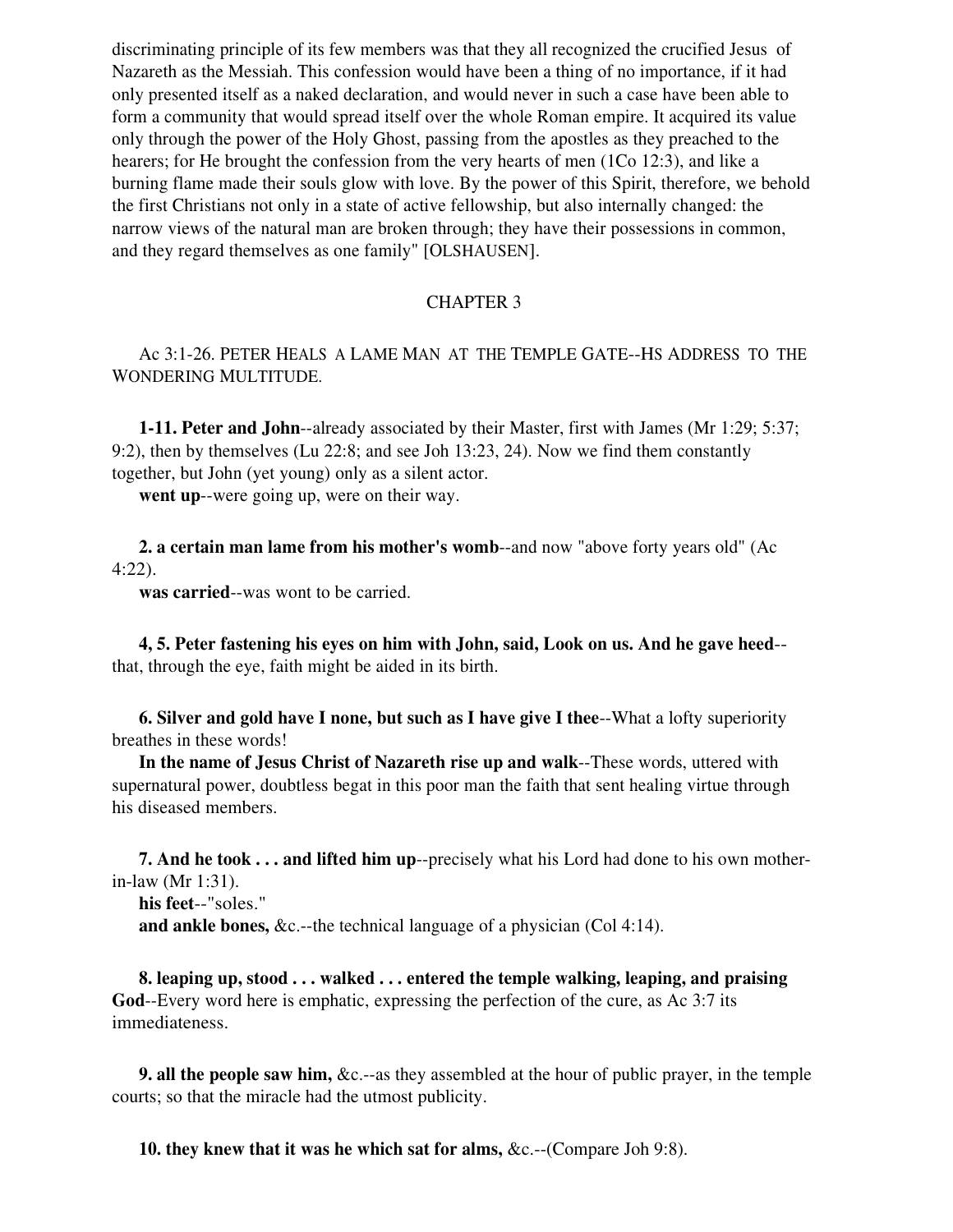discriminating principle of its few members was that they all recognized the crucified Jesus of Nazareth as the Messiah. This confession would have been a thing of no importance, if it had only presented itself as a naked declaration, and would never in such a case have been able to form a community that would spread itself over the whole Roman empire. It acquired its value only through the power of the Holy Ghost, passing from the apostles as they preached to the hearers; for He brought the confession from the very hearts of men (1Co 12:3), and like a burning flame made their souls glow with love. By the power of this Spirit, therefore, we behold the first Christians not only in a state of active fellowship, but also internally changed: the narrow views of the natural man are broken through; they have their possessions in common, and they regard themselves as one family" [OLSHAUSEN].

## CHAPTER 3

Ac 3:1-26. PETER HEALS A LAME MAN AT THE TEMPLE GATE--HS ADDRESS TO THE WONDERING MULTITUDE.

**1-11. Peter and John**--already associated by their Master, first with James (Mr 1:29; 5:37; 9:2), then by themselves (Lu 22:8; and see Joh 13:23, 24). Now we find them constantly together, but John (yet young) only as a silent actor.

**went up**--were going up, were on their way.

**2. a certain man lame from his mother's womb**--and now "above forty years old" (Ac 4:22).

**was carried**--was wont to be carried.

**4, 5. Peter fastening his eyes on him with John, said, Look on us. And he gave heed**--that, through the eye, faith might be aided in its birth.

**6. Silver and gold have I none, but such as I have give I thee**--What a lofty superiority breathes in these words!

**In the name of Jesus Christ of Nazareth rise up and walk**--These words, uttered with supernatural power, doubtless begat in this poor man the faith that sent healing virtue through his diseased members.

**7. And he took . . . and lifted him up**--precisely what his Lord had done to his own mother-in-law (Mr 1:31).

**his feet**--"soles."

**and ankle bones,** &c.--the technical language of a physician (Col 4:14).

**8. leaping up, stood . . . walked . . . entered the temple walking, leaping, and praising God**--Every word here is emphatic, expressing the perfection of the cure, as Ac 3:7 its immediateness.

**9. all the people saw him,** &c.--as they assembled at the hour of public prayer, in the temple courts; so that the miracle had the utmost publicity.

**10. they knew that it was he which sat for alms,** &c.--(Compare Joh 9:8).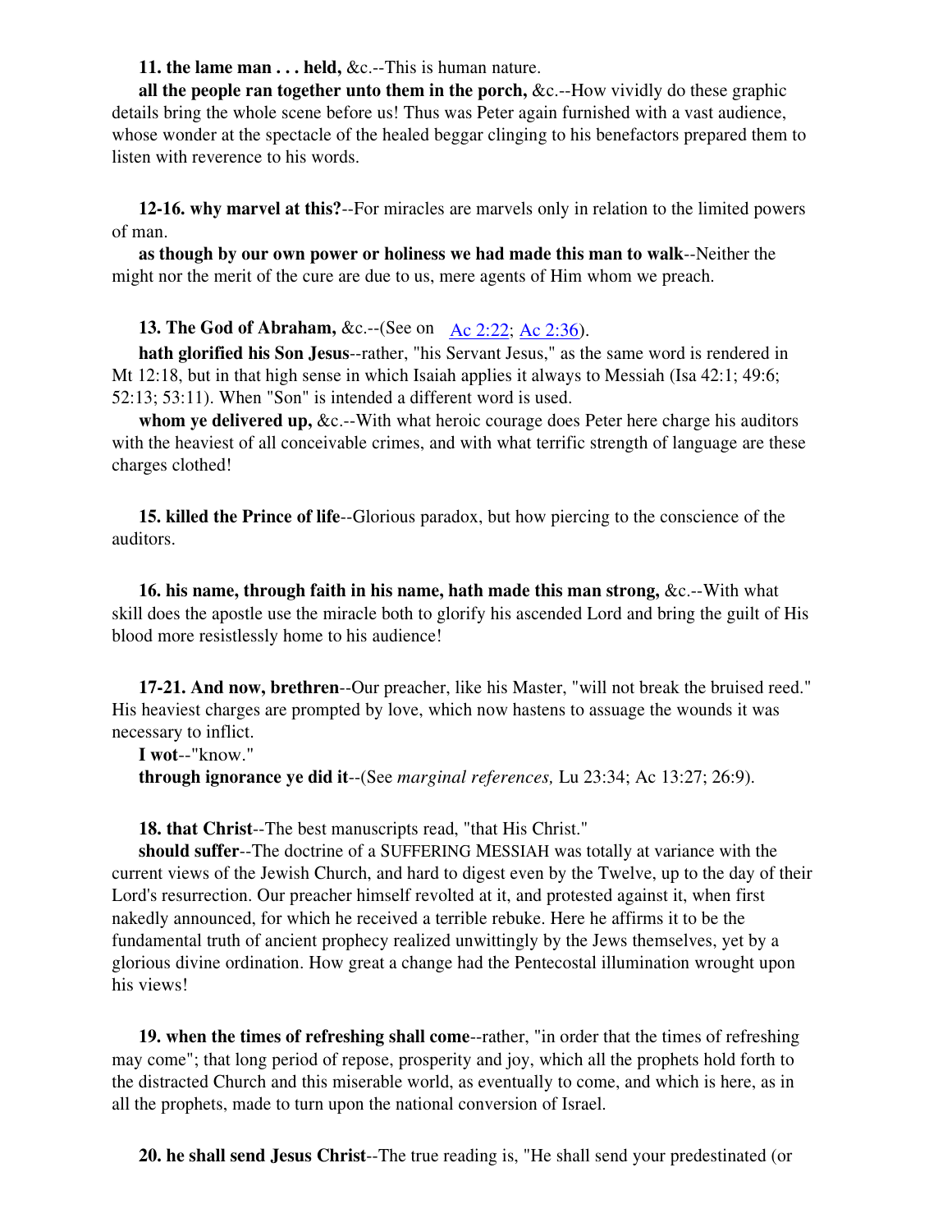**11. the lame man . . . held,** &c.--This is human nature.

**all the people ran together unto them in the porch,** &c.--How vividly do these graphic details bring the whole scene before us! Thus was Peter again furnished with a vast audience, whose wonder at the spectacle of the healed beggar clinging to his benefactors prepared them to listen with reverence to his words.

**12-16. why marvel at this?**--For miracles are marvels only in relation to the limited powers of man.

**as though by our own power or holiness we had made this man to walk**--Neither the might nor the merit of the cure are due to us, mere agents of Him whom we preach.

**13. The God of Abraham,** &c.--(See on Ac 2:22; Ac 2:36).

**hath glorified his Son Jesus**--rather, "his Servant Jesus," as the same word is rendered in Mt 12:18, but in that high sense in which Isaiah applies it always to Messiah (Isa 42:1; 49:6; 52:13; 53:11). When "Son" is intended a different word is used.

**whom ye delivered up,** &c.--With what heroic courage does Peter here charge his auditors with the heaviest of all conceivable crimes, and with what terrific strength of language are these charges clothed!

**15. killed the Prince of life**--Glorious paradox, but how piercing to the conscience of the auditors.

**16. his name, through faith in his name, hath made this man strong,** &c.--With what skill does the apostle use the miracle both to glorify his ascended Lord and bring the guilt of His blood more resistlessly home to his audience!

**17-21. And now, brethren**--Our preacher, like his Master, "will not break the bruised reed." His heaviest charges are prompted by love, which now hastens to assuage the wounds it was necessary to inflict.

**I wot**--"know."

**through ignorance ye did it**--(See *marginal references,* Lu 23:34; Ac 13:27; 26:9).

**18. that Christ**--The best manuscripts read, "that His Christ."

**should suffer**--The doctrine of a SUFFERING MESSIAH was totally at variance with the current views of the Jewish Church, and hard to digest even by the Twelve, up to the day of their Lord's resurrection. Our preacher himself revolted at it, and protested against it, when first nakedly announced, for which he received a terrible rebuke. Here he affirms it to be the fundamental truth of ancient prophecy realized unwittingly by the Jews themselves, yet by a glorious divine ordination. How great a change had the Pentecostal illumination wrought upon his views!

**19. when the times of refreshing shall come**--rather, "in order that the times of refreshing may come"; that long period of repose, prosperity and joy, which all the prophets hold forth to the distracted Church and this miserable world, as eventually to come, and which is here, as in all the prophets, made to turn upon the national conversion of Israel.

**20. he shall send Jesus Christ**--The true reading is, "He shall send your predestinated (or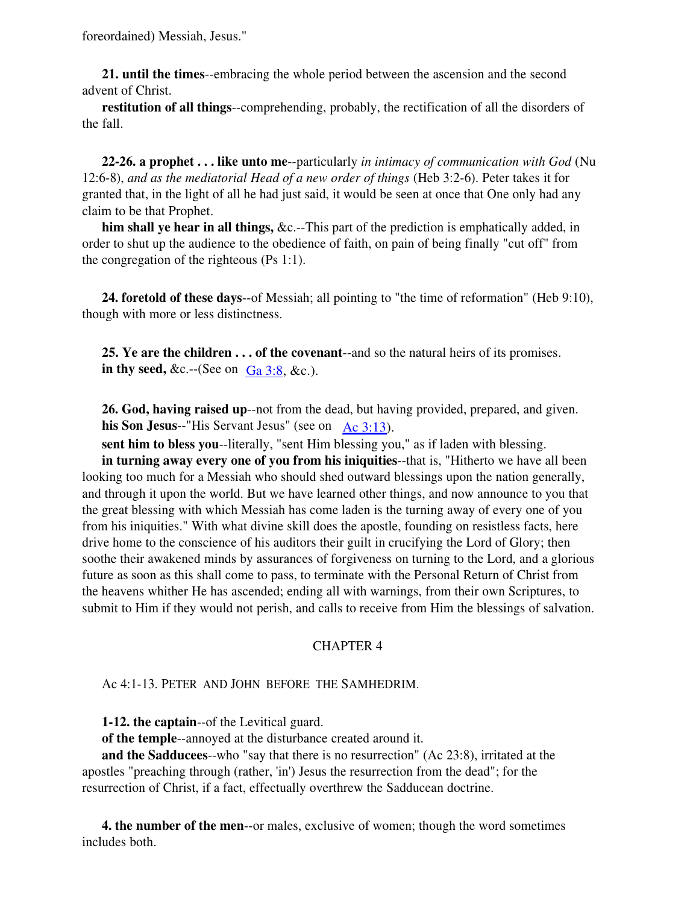foreordained) Messiah, Jesus."

**21. until the times**--embracing the whole period between the ascension and the second advent of Christ.

**restitution of all things**--comprehending, probably, the rectification of all the disorders of the fall.

**22-26. a prophet . . . like unto me**--particularly *in intimacy of communication with God* (Nu 12:6-8), *and as the mediatorial Head of a new order of things* (Heb 3:2-6). Peter takes it for granted that, in the light of all he had just said, it would be seen at once that One only had any claim to be that Prophet.

**him shall ye hear in all things,** &c.--This part of the prediction is emphatically added, in order to shut up the audience to the obedience of faith, on pain of being finally "cut off" from the congregation of the righteous (Ps 1:1).

**24. foretold of these days**--of Messiah; all pointing to "the time of reformation" (Heb 9:10), though with more or less distinctness.

**25. Ye are the children . . . of the covenant**--and so the natural heirs of its promises.
**in thy seed,** &c.--(See on Ga 3:8, &c.).

**26. God, having raised up**--not from the dead, but having provided, prepared, and given.
**his Son Jesus**--"His Servant Jesus" (see on Ac 3:13).

**sent him to bless you**--literally, "sent Him blessing you," as if laden with blessing.

**in turning away every one of you from his iniquities**--that is, "Hitherto we have all been looking too much for a Messiah who should shed outward blessings upon the nation generally, and through it upon the world. But we have learned other things, and now announce to you that the great blessing with which Messiah has come laden is the turning away of every one of you from his iniquities." With what divine skill does the apostle, founding on resistless facts, here drive home to the conscience of his auditors their guilt in crucifying the Lord of Glory; then soothe their awakened minds by assurances of forgiveness on turning to the Lord, and a glorious future as soon as this shall come to pass, to terminate with the Personal Return of Christ from the heavens whither He has ascended; ending all with warnings, from their own Scriptures, to submit to Him if they would not perish, and calls to receive from Him the blessings of salvation.

## CHAPTER 4

### Ac 4:1-13. PETER AND JOHN BEFORE THE SAMHEDRIM.

**1-12. the captain**--of the Levitical guard.

**of the temple**--annoyed at the disturbance created around it.

**and the Sadducees**--who "say that there is no resurrection" (Ac 23:8), irritated at the apostles "preaching through (rather, 'in') Jesus the resurrection from the dead"; for the resurrection of Christ, if a fact, effectually overthrew the Sadducean doctrine.

**4. the number of the men**--or males, exclusive of women; though the word sometimes includes both.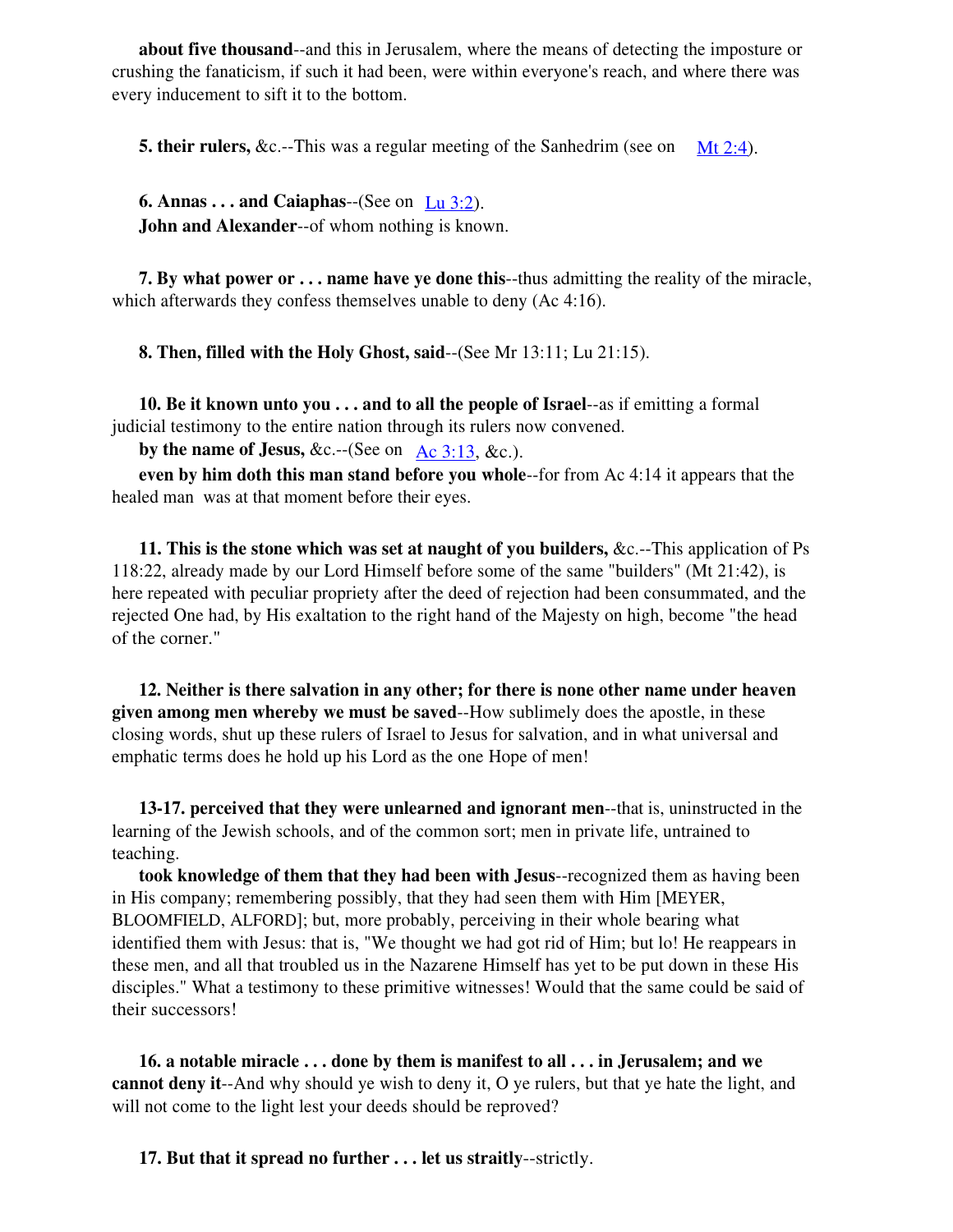**about five thousand**--and this in Jerusalem, where the means of detecting the imposture or crushing the fanaticism, if such it had been, were within everyone's reach, and where there was every inducement to sift it to the bottom.

**5. their rulers,** &c.--This was a regular meeting of the Sanhedrim (see on Mt 2:4).

**6. Annas . . . and Caiaphas**--(See on Lu 3:2).

**John and Alexander**--of whom nothing is known.

**7. By what power or . . . name have ye done this**--thus admitting the reality of the miracle, which afterwards they confess themselves unable to deny (Ac 4:16).

**8. Then, filled with the Holy Ghost, said**--(See Mr 13:11; Lu 21:15).

**10. Be it known unto you . . . and to all the people of Israel**--as if emitting a formal judicial testimony to the entire nation through its rulers now convened.

**by the name of Jesus,** &c.--(See on Ac 3:13, &c.).

**even by him doth this man stand before you whole**--for from Ac 4:14 it appears that the healed man was at that moment before their eyes.

**11. This is the stone which was set at naught of you builders,** &c.--This application of Ps 118:22, already made by our Lord Himself before some of the same "builders" (Mt 21:42), is here repeated with peculiar propriety after the deed of rejection had been consummated, and the rejected One had, by His exaltation to the right hand of the Majesty on high, become "the head of the corner."

**12. Neither is there salvation in any other; for there is none other name under heaven given among men whereby we must be saved**--How sublimely does the apostle, in these closing words, shut up these rulers of Israel to Jesus for salvation, and in what universal and emphatic terms does he hold up his Lord as the one Hope of men!

**13-17. perceived that they were unlearned and ignorant men**--that is, uninstructed in the learning of the Jewish schools, and of the common sort; men in private life, untrained to teaching.

**took knowledge of them that they had been with Jesus**--recognized them as having been in His company; remembering possibly, that they had seen them with Him [MEYER, BLOOMFIELD, ALFORD]; but, more probably, perceiving in their whole bearing what identified them with Jesus: that is, "We thought we had got rid of Him; but lo! He reappears in these men, and all that troubled us in the Nazarene Himself has yet to be put down in these His disciples." What a testimony to these primitive witnesses! Would that the same could be said of their successors!

**16. a notable miracle . . . done by them is manifest to all . . . in Jerusalem; and we cannot deny it**--And why should ye wish to deny it, O ye rulers, but that ye hate the light, and will not come to the light lest your deeds should be reproved?

**17. But that it spread no further . . . let us straitly**--strictly.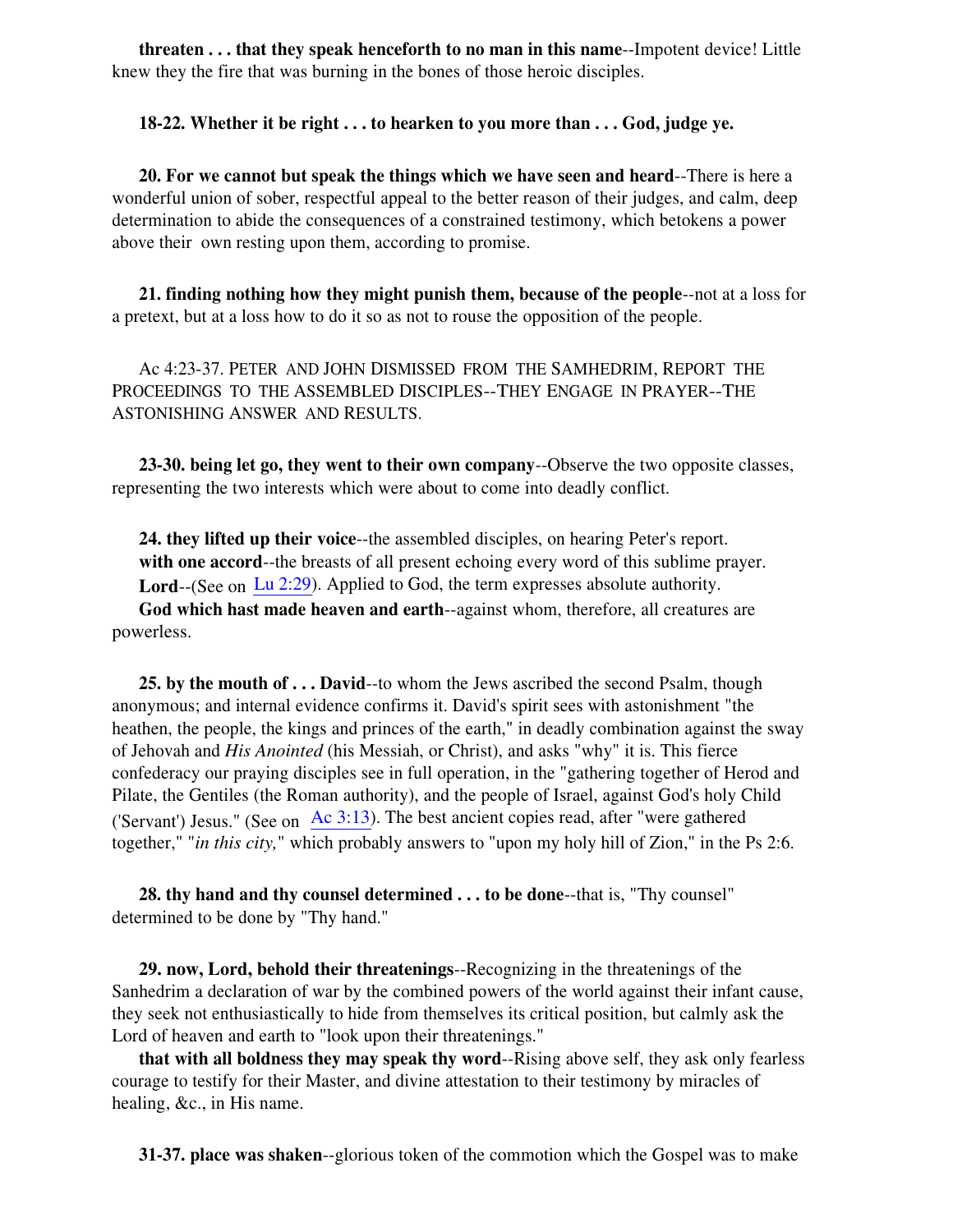**threaten . . . that they speak henceforth to no man in this name**--Impotent device! Little knew they the fire that was burning in the bones of those heroic disciples.

**18-22. Whether it be right . . . to hearken to you more than . . . God, judge ye.**

**20. For we cannot but speak the things which we have seen and heard**--There is here a wonderful union of sober, respectful appeal to the better reason of their judges, and calm, deep determination to abide the consequences of a constrained testimony, which betokens a power above their own resting upon them, according to promise.

**21. finding nothing how they might punish them, because of the people**--not at a loss for a pretext, but at a loss how to do it so as not to rouse the opposition of the people.

Ac 4:23-37. PETER AND JOHN DISMISSED FROM THE SAMHEDRIM, REPORT THE PROCEEDINGS TO THE ASSEMBLED DISCIPLES--THEY ENGAGE IN PRAYER--THE ASTONISHING ANSWER AND RESULTS.

**23-30. being let go, they went to their own company**--Observe the two opposite classes, representing the two interests which were about to come into deadly conflict.

**24. they lifted up their voice**--the assembled disciples, on hearing Peter's report.
**with one accord**--the breasts of all present echoing every word of this sublime prayer.
**Lord**--(See on Lu 2:29). Applied to God, the term expresses absolute authority.
**God which hast made heaven and earth**--against whom, therefore, all creatures are powerless.

**25. by the mouth of . . . David**--to whom the Jews ascribed the second Psalm, though anonymous; and internal evidence confirms it. David's spirit sees with astonishment "the heathen, the people, the kings and princes of the earth," in deadly combination against the sway of Jehovah and *His Anointed* (his Messiah, or Christ), and asks "why" it is. This fierce confederacy our praying disciples see in full operation, in the "gathering together of Herod and Pilate, the Gentiles (the Roman authority), and the people of Israel, against God's holy Child ('Servant') Jesus." (See on Ac 3:13). The best ancient copies read, after "were gathered together," "*in this city,*" which probably answers to "upon my holy hill of Zion," in the Ps 2:6.

**28. thy hand and thy counsel determined . . . to be done**--that is, "Thy counsel" determined to be done by "Thy hand."

**29. now, Lord, behold their threatenings**--Recognizing in the threatenings of the Sanhedrim a declaration of war by the combined powers of the world against their infant cause, they seek not enthusiastically to hide from themselves its critical position, but calmly ask the Lord of heaven and earth to "look upon their threatenings."
**that with all boldness they may speak thy word**--Rising above self, they ask only fearless courage to testify for their Master, and divine attestation to their testimony by miracles of healing, &c., in His name.

**31-37. place was shaken**--glorious token of the commotion which the Gospel was to make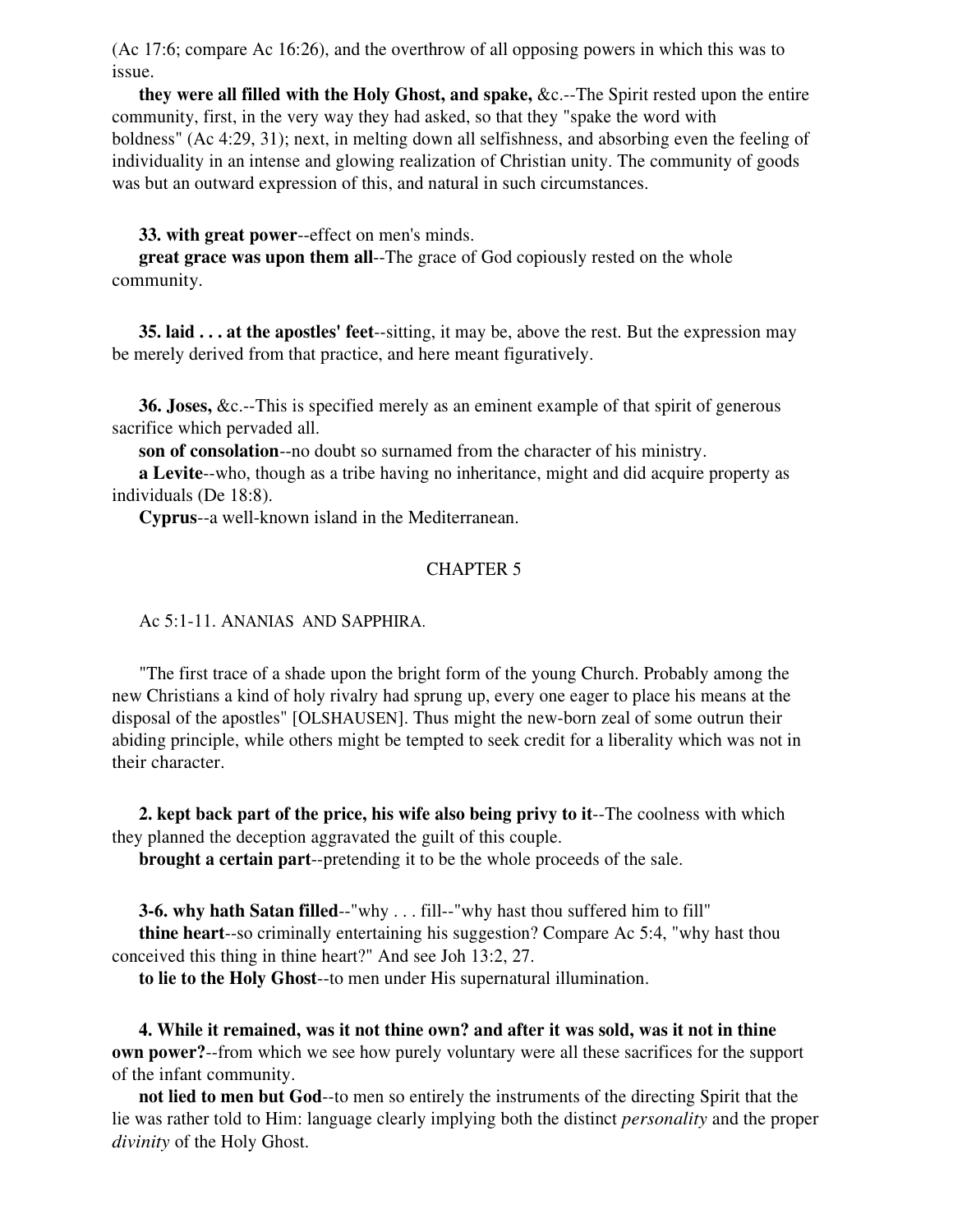(Ac 17:6; compare Ac 16:26), and the overthrow of all opposing powers in which this was to issue.

**they were all filled with the Holy Ghost, and spake,** &c.--The Spirit rested upon the entire community, first, in the very way they had asked, so that they "spake the word with boldness" (Ac 4:29, 31); next, in melting down all selfishness, and absorbing even the feeling of individuality in an intense and glowing realization of Christian unity. The community of goods was but an outward expression of this, and natural in such circumstances.

**33. with great power**--effect on men's minds.

**great grace was upon them all**--The grace of God copiously rested on the whole community.

**35. laid . . . at the apostles' feet**--sitting, it may be, above the rest. But the expression may be merely derived from that practice, and here meant figuratively.

**36. Joses,** &c.--This is specified merely as an eminent example of that spirit of generous sacrifice which pervaded all.

**son of consolation**--no doubt so surnamed from the character of his ministry.

**a Levite**--who, though as a tribe having no inheritance, might and did acquire property as individuals (De 18:8).

**Cyprus**--a well-known island in the Mediterranean.

## CHAPTER 5

Ac 5:1-11. ANANIAS AND SAPPHIRA.

"The first trace of a shade upon the bright form of the young Church. Probably among the new Christians a kind of holy rivalry had sprung up, every one eager to place his means at the disposal of the apostles" [OLSHAUSEN]. Thus might the new-born zeal of some outrun their abiding principle, while others might be tempted to seek credit for a liberality which was not in their character.

**2. kept back part of the price, his wife also being privy to it**--The coolness with which they planned the deception aggravated the guilt of this couple.

**brought a certain part**--pretending it to be the whole proceeds of the sale.

**3-6. why hath Satan filled**--"why . . . fill--"why hast thou suffered him to fill"

**thine heart**--so criminally entertaining his suggestion? Compare Ac 5:4, "why hast thou conceived this thing in thine heart?" And see Joh 13:2, 27.

**to lie to the Holy Ghost**--to men under His supernatural illumination.

**4. While it remained, was it not thine own? and after it was sold, was it not in thine own power?**--from which we see how purely voluntary were all these sacrifices for the support of the infant community.

**not lied to men but God**--to men so entirely the instruments of the directing Spirit that the lie was rather told to Him: language clearly implying both the distinct *personality* and the proper *divinity* of the Holy Ghost.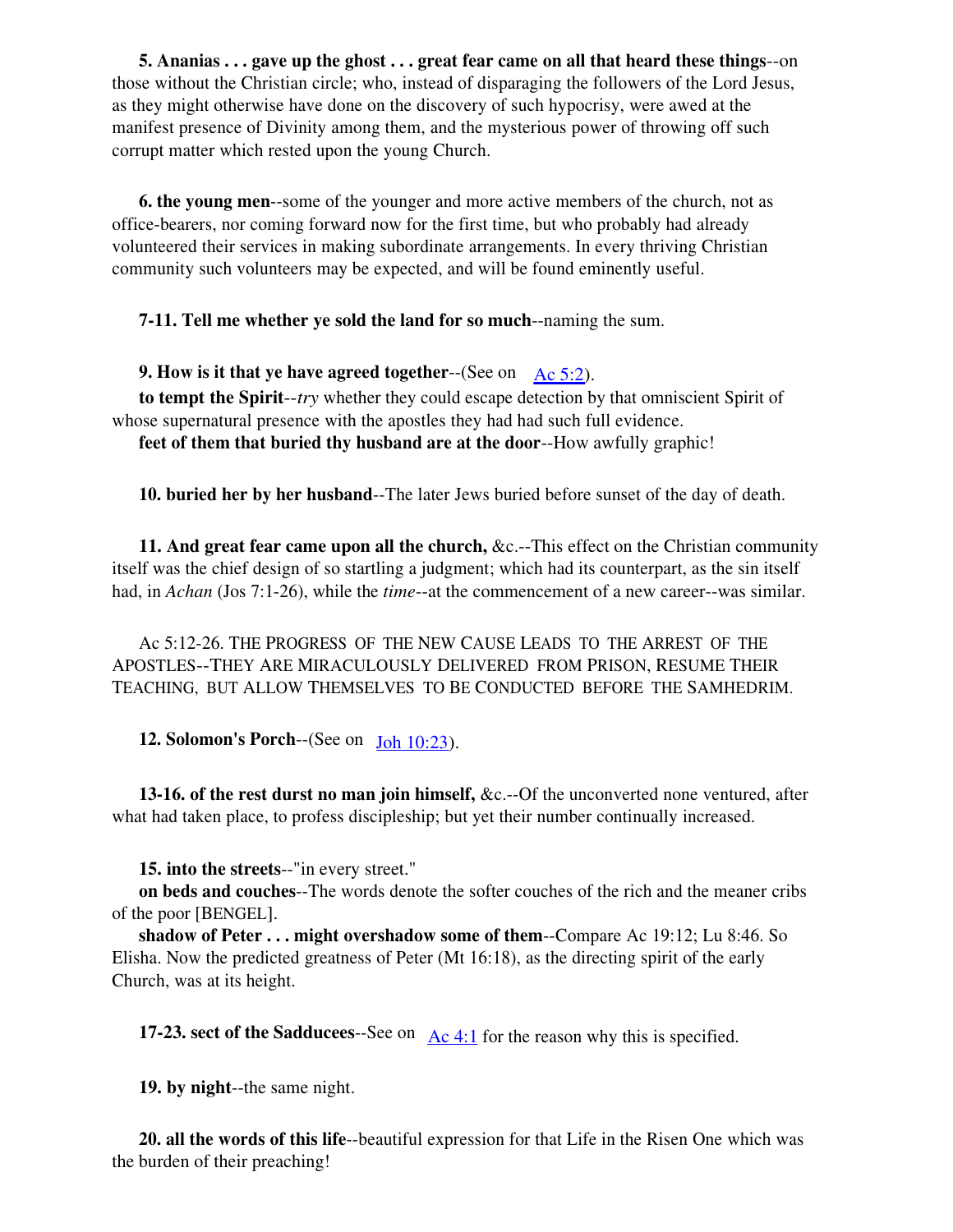**5. Ananias . . . gave up the ghost . . . great fear came on all that heard these things**--on those without the Christian circle; who, instead of disparaging the followers of the Lord Jesus, as they might otherwise have done on the discovery of such hypocrisy, were awed at the manifest presence of Divinity among them, and the mysterious power of throwing off such corrupt matter which rested upon the young Church.

**6. the young men**--some of the younger and more active members of the church, not as office-bearers, nor coming forward now for the first time, but who probably had already volunteered their services in making subordinate arrangements. In every thriving Christian community such volunteers may be expected, and will be found eminently useful.

**7-11. Tell me whether ye sold the land for so much**--naming the sum.

**9. How is it that ye have agreed together**--(See on Ac 5:2).

**to tempt the Spirit**--*try* whether they could escape detection by that omniscient Spirit of whose supernatural presence with the apostles they had had such full evidence.

**feet of them that buried thy husband are at the door**--How awfully graphic!

**10. buried her by her husband**--The later Jews buried before sunset of the day of death.

**11. And great fear came upon all the church,** &c.--This effect on the Christian community itself was the chief design of so startling a judgment; which had its counterpart, as the sin itself had, in *Achan* (Jos 7:1-26), while the *time*--at the commencement of a new career--was similar.

Ac 5:12-26. THE PROGRESS OF THE NEW CAUSE LEADS TO THE ARREST OF THE APOSTLES--THEY ARE MIRACULOUSLY DELIVERED FROM PRISON, RESUME THEIR TEACHING, BUT ALLOW THEMSELVES TO BE CONDUCTED BEFORE THE SAMHEDRIM.

**12. Solomon's Porch**--(See on Joh 10:23).

**13-16. of the rest durst no man join himself,** &c.--Of the unconverted none ventured, after what had taken place, to profess discipleship; but yet their number continually increased.

**15. into the streets**--"in every street."

**on beds and couches**--The words denote the softer couches of the rich and the meaner cribs of the poor [BENGEL].

**shadow of Peter . . . might overshadow some of them**--Compare Ac 19:12; Lu 8:46. So Elisha. Now the predicted greatness of Peter (Mt 16:18), as the directing spirit of the early Church, was at its height.

**17-23. sect of the Sadducees**--See on Ac 4:1 for the reason why this is specified.

**19. by night**--the same night.

**20. all the words of this life**--beautiful expression for that Life in the Risen One which was the burden of their preaching!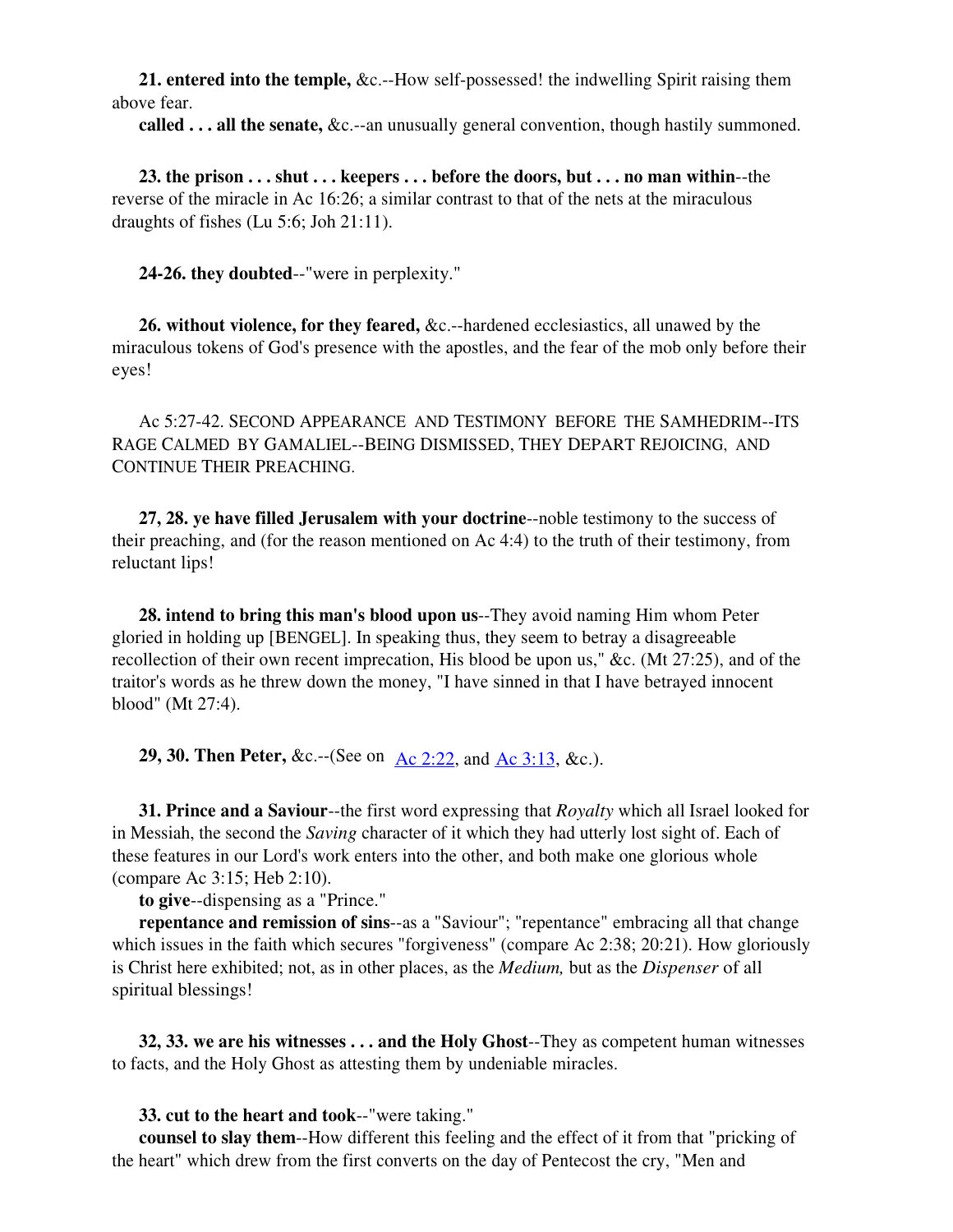**21. entered into the temple,** &c.--How self-possessed! the indwelling Spirit raising them above fear.

**called . . . all the senate,** &c.--an unusually general convention, though hastily summoned.

**23. the prison . . . shut . . . keepers . . . before the doors, but . . . no man within**--the reverse of the miracle in Ac 16:26; a similar contrast to that of the nets at the miraculous draughts of fishes (Lu 5:6; Joh 21:11).

**24-26. they doubted**--"were in perplexity."

**26. without violence, for they feared,** &c.--hardened ecclesiastics, all unawed by the miraculous tokens of God's presence with the apostles, and the fear of the mob only before their eyes!

Ac 5:27-42. SECOND APPEARANCE AND TESTIMONY BEFORE THE SAMHEDRIM--ITS RAGE CALMED BY GAMALIEL--BEING DISMISSED, THEY DEPART REJOICING, AND CONTINUE THEIR PREACHING.

**27, 28. ye have filled Jerusalem with your doctrine**--noble testimony to the success of their preaching, and (for the reason mentioned on Ac 4:4) to the truth of their testimony, from reluctant lips!

**28. intend to bring this man's blood upon us**--They avoid naming Him whom Peter gloried in holding up [BENGEL]. In speaking thus, they seem to betray a disagreeable recollection of their own recent imprecation, His blood be upon us," &c. (Mt 27:25), and of the traitor's words as he threw down the money, "I have sinned in that I have betrayed innocent blood" (Mt 27:4).

**29, 30. Then Peter,** &c.--(See on Ac 2:22, and Ac 3:13, &c.).

**31. Prince and a Saviour**--the first word expressing that *Royalty* which all Israel looked for in Messiah, the second the *Saving* character of it which they had utterly lost sight of. Each of these features in our Lord's work enters into the other, and both make one glorious whole (compare Ac 3:15; Heb 2:10).

**to give**--dispensing as a "Prince."

**repentance and remission of sins**--as a "Saviour"; "repentance" embracing all that change which issues in the faith which secures "forgiveness" (compare Ac 2:38; 20:21). How gloriously is Christ here exhibited; not, as in other places, as the *Medium,* but as the *Dispenser* of all spiritual blessings!

**32, 33. we are his witnesses . . . and the Holy Ghost**--They as competent human witnesses to facts, and the Holy Ghost as attesting them by undeniable miracles.

**33. cut to the heart and took**--"were taking."

**counsel to slay them**--How different this feeling and the effect of it from that "pricking of the heart" which drew from the first converts on the day of Pentecost the cry, "Men and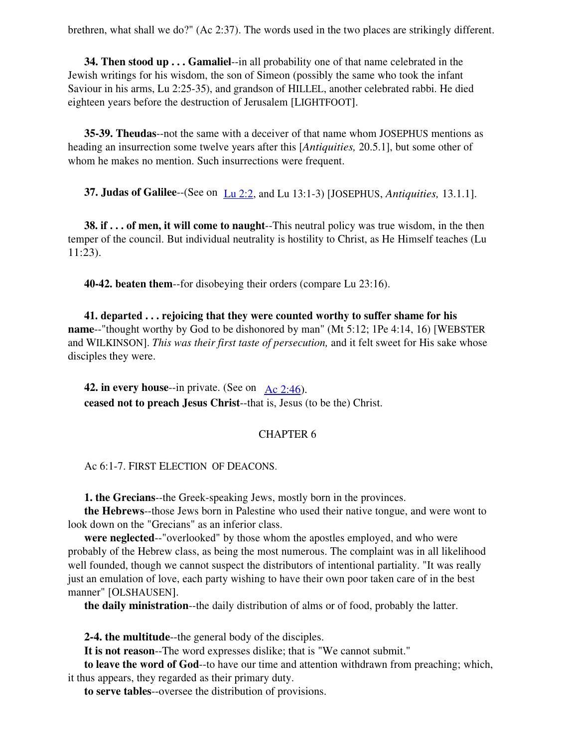brethren, what shall we do?" (Ac 2:37). The words used in the two places are strikingly different.

**34. Then stood up . . . Gamaliel**--in all probability one of that name celebrated in the Jewish writings for his wisdom, the son of Simeon (possibly the same who took the infant Saviour in his arms, Lu 2:25-35), and grandson of HILLEL, another celebrated rabbi. He died eighteen years before the destruction of Jerusalem [LIGHTFOOT].

**35-39. Theudas**--not the same with a deceiver of that name whom JOSEPHUS mentions as heading an insurrection some twelve years after this [*Antiquities,* 20.5.1], but some other of whom he makes no mention. Such insurrections were frequent.

**37. Judas of Galilee**--(See on Lu 2:2, and Lu 13:1-3) [JOSEPHUS, *Antiquities,* 13.1.1].

**38. if . . . of men, it will come to naught**--This neutral policy was true wisdom, in the then temper of the council. But individual neutrality is hostility to Christ, as He Himself teaches (Lu 11:23).

**40-42. beaten them**--for disobeying their orders (compare Lu 23:16).

**41. departed . . . rejoicing that they were counted worthy to suffer shame for his name**--"thought worthy by God to be dishonored by man" (Mt 5:12; 1Pe 4:14, 16) [WEBSTER and WILKINSON]. *This was their first taste of persecution,* and it felt sweet for His sake whose disciples they were.

**42. in every house**--in private. (See on Ac 2:46).
**ceased not to preach Jesus Christ**--that is, Jesus (to be the) Christ.

## CHAPTER 6

Ac 6:1-7. FIRST ELECTION OF DEACONS.

**1. the Grecians**--the Greek-speaking Jews, mostly born in the provinces.
**the Hebrews**--those Jews born in Palestine who used their native tongue, and were wont to look down on the "Grecians" as an inferior class.
**were neglected**--"overlooked" by those whom the apostles employed, and who were probably of the Hebrew class, as being the most numerous. The complaint was in all likelihood well founded, though we cannot suspect the distributors of intentional partiality. "It was really just an emulation of love, each party wishing to have their own poor taken care of in the best manner" [OLSHAUSEN].
**the daily ministration**--the daily distribution of alms or of food, probably the latter.

**2-4. the multitude**--the general body of the disciples.
**It is not reason**--The word expresses dislike; that is "We cannot submit."
**to leave the word of God**--to have our time and attention withdrawn from preaching; which, it thus appears, they regarded as their primary duty.
**to serve tables**--oversee the distribution of provisions.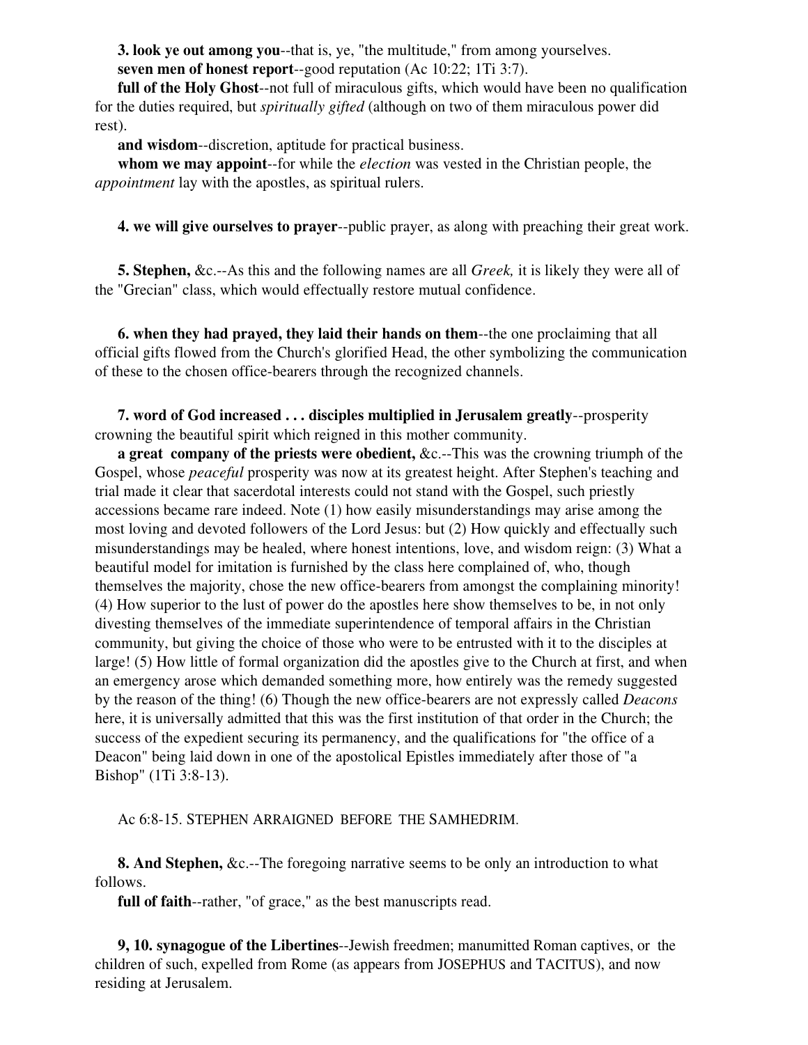**3. look ye out among you**--that is, ye, "the multitude," from among yourselves.

**seven men of honest report**--good reputation (Ac 10:22; 1Ti 3:7).

**full of the Holy Ghost**--not full of miraculous gifts, which would have been no qualification for the duties required, but *spiritually gifted* (although on two of them miraculous power did rest).

**and wisdom**--discretion, aptitude for practical business.

**whom we may appoint**--for while the *election* was vested in the Christian people, the *appointment* lay with the apostles, as spiritual rulers.

**4. we will give ourselves to prayer**--public prayer, as along with preaching their great work.

**5. Stephen,** &c.--As this and the following names are all *Greek,* it is likely they were all of the "Grecian" class, which would effectually restore mutual confidence.

**6. when they had prayed, they laid their hands on them**--the one proclaiming that all official gifts flowed from the Church's glorified Head, the other symbolizing the communication of these to the chosen office-bearers through the recognized channels.

**7. word of God increased . . . disciples multiplied in Jerusalem greatly**--prosperity crowning the beautiful spirit which reigned in this mother community.

**a great company of the priests were obedient,** &c.--This was the crowning triumph of the Gospel, whose *peaceful* prosperity was now at its greatest height. After Stephen's teaching and trial made it clear that sacerdotal interests could not stand with the Gospel, such priestly accessions became rare indeed. Note (1) how easily misunderstandings may arise among the most loving and devoted followers of the Lord Jesus: but (2) How quickly and effectually such misunderstandings may be healed, where honest intentions, love, and wisdom reign: (3) What a beautiful model for imitation is furnished by the class here complained of, who, though themselves the majority, chose the new office-bearers from amongst the complaining minority! (4) How superior to the lust of power do the apostles here show themselves to be, in not only divesting themselves of the immediate superintendence of temporal affairs in the Christian community, but giving the choice of those who were to be entrusted with it to the disciples at large! (5) How little of formal organization did the apostles give to the Church at first, and when an emergency arose which demanded something more, how entirely was the remedy suggested by the reason of the thing! (6) Though the new office-bearers are not expressly called *Deacons* here, it is universally admitted that this was the first institution of that order in the Church; the success of the expedient securing its permanency, and the qualifications for "the office of a Deacon" being laid down in one of the apostolical Epistles immediately after those of "a Bishop" (1Ti 3:8-13).

Ac 6:8-15. STEPHEN ARRAIGNED BEFORE THE SAMHEDRIM.

**8. And Stephen,** &c.--The foregoing narrative seems to be only an introduction to what follows.

**full of faith**--rather, "of grace," as the best manuscripts read.

**9, 10. synagogue of the Libertines**--Jewish freedmen; manumitted Roman captives, or the children of such, expelled from Rome (as appears from JOSEPHUS and TACITUS), and now residing at Jerusalem.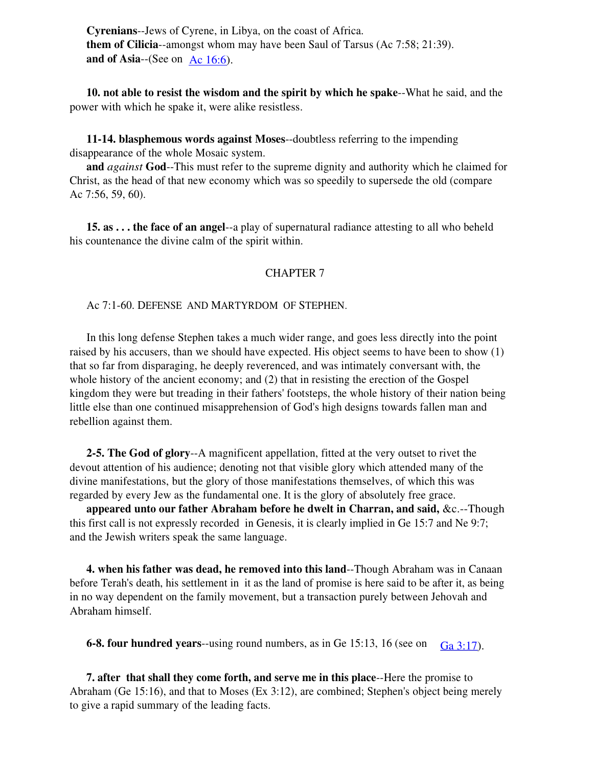**Cyrenians**--Jews of Cyrene, in Libya, on the coast of Africa.
**them of Cilicia**--amongst whom may have been Saul of Tarsus (Ac 7:58; 21:39).
**and of Asia**--(See on Ac 16:6).

**10. not able to resist the wisdom and the spirit by which he spake**--What he said, and the power with which he spake it, were alike resistless.

**11-14. blasphemous words against Moses**--doubtless referring to the impending disappearance of the whole Mosaic system.
**and** *against* **God**--This must refer to the supreme dignity and authority which he claimed for Christ, as the head of that new economy which was so speedily to supersede the old (compare Ac 7:56, 59, 60).

**15. as . . . the face of an angel**--a play of supernatural radiance attesting to all who beheld his countenance the divine calm of the spirit within.

## CHAPTER 7

Ac 7:1-60. DEFENSE AND MARTYRDOM OF STEPHEN.

In this long defense Stephen takes a much wider range, and goes less directly into the point raised by his accusers, than we should have expected. His object seems to have been to show (1) that so far from disparaging, he deeply reverenced, and was intimately conversant with, the whole history of the ancient economy; and (2) that in resisting the erection of the Gospel kingdom they were but treading in their fathers' footsteps, the whole history of their nation being little else than one continued misapprehension of God's high designs towards fallen man and rebellion against them.

**2-5. The God of glory**--A magnificent appellation, fitted at the very outset to rivet the devout attention of his audience; denoting not that visible glory which attended many of the divine manifestations, but the glory of those manifestations themselves, of which this was regarded by every Jew as the fundamental one. It is the glory of absolutely free grace.
**appeared unto our father Abraham before he dwelt in Charran, and said,** &c.--Though this first call is not expressly recorded in Genesis, it is clearly implied in Ge 15:7 and Ne 9:7; and the Jewish writers speak the same language.

**4. when his father was dead, he removed into this land**--Though Abraham was in Canaan before Terah's death, his settlement in it as the land of promise is here said to be after it, as being in no way dependent on the family movement, but a transaction purely between Jehovah and Abraham himself.

**6-8. four hundred years**--using round numbers, as in Ge 15:13, 16 (see on Ga 3:17).

**7. after that shall they come forth, and serve me in this place**--Here the promise to Abraham (Ge 15:16), and that to Moses (Ex 3:12), are combined; Stephen's object being merely to give a rapid summary of the leading facts.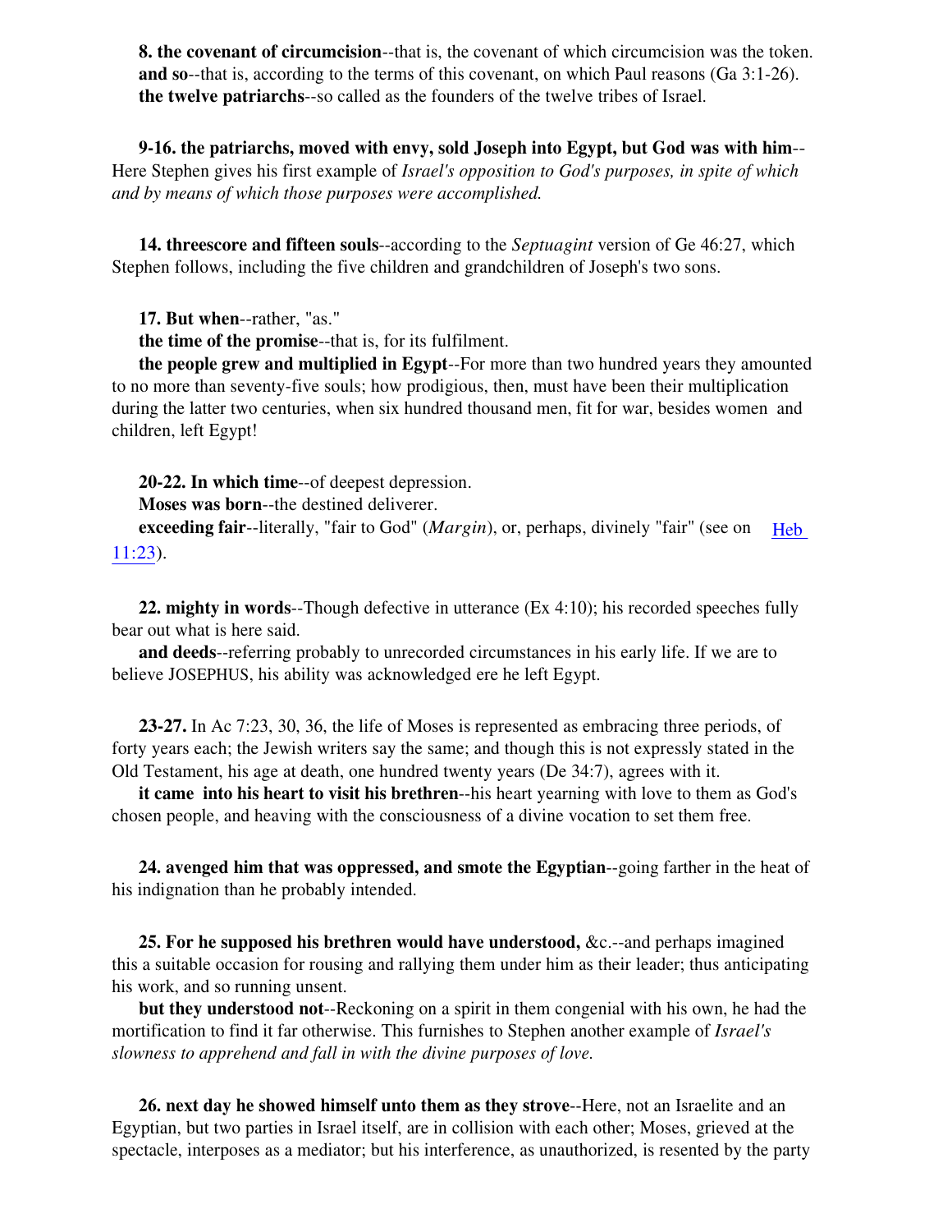**8. the covenant of circumcision**--that is, the covenant of which circumcision was the token.

**and so**--that is, according to the terms of this covenant, on which Paul reasons (Ga 3:1-26).

**the twelve patriarchs**--so called as the founders of the twelve tribes of Israel.

**9-16. the patriarchs, moved with envy, sold Joseph into Egypt, but God was with him**--Here Stephen gives his first example of *Israel's opposition to God's purposes, in spite of which and by means of which those purposes were accomplished.*

**14. threescore and fifteen souls**--according to the *Septuagint* version of Ge 46:27, which Stephen follows, including the five children and grandchildren of Joseph's two sons.

**17. But when**--rather, "as."

**the time of the promise**--that is, for its fulfilment.

**the people grew and multiplied in Egypt**--For more than two hundred years they amounted to no more than seventy-five souls; how prodigious, then, must have been their multiplication during the latter two centuries, when six hundred thousand men, fit for war, besides women and children, left Egypt!

**20-22. In which time**--of deepest depression.

**Moses was born**--the destined deliverer.

**exceeding fair**--literally, "fair to God" (*Margin*), or, perhaps, divinely "fair" (see on Heb 11:23).

**22. mighty in words**--Though defective in utterance (Ex 4:10); his recorded speeches fully bear out what is here said.

**and deeds**--referring probably to unrecorded circumstances in his early life. If we are to believe JOSEPHUS, his ability was acknowledged ere he left Egypt.

**23-27.** In Ac 7:23, 30, 36, the life of Moses is represented as embracing three periods, of forty years each; the Jewish writers say the same; and though this is not expressly stated in the Old Testament, his age at death, one hundred twenty years (De 34:7), agrees with it.

**it came into his heart to visit his brethren**--his heart yearning with love to them as God's chosen people, and heaving with the consciousness of a divine vocation to set them free.

**24. avenged him that was oppressed, and smote the Egyptian**--going farther in the heat of his indignation than he probably intended.

**25. For he supposed his brethren would have understood,** &c.--and perhaps imagined this a suitable occasion for rousing and rallying them under him as their leader; thus anticipating his work, and so running unsent.

**but they understood not**--Reckoning on a spirit in them congenial with his own, he had the mortification to find it far otherwise. This furnishes to Stephen another example of *Israel's slowness to apprehend and fall in with the divine purposes of love.*

**26. next day he showed himself unto them as they strove**--Here, not an Israelite and an Egyptian, but two parties in Israel itself, are in collision with each other; Moses, grieved at the spectacle, interposes as a mediator; but his interference, as unauthorized, is resented by the party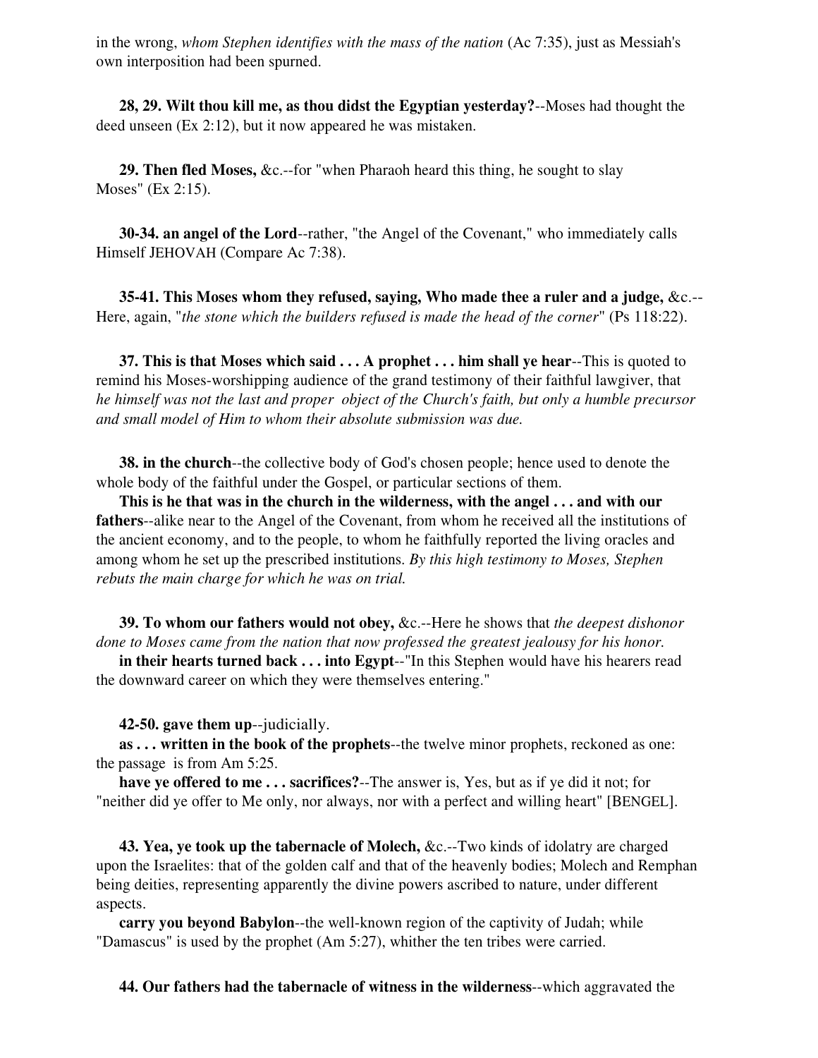in the wrong, *whom Stephen identifies with the mass of the nation* (Ac 7:35), just as Messiah's own interposition had been spurned.

**28, 29. Wilt thou kill me, as thou didst the Egyptian yesterday?**--Moses had thought the deed unseen (Ex 2:12), but it now appeared he was mistaken.

**29. Then fled Moses,** &c.--for "when Pharaoh heard this thing, he sought to slay Moses" (Ex 2:15).

**30-34. an angel of the Lord**--rather, "the Angel of the Covenant," who immediately calls Himself JEHOVAH (Compare Ac 7:38).

**35-41. This Moses whom they refused, saying, Who made thee a ruler and a judge,** &c.--Here, again, "*the stone which the builders refused is made the head of the corner*" (Ps 118:22).

**37. This is that Moses which said . . . A prophet . . . him shall ye hear**--This is quoted to remind his Moses-worshipping audience of the grand testimony of their faithful lawgiver, that *he himself was not the last and proper object of the Church's faith, but only a humble precursor and small model of Him to whom their absolute submission was due.*

**38. in the church**--the collective body of God's chosen people; hence used to denote the whole body of the faithful under the Gospel, or particular sections of them.

**This is he that was in the church in the wilderness, with the angel . . . and with our fathers**--alike near to the Angel of the Covenant, from whom he received all the institutions of the ancient economy, and to the people, to whom he faithfully reported the living oracles and among whom he set up the prescribed institutions. *By this high testimony to Moses, Stephen rebuts the main charge for which he was on trial.*

**39. To whom our fathers would not obey,** &c.--Here he shows that *the deepest dishonor done to Moses came from the nation that now professed the greatest jealousy for his honor.*

**in their hearts turned back . . . into Egypt**--"In this Stephen would have his hearers read the downward career on which they were themselves entering."

**42-50. gave them up**--judicially.

**as . . . written in the book of the prophets**--the twelve minor prophets, reckoned as one: the passage is from Am 5:25.

**have ye offered to me . . . sacrifices?**--The answer is, Yes, but as if ye did it not; for "neither did ye offer to Me only, nor always, nor with a perfect and willing heart" [BENGEL].

**43. Yea, ye took up the tabernacle of Molech,** &c.--Two kinds of idolatry are charged upon the Israelites: that of the golden calf and that of the heavenly bodies; Molech and Remphan being deities, representing apparently the divine powers ascribed to nature, under different aspects.

**carry you beyond Babylon**--the well-known region of the captivity of Judah; while "Damascus" is used by the prophet (Am 5:27), whither the ten tribes were carried.

**44. Our fathers had the tabernacle of witness in the wilderness**--which aggravated the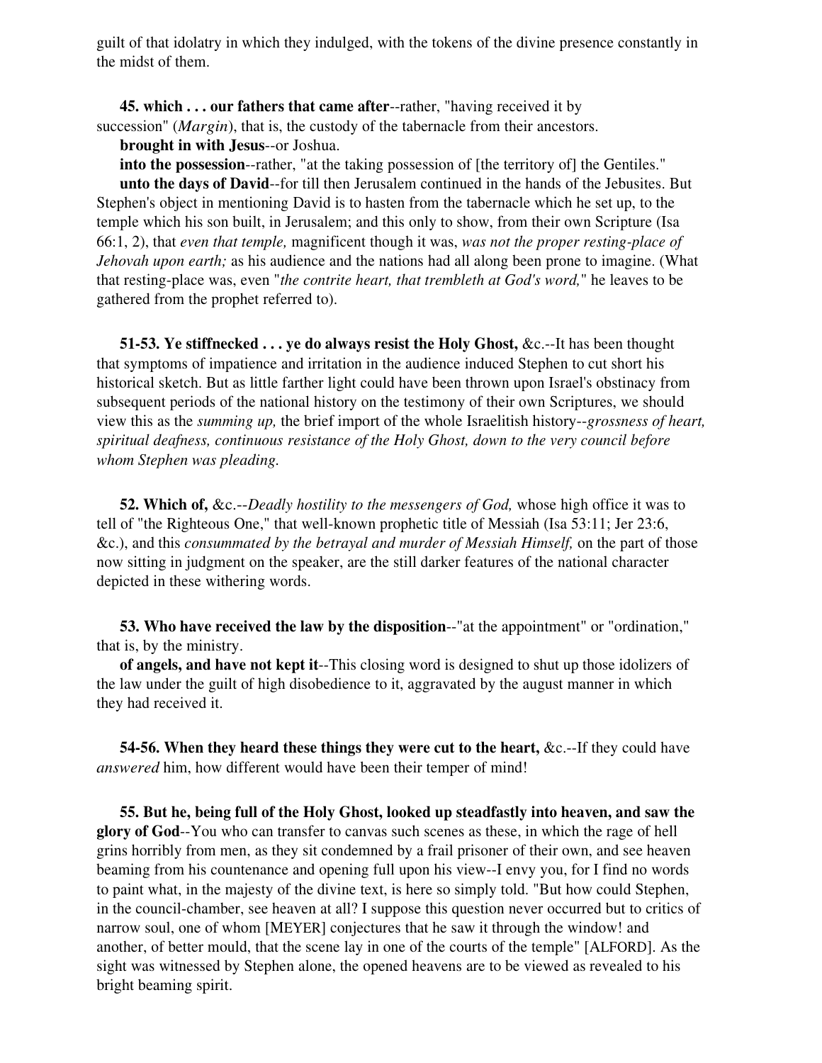guilt of that idolatry in which they indulged, with the tokens of the divine presence constantly in the midst of them.

**45. which . . . our fathers that came after**--rather, "having received it by succession" (*Margin*), that is, the custody of the tabernacle from their ancestors.

**brought in with Jesus**--or Joshua.

**into the possession**--rather, "at the taking possession of [the territory of] the Gentiles."

**unto the days of David**--for till then Jerusalem continued in the hands of the Jebusites. But Stephen's object in mentioning David is to hasten from the tabernacle which he set up, to the temple which his son built, in Jerusalem; and this only to show, from their own Scripture (Isa 66:1, 2), that *even that temple,* magnificent though it was, *was not the proper resting-place of Jehovah upon earth;* as his audience and the nations had all along been prone to imagine. (What that resting-place was, even "*the contrite heart, that trembleth at God's word,*" he leaves to be gathered from the prophet referred to).

**51-53. Ye stiffnecked . . . ye do always resist the Holy Ghost,** &c.--It has been thought that symptoms of impatience and irritation in the audience induced Stephen to cut short his historical sketch. But as little farther light could have been thrown upon Israel's obstinacy from subsequent periods of the national history on the testimony of their own Scriptures, we should view this as the *summing up,* the brief import of the whole Israelitish history--*grossness of heart, spiritual deafness, continuous resistance of the Holy Ghost, down to the very council before whom Stephen was pleading.*

**52. Which of,** &c.--*Deadly hostility to the messengers of God,* whose high office it was to tell of "the Righteous One," that well-known prophetic title of Messiah (Isa 53:11; Jer 23:6, &c.), and this *consummated by the betrayal and murder of Messiah Himself,* on the part of those now sitting in judgment on the speaker, are the still darker features of the national character depicted in these withering words.

**53. Who have received the law by the disposition**--"at the appointment" or "ordination," that is, by the ministry.

**of angels, and have not kept it**--This closing word is designed to shut up those idolizers of the law under the guilt of high disobedience to it, aggravated by the august manner in which they had received it.

**54-56. When they heard these things they were cut to the heart,** &c.--If they could have *answered* him, how different would have been their temper of mind!

**55. But he, being full of the Holy Ghost, looked up steadfastly into heaven, and saw the glory of God**--You who can transfer to canvas such scenes as these, in which the rage of hell grins horribly from men, as they sit condemned by a frail prisoner of their own, and see heaven beaming from his countenance and opening full upon his view--I envy you, for I find no words to paint what, in the majesty of the divine text, is here so simply told. "But how could Stephen, in the council-chamber, see heaven at all? I suppose this question never occurred but to critics of narrow soul, one of whom [MEYER] conjectures that he saw it through the window! and another, of better mould, that the scene lay in one of the courts of the temple" [ALFORD]. As the sight was witnessed by Stephen alone, the opened heavens are to be viewed as revealed to his bright beaming spirit.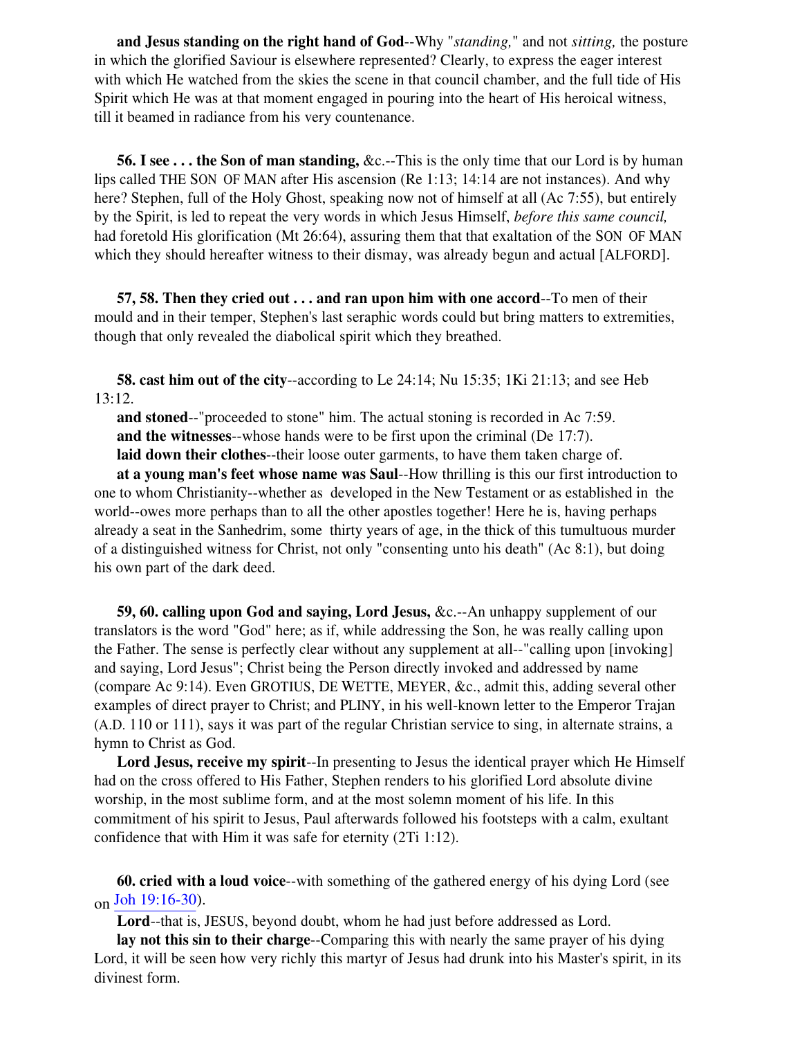**and Jesus standing on the right hand of God**--Why "*standing,*" and not *sitting,* the posture in which the glorified Saviour is elsewhere represented? Clearly, to express the eager interest with which He watched from the skies the scene in that council chamber, and the full tide of His Spirit which He was at that moment engaged in pouring into the heart of His heroical witness, till it beamed in radiance from his very countenance.

**56. I see . . . the Son of man standing,** &c.--This is the only time that our Lord is by human lips called THE SON OF MAN after His ascension (Re 1:13; 14:14 are not instances). And why here? Stephen, full of the Holy Ghost, speaking now not of himself at all (Ac 7:55), but entirely by the Spirit, is led to repeat the very words in which Jesus Himself, *before this same council,* had foretold His glorification (Mt 26:64), assuring them that that exaltation of the SON OF MAN which they should hereafter witness to their dismay, was already begun and actual [ALFORD].

**57, 58. Then they cried out . . . and ran upon him with one accord**--To men of their mould and in their temper, Stephen's last seraphic words could but bring matters to extremities, though that only revealed the diabolical spirit which they breathed.

**58. cast him out of the city**--according to Le 24:14; Nu 15:35; 1Ki 21:13; and see Heb 13:12.

**and stoned**--"proceeded to stone" him. The actual stoning is recorded in Ac 7:59.

**and the witnesses**--whose hands were to be first upon the criminal (De 17:7).

**laid down their clothes**--their loose outer garments, to have them taken charge of.

**at a young man's feet whose name was Saul**--How thrilling is this our first introduction to one to whom Christianity--whether as developed in the New Testament or as established in the world--owes more perhaps than to all the other apostles together! Here he is, having perhaps already a seat in the Sanhedrim, some thirty years of age, in the thick of this tumultuous murder of a distinguished witness for Christ, not only "consenting unto his death" (Ac 8:1), but doing his own part of the dark deed.

**59, 60. calling upon God and saying, Lord Jesus,** &c.--An unhappy supplement of our translators is the word "God" here; as if, while addressing the Son, he was really calling upon the Father. The sense is perfectly clear without any supplement at all--"calling upon [invoking] and saying, Lord Jesus"; Christ being the Person directly invoked and addressed by name (compare Ac 9:14). Even GROTIUS, DE WETTE, MEYER, &c., admit this, adding several other examples of direct prayer to Christ; and PLINY, in his well-known letter to the Emperor Trajan (A.D. 110 or 111), says it was part of the regular Christian service to sing, in alternate strains, a hymn to Christ as God.

**Lord Jesus, receive my spirit**--In presenting to Jesus the identical prayer which He Himself had on the cross offered to His Father, Stephen renders to his glorified Lord absolute divine worship, in the most sublime form, and at the most solemn moment of his life. In this commitment of his spirit to Jesus, Paul afterwards followed his footsteps with a calm, exultant confidence that with Him it was safe for eternity (2Ti 1:12).

**60. cried with a loud voice**--with something of the gathered energy of his dying Lord (see on Joh 19:16-30).

**Lord**--that is, JESUS, beyond doubt, whom he had just before addressed as Lord.

**lay not this sin to their charge**--Comparing this with nearly the same prayer of his dying Lord, it will be seen how very richly this martyr of Jesus had drunk into his Master's spirit, in its divinest form.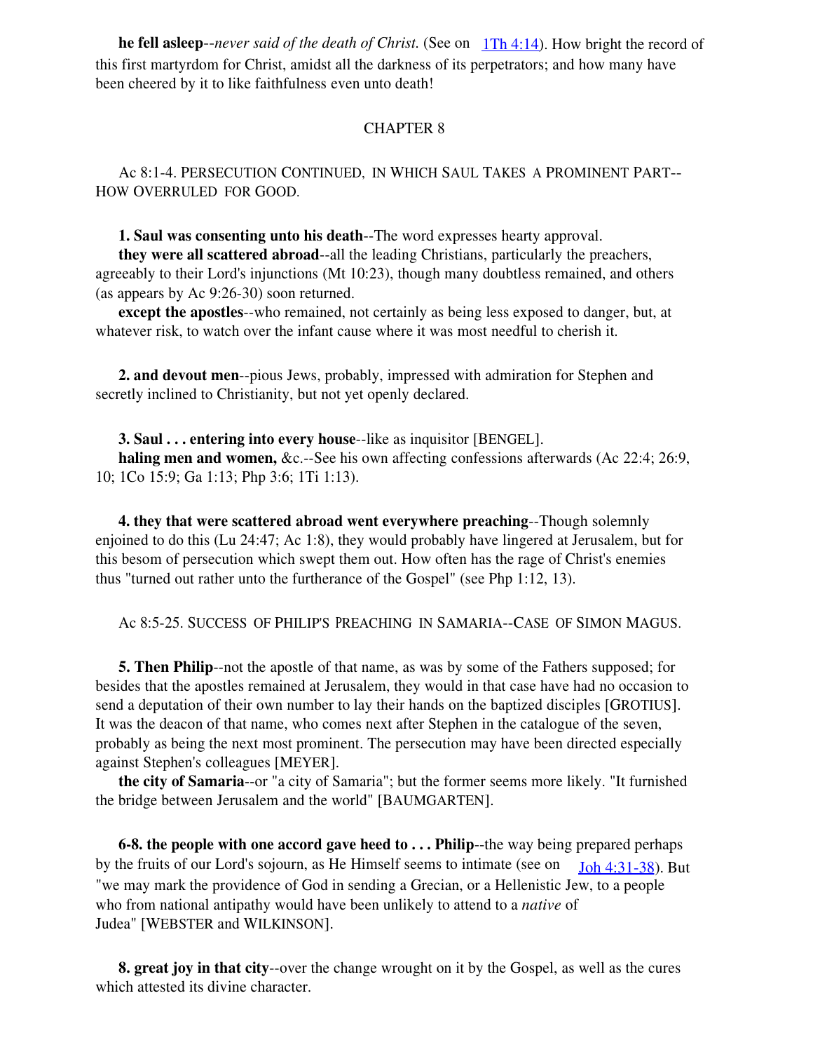**he fell asleep**--*never said of the death of Christ.* (See on 1Th 4:14). How bright the record of this first martyrdom for Christ, amidst all the darkness of its perpetrators; and how many have been cheered by it to like faithfulness even unto death!

## CHAPTER 8

Ac 8:1-4. PERSECUTION CONTINUED, IN WHICH SAUL TAKES A PROMINENT PART--HOW OVERRULED FOR GOOD.

**1. Saul was consenting unto his death**--The word expresses hearty approval.

**they were all scattered abroad**--all the leading Christians, particularly the preachers, agreeably to their Lord's injunctions (Mt 10:23), though many doubtless remained, and others (as appears by Ac 9:26-30) soon returned.

**except the apostles**--who remained, not certainly as being less exposed to danger, but, at whatever risk, to watch over the infant cause where it was most needful to cherish it.

**2. and devout men**--pious Jews, probably, impressed with admiration for Stephen and secretly inclined to Christianity, but not yet openly declared.

**3. Saul . . . entering into every house**--like as inquisitor [BENGEL].

**haling men and women,** &c.--See his own affecting confessions afterwards (Ac 22:4; 26:9, 10; 1Co 15:9; Ga 1:13; Php 3:6; 1Ti 1:13).

**4. they that were scattered abroad went everywhere preaching**--Though solemnly enjoined to do this (Lu 24:47; Ac 1:8), they would probably have lingered at Jerusalem, but for this besom of persecution which swept them out. How often has the rage of Christ's enemies thus "turned out rather unto the furtherance of the Gospel" (see Php 1:12, 13).

Ac 8:5-25. SUCCESS OF PHILIP'S PREACHING IN SAMARIA--CASE OF SIMON MAGUS.

**5. Then Philip**--not the apostle of that name, as was by some of the Fathers supposed; for besides that the apostles remained at Jerusalem, they would in that case have had no occasion to send a deputation of their own number to lay their hands on the baptized disciples [GROTIUS]. It was the deacon of that name, who comes next after Stephen in the catalogue of the seven, probably as being the next most prominent. The persecution may have been directed especially against Stephen's colleagues [MEYER].

**the city of Samaria**--or "a city of Samaria"; but the former seems more likely. "It furnished the bridge between Jerusalem and the world" [BAUMGARTEN].

**6-8. the people with one accord gave heed to . . . Philip**--the way being prepared perhaps by the fruits of our Lord's sojourn, as He Himself seems to intimate (see on Joh 4:31-38). But "we may mark the providence of God in sending a Grecian, or a Hellenistic Jew, to a people who from national antipathy would have been unlikely to attend to a *native* of Judea" [WEBSTER and WILKINSON].

**8. great joy in that city**--over the change wrought on it by the Gospel, as well as the cures which attested its divine character.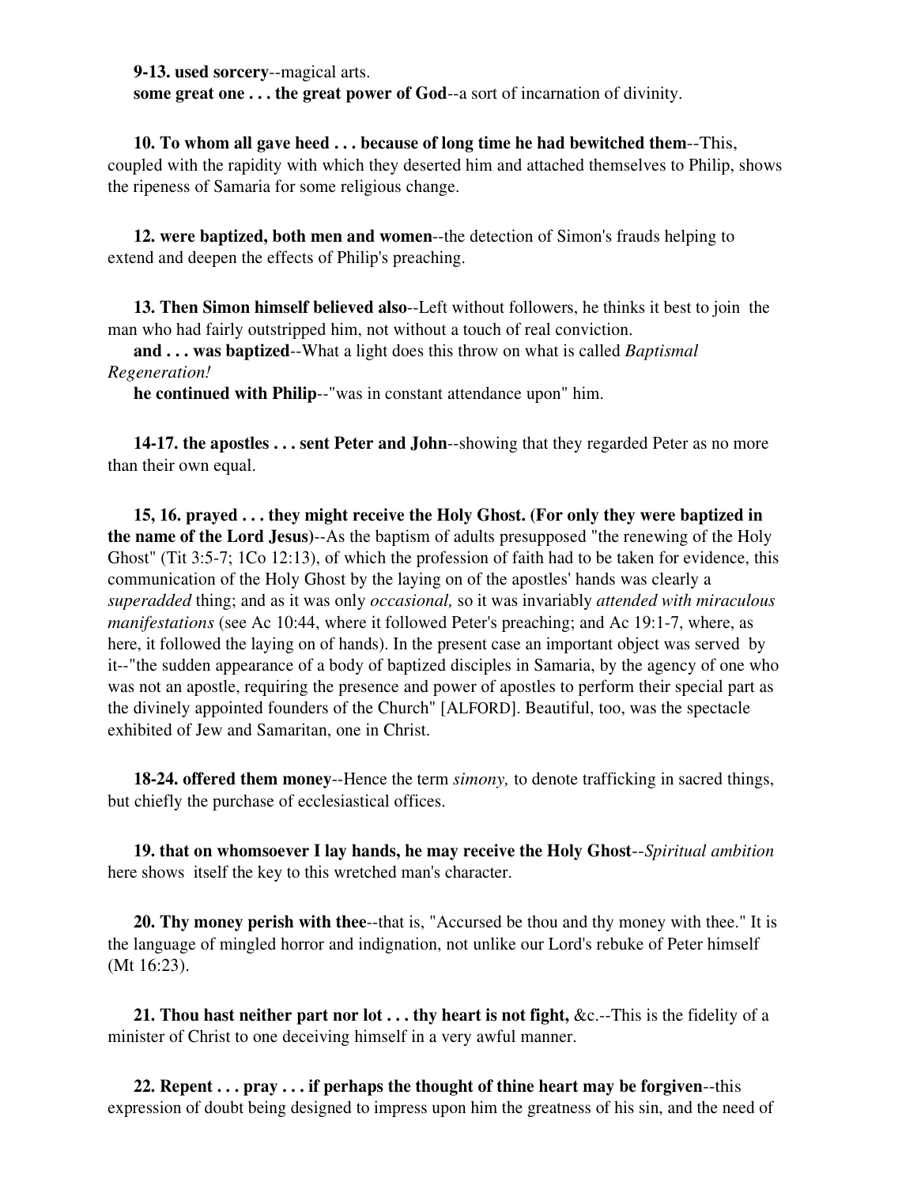**9-13. used sorcery**--magical arts.

**some great one . . . the great power of God**--a sort of incarnation of divinity.

**10. To whom all gave heed . . . because of long time he had bewitched them**--This, coupled with the rapidity with which they deserted him and attached themselves to Philip, shows the ripeness of Samaria for some religious change.

**12. were baptized, both men and women**--the detection of Simon's frauds helping to extend and deepen the effects of Philip's preaching.

**13. Then Simon himself believed also**--Left without followers, he thinks it best to join the man who had fairly outstripped him, not without a touch of real conviction.

**and . . . was baptized**--What a light does this throw on what is called *Baptismal Regeneration!*

**he continued with Philip**--"was in constant attendance upon" him.

**14-17. the apostles . . . sent Peter and John**--showing that they regarded Peter as no more than their own equal.

**15, 16. prayed . . . they might receive the Holy Ghost. (For only they were baptized in the name of the Lord Jesus)**--As the baptism of adults presupposed "the renewing of the Holy Ghost" (Tit 3:5-7; 1Co 12:13), of which the profession of faith had to be taken for evidence, this communication of the Holy Ghost by the laying on of the apostles' hands was clearly a *superadded* thing; and as it was only *occasional,* so it was invariably *attended with miraculous manifestations* (see Ac 10:44, where it followed Peter's preaching; and Ac 19:1-7, where, as here, it followed the laying on of hands). In the present case an important object was served by it--"the sudden appearance of a body of baptized disciples in Samaria, by the agency of one who was not an apostle, requiring the presence and power of apostles to perform their special part as the divinely appointed founders of the Church" [ALFORD]. Beautiful, too, was the spectacle exhibited of Jew and Samaritan, one in Christ.

**18-24. offered them money**--Hence the term *simony,* to denote trafficking in sacred things, but chiefly the purchase of ecclesiastical offices.

**19. that on whomsoever I lay hands, he may receive the Holy Ghost**--*Spiritual ambition* here shows itself the key to this wretched man's character.

**20. Thy money perish with thee**--that is, "Accursed be thou and thy money with thee." It is the language of mingled horror and indignation, not unlike our Lord's rebuke of Peter himself (Mt 16:23).

**21. Thou hast neither part nor lot . . . thy heart is not fight,** &c.--This is the fidelity of a minister of Christ to one deceiving himself in a very awful manner.

**22. Repent . . . pray . . . if perhaps the thought of thine heart may be forgiven**--this expression of doubt being designed to impress upon him the greatness of his sin, and the need of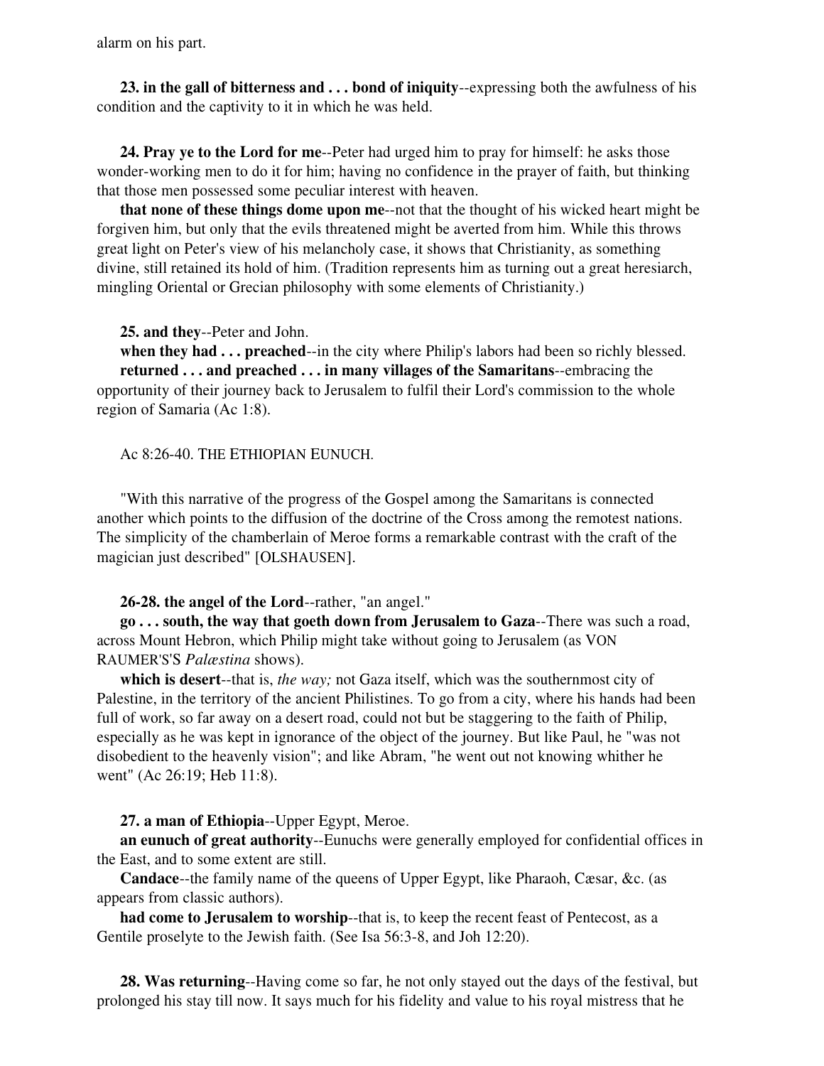alarm on his part.

**23. in the gall of bitterness and . . . bond of iniquity**--expressing both the awfulness of his condition and the captivity to it in which he was held.

**24. Pray ye to the Lord for me**--Peter had urged him to pray for himself: he asks those wonder-working men to do it for him; having no confidence in the prayer of faith, but thinking that those men possessed some peculiar interest with heaven.

**that none of these things dome upon me**--not that the thought of his wicked heart might be forgiven him, but only that the evils threatened might be averted from him. While this throws great light on Peter's view of his melancholy case, it shows that Christianity, as something divine, still retained its hold of him. (Tradition represents him as turning out a great heresiarch, mingling Oriental or Grecian philosophy with some elements of Christianity.)

**25. and they**--Peter and John.

**when they had . . . preached**--in the city where Philip's labors had been so richly blessed.

**returned . . . and preached . . . in many villages of the Samaritans**--embracing the opportunity of their journey back to Jerusalem to fulfil their Lord's commission to the whole region of Samaria (Ac 1:8).

Ac 8:26-40. THE ETHIOPIAN EUNUCH.

"With this narrative of the progress of the Gospel among the Samaritans is connected another which points to the diffusion of the doctrine of the Cross among the remotest nations. The simplicity of the chamberlain of Meroe forms a remarkable contrast with the craft of the magician just described" [OLSHAUSEN].

**26-28. the angel of the Lord**--rather, "an angel."

**go . . . south, the way that goeth down from Jerusalem to Gaza**--There was such a road, across Mount Hebron, which Philip might take without going to Jerusalem (as VON RAUMER'S'S *Palæstina* shows).

**which is desert**--that is, *the way;* not Gaza itself, which was the southernmost city of Palestine, in the territory of the ancient Philistines. To go from a city, where his hands had been full of work, so far away on a desert road, could not but be staggering to the faith of Philip, especially as he was kept in ignorance of the object of the journey. But like Paul, he "was not disobedient to the heavenly vision"; and like Abram, "he went out not knowing whither he went" (Ac 26:19; Heb 11:8).

**27. a man of Ethiopia**--Upper Egypt, Meroe.

**an eunuch of great authority**--Eunuchs were generally employed for confidential offices in the East, and to some extent are still.

**Candace**--the family name of the queens of Upper Egypt, like Pharaoh, Cæsar, &c. (as appears from classic authors).

**had come to Jerusalem to worship**--that is, to keep the recent feast of Pentecost, as a Gentile proselyte to the Jewish faith. (See Isa 56:3-8, and Joh 12:20).

**28. Was returning**--Having come so far, he not only stayed out the days of the festival, but prolonged his stay till now. It says much for his fidelity and value to his royal mistress that he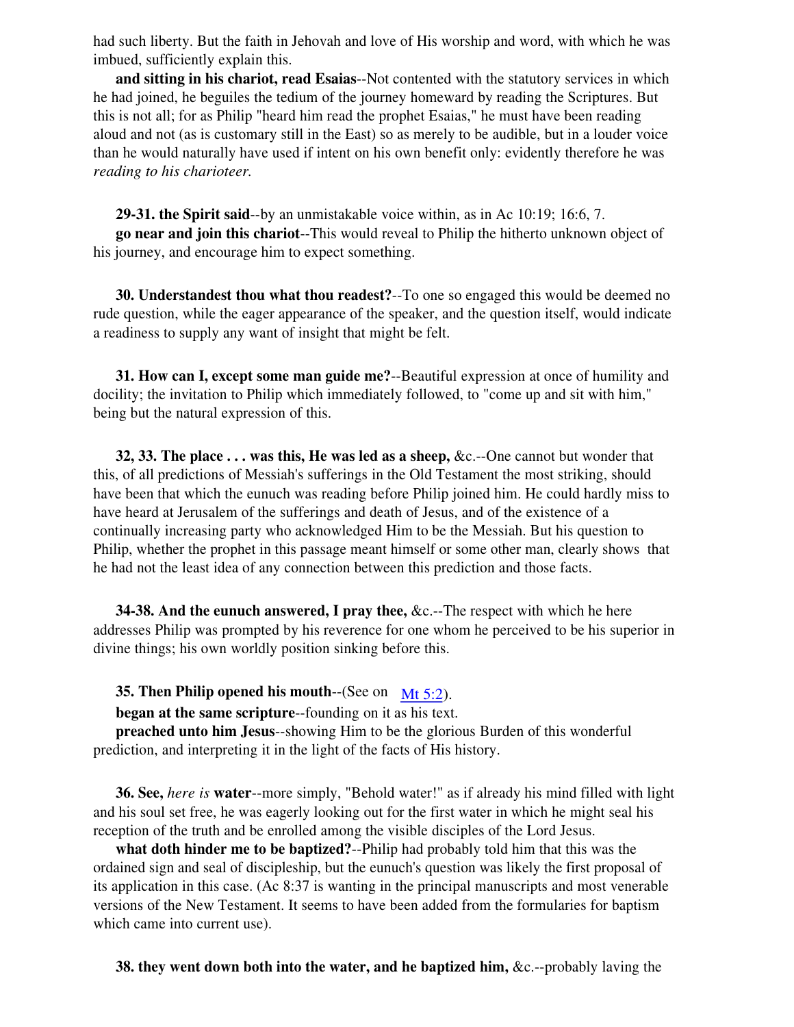had such liberty. But the faith in Jehovah and love of His worship and word, with which he was imbued, sufficiently explain this.

**and sitting in his chariot, read Esaias**--Not contented with the statutory services in which he had joined, he beguiles the tedium of the journey homeward by reading the Scriptures. But this is not all; for as Philip "heard him read the prophet Esaias," he must have been reading aloud and not (as is customary still in the East) so as merely to be audible, but in a louder voice than he would naturally have used if intent on his own benefit only: evidently therefore he was *reading to his charioteer.*

**29-31. the Spirit said**--by an unmistakable voice within, as in Ac 10:19; 16:6, 7.

**go near and join this chariot**--This would reveal to Philip the hitherto unknown object of his journey, and encourage him to expect something.

**30. Understandest thou what thou readest?**--To one so engaged this would be deemed no rude question, while the eager appearance of the speaker, and the question itself, would indicate a readiness to supply any want of insight that might be felt.

**31. How can I, except some man guide me?**--Beautiful expression at once of humility and docility; the invitation to Philip which immediately followed, to "come up and sit with him," being but the natural expression of this.

**32, 33. The place . . . was this, He was led as a sheep,** &c.--One cannot but wonder that this, of all predictions of Messiah's sufferings in the Old Testament the most striking, should have been that which the eunuch was reading before Philip joined him. He could hardly miss to have heard at Jerusalem of the sufferings and death of Jesus, and of the existence of a continually increasing party who acknowledged Him to be the Messiah. But his question to Philip, whether the prophet in this passage meant himself or some other man, clearly shows that he had not the least idea of any connection between this prediction and those facts.

**34-38. And the eunuch answered, I pray thee,** &c.--The respect with which he here addresses Philip was prompted by his reverence for one whom he perceived to be his superior in divine things; his own worldly position sinking before this.

**35. Then Philip opened his mouth**--(See on Mt 5:2).

**began at the same scripture**--founding on it as his text.

**preached unto him Jesus**--showing Him to be the glorious Burden of this wonderful prediction, and interpreting it in the light of the facts of His history.

**36. See,** *here is* **water**--more simply, "Behold water!" as if already his mind filled with light and his soul set free, he was eagerly looking out for the first water in which he might seal his reception of the truth and be enrolled among the visible disciples of the Lord Jesus.

**what doth hinder me to be baptized?**--Philip had probably told him that this was the ordained sign and seal of discipleship, but the eunuch's question was likely the first proposal of its application in this case. (Ac 8:37 is wanting in the principal manuscripts and most venerable versions of the New Testament. It seems to have been added from the formularies for baptism which came into current use).

**38. they went down both into the water, and he baptized him,** &c.--probably laving the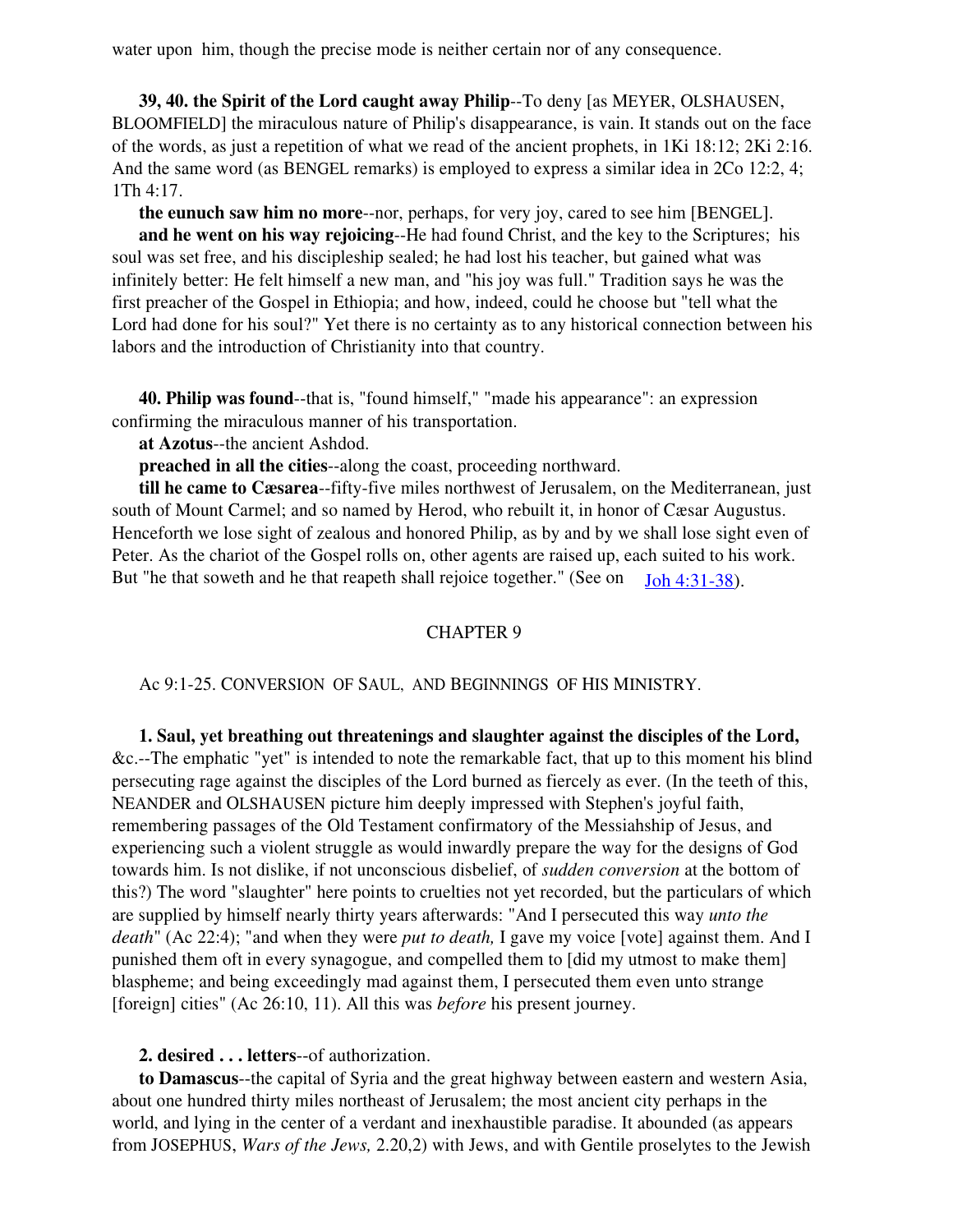water upon him, though the precise mode is neither certain nor of any consequence.

**39, 40. the Spirit of the Lord caught away Philip**--To deny [as MEYER, OLSHAUSEN, BLOOMFIELD] the miraculous nature of Philip's disappearance, is vain. It stands out on the face of the words, as just a repetition of what we read of the ancient prophets, in 1Ki 18:12; 2Ki 2:16. And the same word (as BENGEL remarks) is employed to express a similar idea in 2Co 12:2, 4; 1Th 4:17.

**the eunuch saw him no more**--nor, perhaps, for very joy, cared to see him [BENGEL].

**and he went on his way rejoicing**--He had found Christ, and the key to the Scriptures; his soul was set free, and his discipleship sealed; he had lost his teacher, but gained what was infinitely better: He felt himself a new man, and "his joy was full." Tradition says he was the first preacher of the Gospel in Ethiopia; and how, indeed, could he choose but "tell what the Lord had done for his soul?" Yet there is no certainty as to any historical connection between his labors and the introduction of Christianity into that country.

**40. Philip was found**--that is, "found himself," "made his appearance": an expression confirming the miraculous manner of his transportation.

**at Azotus**--the ancient Ashdod.

**preached in all the cities**--along the coast, proceeding northward.

**till he came to Cæsarea**--fifty-five miles northwest of Jerusalem, on the Mediterranean, just south of Mount Carmel; and so named by Herod, who rebuilt it, in honor of Cæsar Augustus. Henceforth we lose sight of zealous and honored Philip, as by and by we shall lose sight even of Peter. As the chariot of the Gospel rolls on, other agents are raised up, each suited to his work. But "he that soweth and he that reapeth shall rejoice together." (See on Joh 4:31-38).

## CHAPTER 9

Ac 9:1-25. CONVERSION OF SAUL, AND BEGINNINGS OF HIS MINISTRY.

**1. Saul, yet breathing out threatenings and slaughter against the disciples of the Lord,** &c.--The emphatic "yet" is intended to note the remarkable fact, that up to this moment his blind persecuting rage against the disciples of the Lord burned as fiercely as ever. (In the teeth of this, NEANDER and OLSHAUSEN picture him deeply impressed with Stephen's joyful faith, remembering passages of the Old Testament confirmatory of the Messiahship of Jesus, and experiencing such a violent struggle as would inwardly prepare the way for the designs of God towards him. Is not dislike, if not unconscious disbelief, of *sudden conversion* at the bottom of this?) The word "slaughter" here points to cruelties not yet recorded, but the particulars of which are supplied by himself nearly thirty years afterwards: "And I persecuted this way *unto the death*" (Ac 22:4); "and when they were *put to death,* I gave my voice [vote] against them. And I punished them oft in every synagogue, and compelled them to [did my utmost to make them] blaspheme; and being exceedingly mad against them, I persecuted them even unto strange [foreign] cities" (Ac 26:10, 11). All this was *before* his present journey.

**2. desired . . . letters**--of authorization.

**to Damascus**--the capital of Syria and the great highway between eastern and western Asia, about one hundred thirty miles northeast of Jerusalem; the most ancient city perhaps in the world, and lying in the center of a verdant and inexhaustible paradise. It abounded (as appears from JOSEPHUS, *Wars of the Jews,* 2.20,2) with Jews, and with Gentile proselytes to the Jewish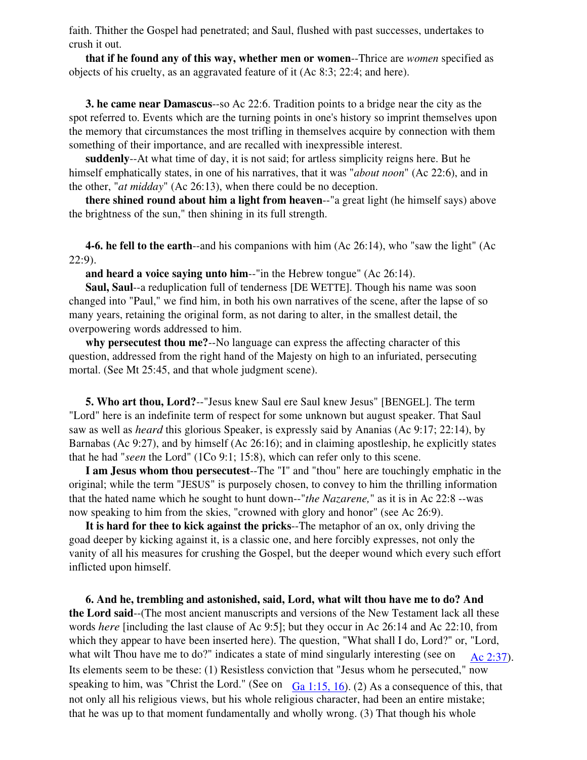faith. Thither the Gospel had penetrated; and Saul, flushed with past successes, undertakes to crush it out.

**that if he found any of this way, whether men or women**--Thrice are *women* specified as objects of his cruelty, as an aggravated feature of it (Ac 8:3; 22:4; and here).

**3. he came near Damascus**--so Ac 22:6. Tradition points to a bridge near the city as the spot referred to. Events which are the turning points in one's history so imprint themselves upon the memory that circumstances the most trifling in themselves acquire by connection with them something of their importance, and are recalled with inexpressible interest.

**suddenly**--At what time of day, it is not said; for artless simplicity reigns here. But he himself emphatically states, in one of his narratives, that it was "*about noon*" (Ac 22:6), and in the other, "*at midday*" (Ac 26:13), when there could be no deception.

**there shined round about him a light from heaven**--"a great light (he himself says) above the brightness of the sun," then shining in its full strength.

**4-6. he fell to the earth**--and his companions with him (Ac 26:14), who "saw the light" (Ac 22:9).

**and heard a voice saying unto him**--"in the Hebrew tongue" (Ac 26:14).

**Saul, Saul**--a reduplication full of tenderness [DE WETTE]. Though his name was soon changed into "Paul," we find him, in both his own narratives of the scene, after the lapse of so many years, retaining the original form, as not daring to alter, in the smallest detail, the overpowering words addressed to him.

**why persecutest thou me?**--No language can express the affecting character of this question, addressed from the right hand of the Majesty on high to an infuriated, persecuting mortal. (See Mt 25:45, and that whole judgment scene).

**5. Who art thou, Lord?**--"Jesus knew Saul ere Saul knew Jesus" [BENGEL]. The term "Lord" here is an indefinite term of respect for some unknown but august speaker. That Saul saw as well as *heard* this glorious Speaker, is expressly said by Ananias (Ac 9:17; 22:14), by Barnabas (Ac 9:27), and by himself (Ac 26:16); and in claiming apostleship, he explicitly states that he had "*seen* the Lord" (1Co 9:1; 15:8), which can refer only to this scene.

**I am Jesus whom thou persecutest**--The "I" and "thou" here are touchingly emphatic in the original; while the term "JESUS" is purposely chosen, to convey to him the thrilling information that the hated name which he sought to hunt down--"*the Nazarene,*" as it is in Ac 22:8 --was now speaking to him from the skies, "crowned with glory and honor" (see Ac 26:9).

**It is hard for thee to kick against the pricks**--The metaphor of an ox, only driving the goad deeper by kicking against it, is a classic one, and here forcibly expresses, not only the vanity of all his measures for crushing the Gospel, but the deeper wound which every such effort inflicted upon himself.

**6. And he, trembling and astonished, said, Lord, what wilt thou have me to do? And the Lord said**--(The most ancient manuscripts and versions of the New Testament lack all these words *here* [including the last clause of Ac 9:5]; but they occur in Ac 26:14 and Ac 22:10, from which they appear to have been inserted here). The question, "What shall I do, Lord?" or, "Lord, what wilt Thou have me to do?" indicates a state of mind singularly interesting (see on Ac 2:37). Its elements seem to be these: (1) Resistless conviction that "Jesus whom he persecuted," now speaking to him, was "Christ the Lord." (See on Ga 1:15, 16). (2) As a consequence of this, that not only all his religious views, but his whole religious character, had been an entire mistake; that he was up to that moment fundamentally and wholly wrong. (3) That though his whole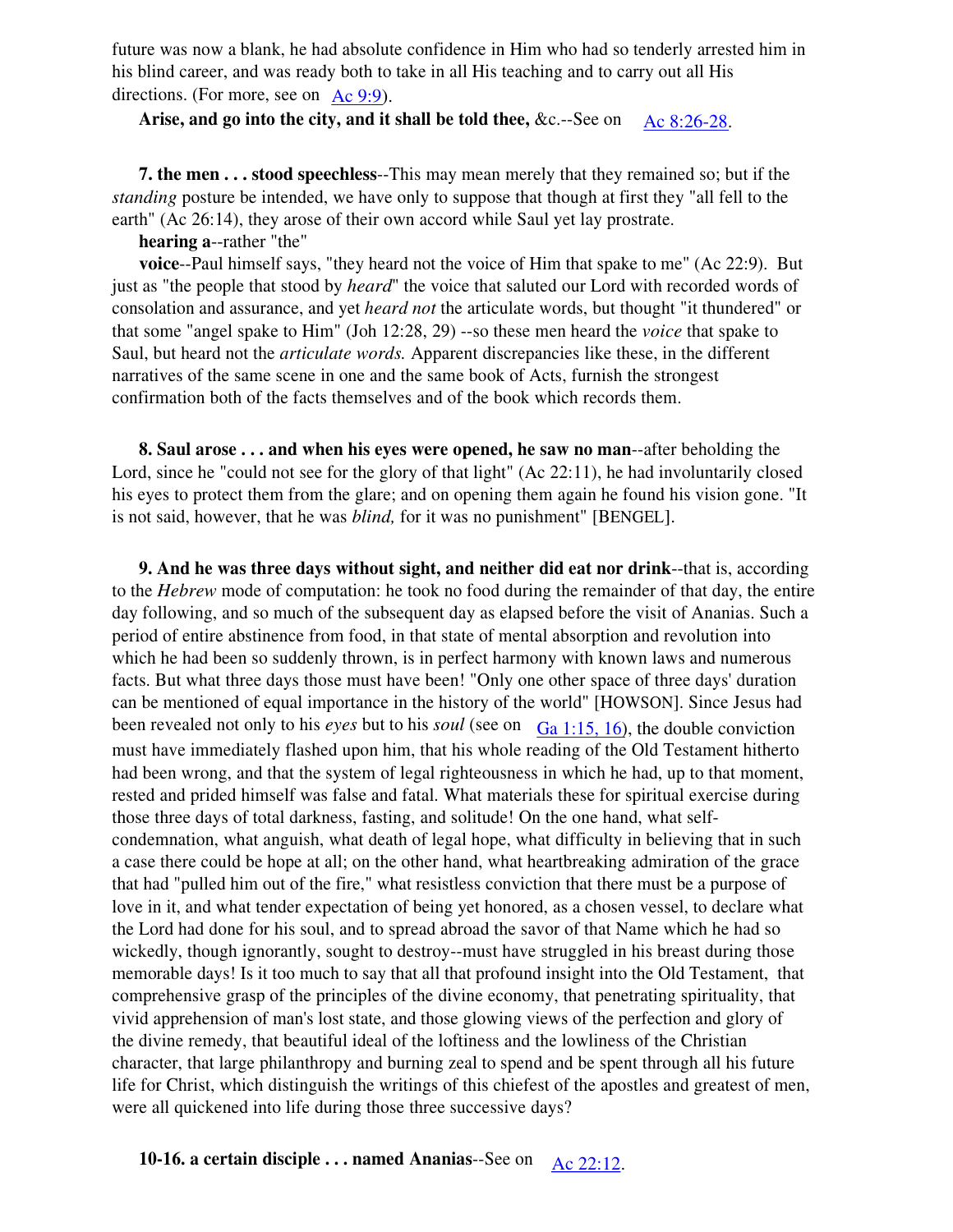future was now a blank, he had absolute confidence in Him who had so tenderly arrested him in his blind career, and was ready both to take in all His teaching and to carry out all His directions. (For more, see on Ac 9:9).

**Arise, and go into the city, and it shall be told thee,** &c.--See on Ac 8:26-28.

**7. the men . . . stood speechless**--This may mean merely that they remained so; but if the *standing* posture be intended, we have only to suppose that though at first they "all fell to the earth" (Ac 26:14), they arose of their own accord while Saul yet lay prostrate.

**hearing a**--rather "the"

**voice**--Paul himself says, "they heard not the voice of Him that spake to me" (Ac 22:9). But just as "the people that stood by *heard*" the voice that saluted our Lord with recorded words of consolation and assurance, and yet *heard not* the articulate words, but thought "it thundered" or that some "angel spake to Him" (Joh 12:28, 29) --so these men heard the *voice* that spake to Saul, but heard not the *articulate words.* Apparent discrepancies like these, in the different narratives of the same scene in one and the same book of Acts, furnish the strongest confirmation both of the facts themselves and of the book which records them.

**8. Saul arose . . . and when his eyes were opened, he saw no man**--after beholding the Lord, since he "could not see for the glory of that light" (Ac 22:11), he had involuntarily closed his eyes to protect them from the glare; and on opening them again he found his vision gone. "It is not said, however, that he was *blind,* for it was no punishment" [BENGEL].

**9. And he was three days without sight, and neither did eat nor drink**--that is, according to the *Hebrew* mode of computation: he took no food during the remainder of that day, the entire day following, and so much of the subsequent day as elapsed before the visit of Ananias. Such a period of entire abstinence from food, in that state of mental absorption and revolution into which he had been so suddenly thrown, is in perfect harmony with known laws and numerous facts. But what three days those must have been! "Only one other space of three days' duration can be mentioned of equal importance in the history of the world" [HOWSON]. Since Jesus had been revealed not only to his *eyes* but to his *soul* (see on Ga 1:15, 16), the double conviction must have immediately flashed upon him, that his whole reading of the Old Testament hitherto had been wrong, and that the system of legal righteousness in which he had, up to that moment, rested and prided himself was false and fatal. What materials these for spiritual exercise during those three days of total darkness, fasting, and solitude! On the one hand, what self-condemnation, what anguish, what death of legal hope, what difficulty in believing that in such a case there could be hope at all; on the other hand, what heartbreaking admiration of the grace that had "pulled him out of the fire," what resistless conviction that there must be a purpose of love in it, and what tender expectation of being yet honored, as a chosen vessel, to declare what the Lord had done for his soul, and to spread abroad the savor of that Name which he had so wickedly, though ignorantly, sought to destroy--must have struggled in his breast during those memorable days! Is it too much to say that all that profound insight into the Old Testament, that comprehensive grasp of the principles of the divine economy, that penetrating spirituality, that vivid apprehension of man's lost state, and those glowing views of the perfection and glory of the divine remedy, that beautiful ideal of the loftiness and the lowliness of the Christian character, that large philanthropy and burning zeal to spend and be spent through all his future life for Christ, which distinguish the writings of this chiefest of the apostles and greatest of men, were all quickened into life during those three successive days?

**10-16. a certain disciple . . . named Ananias**--See on Ac 22:12.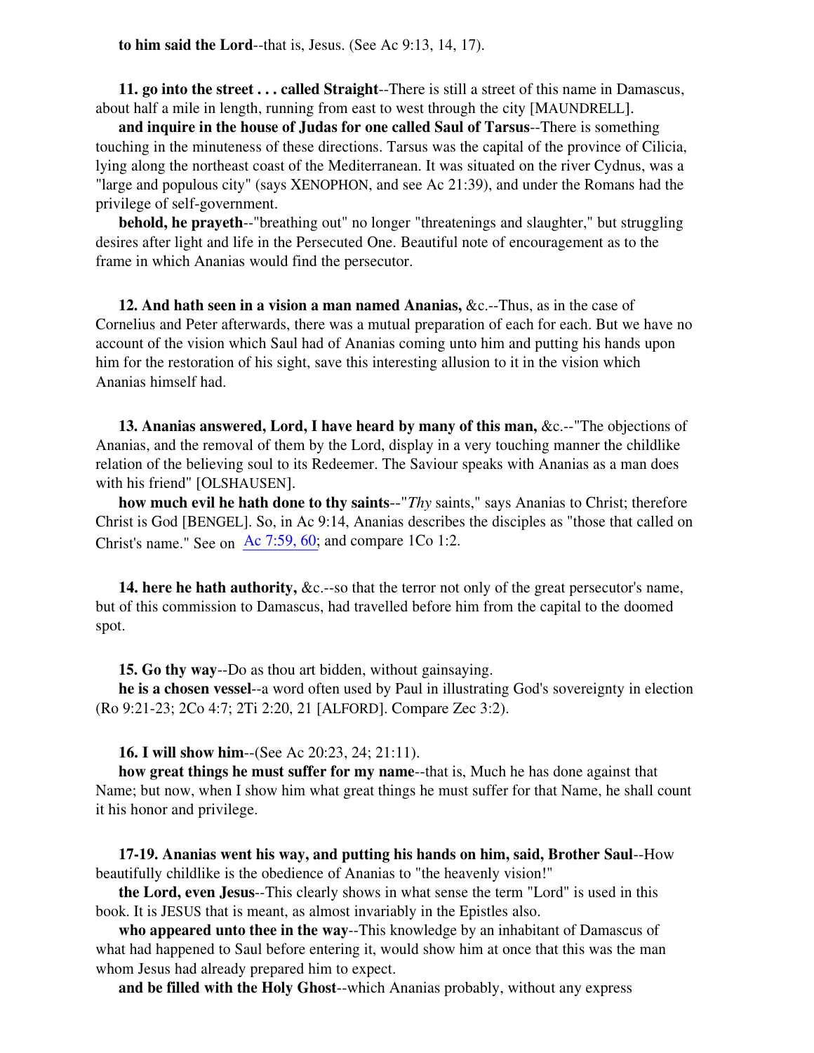**to him said the Lord**--that is, Jesus. (See Ac 9:13, 14, 17).

**11. go into the street . . . called Straight**--There is still a street of this name in Damascus, about half a mile in length, running from east to west through the city [MAUNDRELL].

**and inquire in the house of Judas for one called Saul of Tarsus**--There is something touching in the minuteness of these directions. Tarsus was the capital of the province of Cilicia, lying along the northeast coast of the Mediterranean. It was situated on the river Cydnus, was a "large and populous city" (says XENOPHON, and see Ac 21:39), and under the Romans had the privilege of self-government.

**behold, he prayeth**--"breathing out" no longer "threatenings and slaughter," but struggling desires after light and life in the Persecuted One. Beautiful note of encouragement as to the frame in which Ananias would find the persecutor.

**12. And hath seen in a vision a man named Ananias,** &c.--Thus, as in the case of Cornelius and Peter afterwards, there was a mutual preparation of each for each. But we have no account of the vision which Saul had of Ananias coming unto him and putting his hands upon him for the restoration of his sight, save this interesting allusion to it in the vision which Ananias himself had.

**13. Ananias answered, Lord, I have heard by many of this man,** &c.--"The objections of Ananias, and the removal of them by the Lord, display in a very touching manner the childlike relation of the believing soul to its Redeemer. The Saviour speaks with Ananias as a man does with his friend" [OLSHAUSEN].

**how much evil he hath done to thy saints**--"*Thy* saints," says Ananias to Christ; therefore Christ is God [BENGEL]. So, in Ac 9:14, Ananias describes the disciples as "those that called on Christ's name." See on Ac 7:59, 60; and compare 1Co 1:2.

**14. here he hath authority,** &c.--so that the terror not only of the great persecutor's name, but of this commission to Damascus, had travelled before him from the capital to the doomed spot.

**15. Go thy way**--Do as thou art bidden, without gainsaying.

**he is a chosen vessel**--a word often used by Paul in illustrating God's sovereignty in election (Ro 9:21-23; 2Co 4:7; 2Ti 2:20, 21 [ALFORD]. Compare Zec 3:2).

**16. I will show him**--(See Ac 20:23, 24; 21:11).

**how great things he must suffer for my name**--that is, Much he has done against that Name; but now, when I show him what great things he must suffer for that Name, he shall count it his honor and privilege.

**17-19. Ananias went his way, and putting his hands on him, said, Brother Saul**--How beautifully childlike is the obedience of Ananias to "the heavenly vision!"

**the Lord, even Jesus**--This clearly shows in what sense the term "Lord" is used in this book. It is JESUS that is meant, as almost invariably in the Epistles also.

**who appeared unto thee in the way**--This knowledge by an inhabitant of Damascus of what had happened to Saul before entering it, would show him at once that this was the man whom Jesus had already prepared him to expect.

**and be filled with the Holy Ghost**--which Ananias probably, without any express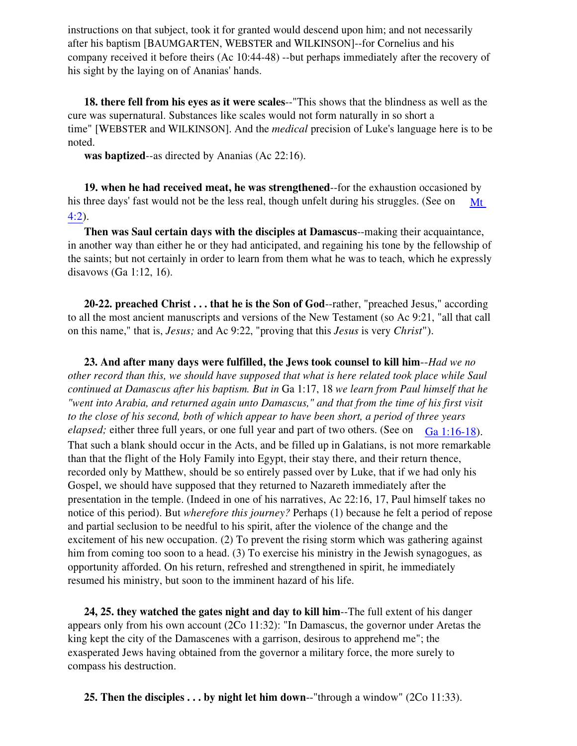instructions on that subject, took it for granted would descend upon him; and not necessarily after his baptism [BAUMGARTEN, WEBSTER and WILKINSON]--for Cornelius and his company received it before theirs (Ac 10:44-48) --but perhaps immediately after the recovery of his sight by the laying on of Ananias' hands.

**18. there fell from his eyes as it were scales**--"This shows that the blindness as well as the cure was supernatural. Substances like scales would not form naturally in so short a time" [WEBSTER and WILKINSON]. And the *medical* precision of Luke's language here is to be noted.

**was baptized**--as directed by Ananias (Ac 22:16).

**19. when he had received meat, he was strengthened**--for the exhaustion occasioned by his three days' fast would not be the less real, though unfelt during his struggles. (See on Mt 4:2).

**Then was Saul certain days with the disciples at Damascus**--making their acquaintance, in another way than either he or they had anticipated, and regaining his tone by the fellowship of the saints; but not certainly in order to learn from them what he was to teach, which he expressly disavows (Ga 1:12, 16).

**20-22. preached Christ . . . that he is the Son of God**--rather, "preached Jesus," according to all the most ancient manuscripts and versions of the New Testament (so Ac 9:21, "all that call on this name," that is, *Jesus;* and Ac 9:22, "proving that this *Jesus* is very *Christ*").

**23. And after many days were fulfilled, the Jews took counsel to kill him**--*Had we no other record than this, we should have supposed that what is here related took place while Saul continued at Damascus after his baptism. But in* Ga 1:17, 18 *we learn from Paul himself that he "went into Arabia, and returned again unto Damascus," and that from the time of his first visit to the close of his second, both of which appear to have been short, a period of three years elapsed;* either three full years, or one full year and part of two others. (See on Ga 1:16-18). That such a blank should occur in the Acts, and be filled up in Galatians, is not more remarkable than that the flight of the Holy Family into Egypt, their stay there, and their return thence, recorded only by Matthew, should be so entirely passed over by Luke, that if we had only his Gospel, we should have supposed that they returned to Nazareth immediately after the presentation in the temple. (Indeed in one of his narratives, Ac 22:16, 17, Paul himself takes no notice of this period). But *wherefore this journey?* Perhaps (1) because he felt a period of repose and partial seclusion to be needful to his spirit, after the violence of the change and the excitement of his new occupation. (2) To prevent the rising storm which was gathering against him from coming too soon to a head. (3) To exercise his ministry in the Jewish synagogues, as opportunity afforded. On his return, refreshed and strengthened in spirit, he immediately resumed his ministry, but soon to the imminent hazard of his life.

**24, 25. they watched the gates night and day to kill him**--The full extent of his danger appears only from his own account (2Co 11:32): "In Damascus, the governor under Aretas the king kept the city of the Damascenes with a garrison, desirous to apprehend me"; the exasperated Jews having obtained from the governor a military force, the more surely to compass his destruction.

**25. Then the disciples . . . by night let him down**--"through a window" (2Co 11:33).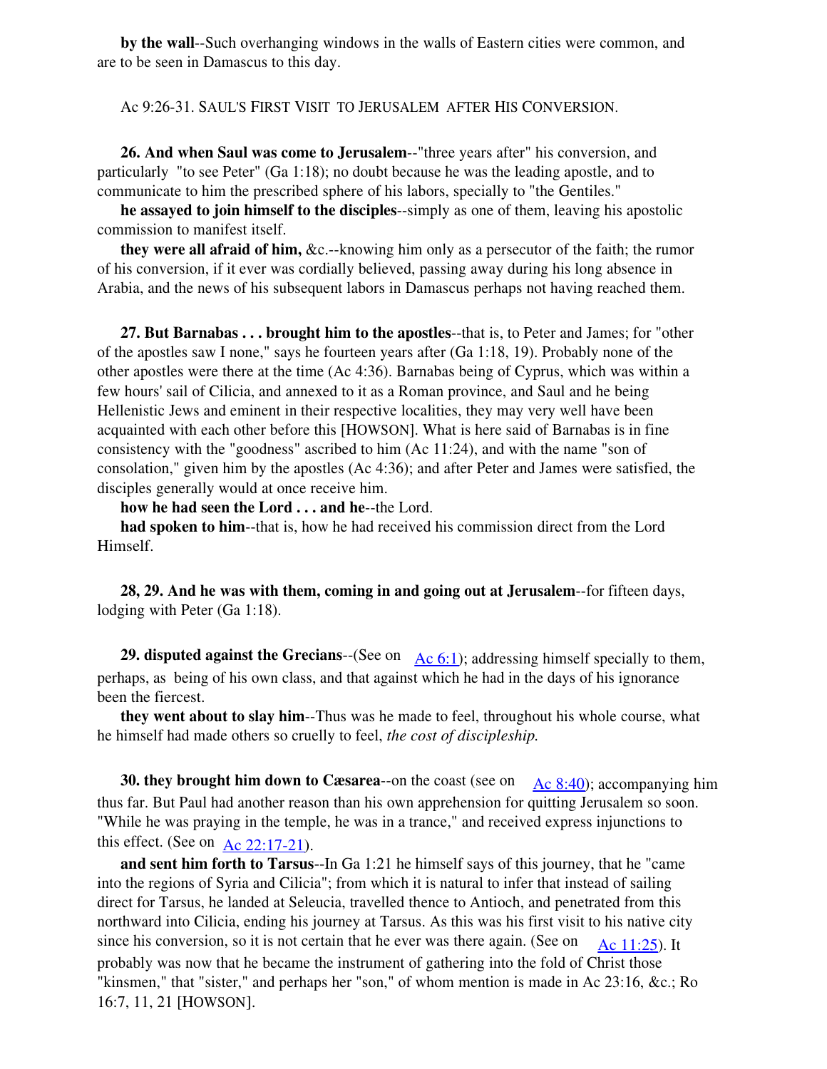**by the wall**--Such overhanging windows in the walls of Eastern cities were common, and are to be seen in Damascus to this day.

Ac 9:26-31. SAUL'S FIRST VISIT TO JERUSALEM AFTER HIS CONVERSION.

**26. And when Saul was come to Jerusalem**--"three years after" his conversion, and particularly "to see Peter" (Ga 1:18); no doubt because he was the leading apostle, and to communicate to him the prescribed sphere of his labors, specially to "the Gentiles."

**he assayed to join himself to the disciples**--simply as one of them, leaving his apostolic commission to manifest itself.

**they were all afraid of him,** &c.--knowing him only as a persecutor of the faith; the rumor of his conversion, if it ever was cordially believed, passing away during his long absence in Arabia, and the news of his subsequent labors in Damascus perhaps not having reached them.

**27. But Barnabas . . . brought him to the apostles**--that is, to Peter and James; for "other of the apostles saw I none," says he fourteen years after (Ga 1:18, 19). Probably none of the other apostles were there at the time (Ac 4:36). Barnabas being of Cyprus, which was within a few hours' sail of Cilicia, and annexed to it as a Roman province, and Saul and he being Hellenistic Jews and eminent in their respective localities, they may very well have been acquainted with each other before this [HOWSON]. What is here said of Barnabas is in fine consistency with the "goodness" ascribed to him (Ac 11:24), and with the name "son of consolation," given him by the apostles (Ac 4:36); and after Peter and James were satisfied, the disciples generally would at once receive him.

**how he had seen the Lord . . . and he**--the Lord.

**had spoken to him**--that is, how he had received his commission direct from the Lord Himself.

**28, 29. And he was with them, coming in and going out at Jerusalem**--for fifteen days, lodging with Peter (Ga 1:18).

**29. disputed against the Grecians**--(See on Ac 6:1); addressing himself specially to them, perhaps, as being of his own class, and that against which he had in the days of his ignorance been the fiercest.

**they went about to slay him**--Thus was he made to feel, throughout his whole course, what he himself had made others so cruelly to feel, *the cost of discipleship.*

**30. they brought him down to Cæsarea**--on the coast (see on Ac 8:40); accompanying him thus far. But Paul had another reason than his own apprehension for quitting Jerusalem so soon. "While he was praying in the temple, he was in a trance," and received express injunctions to this effect. (See on Ac 22:17-21).

**and sent him forth to Tarsus**--In Ga 1:21 he himself says of this journey, that he "came into the regions of Syria and Cilicia"; from which it is natural to infer that instead of sailing direct for Tarsus, he landed at Seleucia, travelled thence to Antioch, and penetrated from this northward into Cilicia, ending his journey at Tarsus. As this was his first visit to his native city since his conversion, so it is not certain that he ever was there again. (See on Ac 11:25). It probably was now that he became the instrument of gathering into the fold of Christ those "kinsmen," that "sister," and perhaps her "son," of whom mention is made in Ac 23:16, &c.; Ro 16:7, 11, 21 [HOWSON].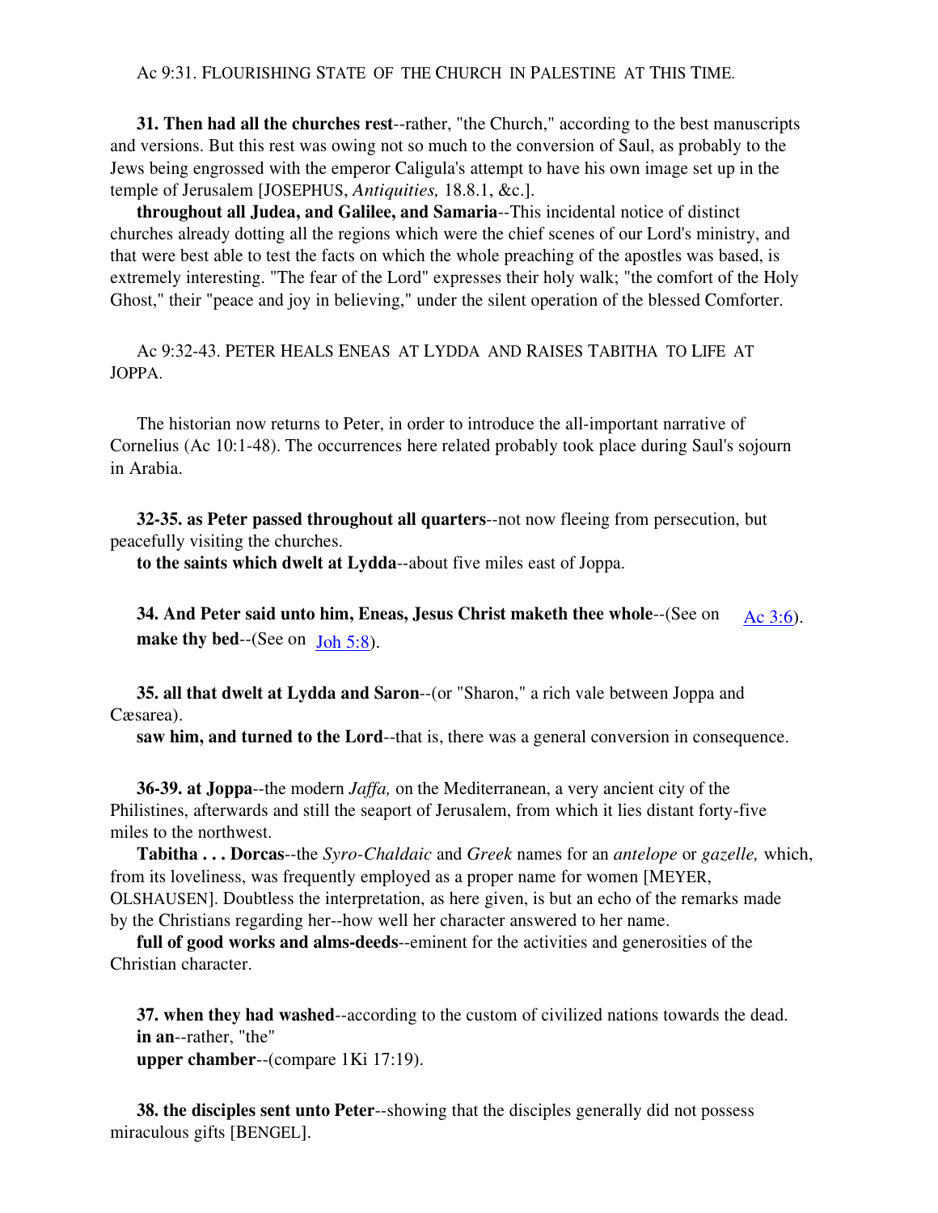Ac 9:31. FLOURISHING STATE OF THE CHURCH IN PALESTINE AT THIS TIME.

**31. Then had all the churches rest**--rather, "the Church," according to the best manuscripts and versions. But this rest was owing not so much to the conversion of Saul, as probably to the Jews being engrossed with the emperor Caligula's attempt to have his own image set up in the temple of Jerusalem [JOSEPHUS, *Antiquities,* 18.8.1, &c.].

**throughout all Judea, and Galilee, and Samaria**--This incidental notice of distinct churches already dotting all the regions which were the chief scenes of our Lord's ministry, and that were best able to test the facts on which the whole preaching of the apostles was based, is extremely interesting. "The fear of the Lord" expresses their holy walk; "the comfort of the Holy Ghost," their "peace and joy in believing," under the silent operation of the blessed Comforter.

Ac 9:32-43. PETER HEALS ENEAS AT LYDDA AND RAISES TABITHA TO LIFE AT JOPPA.

The historian now returns to Peter, in order to introduce the all-important narrative of Cornelius (Ac 10:1-48). The occurrences here related probably took place during Saul's sojourn in Arabia.

**32-35. as Peter passed throughout all quarters**--not now fleeing from persecution, but peacefully visiting the churches.

**to the saints which dwelt at Lydda**--about five miles east of Joppa.

**34. And Peter said unto him, Eneas, Jesus Christ maketh thee whole**--(See on Ac 3:6).

**make thy bed**--(See on Joh 5:8).

**35. all that dwelt at Lydda and Saron**--(or "Sharon," a rich vale between Joppa and Cæsarea).

**saw him, and turned to the Lord**--that is, there was a general conversion in consequence.

**36-39. at Joppa**--the modern *Jaffa,* on the Mediterranean, a very ancient city of the Philistines, afterwards and still the seaport of Jerusalem, from which it lies distant forty-five miles to the northwest.

**Tabitha . . . Dorcas**--the *Syro-Chaldaic* and *Greek* names for an *antelope* or *gazelle,* which, from its loveliness, was frequently employed as a proper name for women [MEYER, OLSHAUSEN]. Doubtless the interpretation, as here given, is but an echo of the remarks made by the Christians regarding her--how well her character answered to her name.

**full of good works and alms-deeds**--eminent for the activities and generosities of the Christian character.

**37. when they had washed**--according to the custom of civilized nations towards the dead.

**in an**--rather, "the"

**upper chamber**--(compare 1Ki 17:19).

**38. the disciples sent unto Peter**--showing that the disciples generally did not possess miraculous gifts [BENGEL].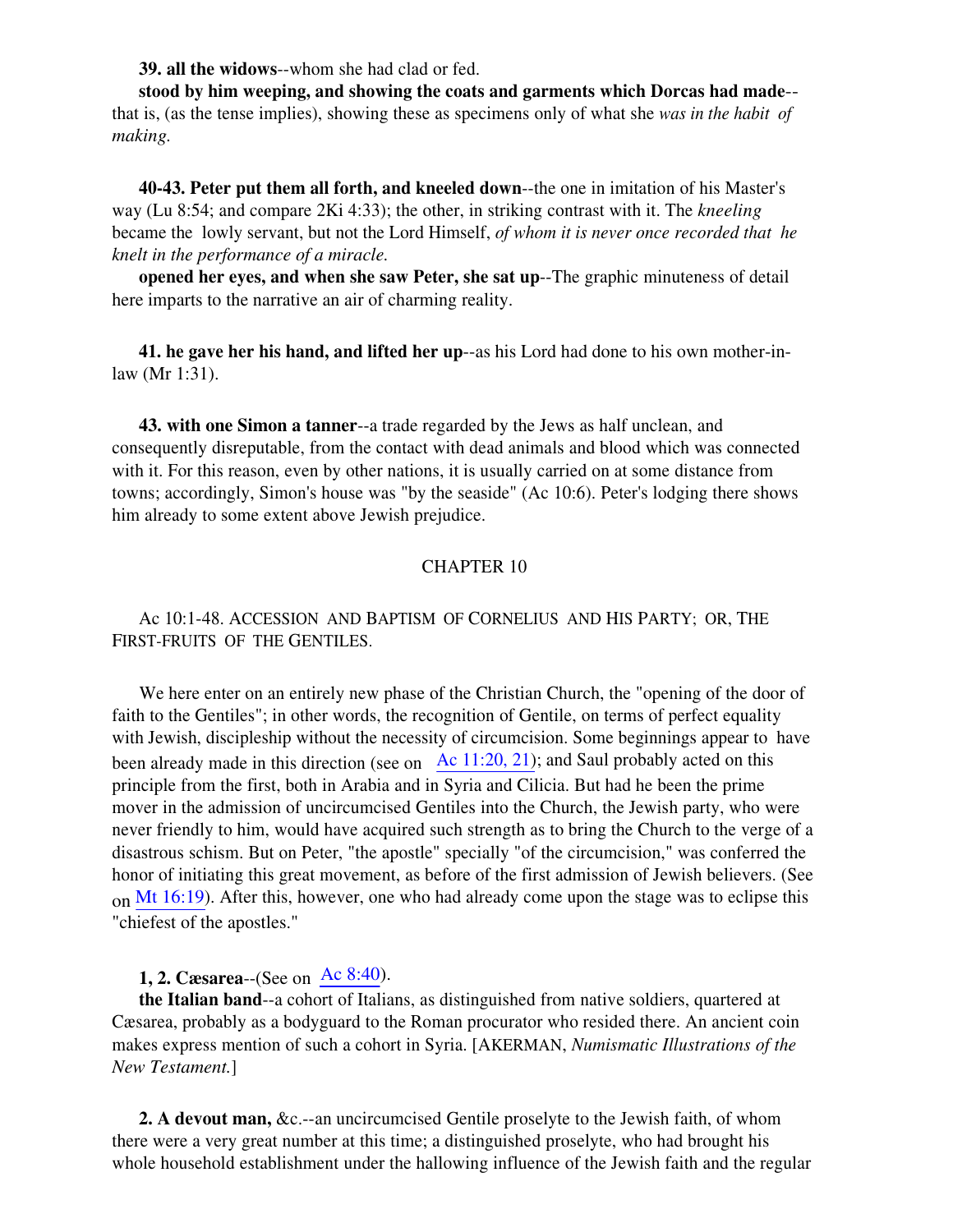**39. all the widows**--whom she had clad or fed.

**stood by him weeping, and showing the coats and garments which Dorcas had made**--that is, (as the tense implies), showing these as specimens only of what she *was in the habit of making.*

**40-43. Peter put them all forth, and kneeled down**--the one in imitation of his Master's way (Lu 8:54; and compare 2Ki 4:33); the other, in striking contrast with it. The *kneeling* became the lowly servant, but not the Lord Himself, *of whom it is never once recorded that he knelt in the performance of a miracle.*

**opened her eyes, and when she saw Peter, she sat up**--The graphic minuteness of detail here imparts to the narrative an air of charming reality.

**41. he gave her his hand, and lifted her up**--as his Lord had done to his own mother-in-law (Mr 1:31).

**43. with one Simon a tanner**--a trade regarded by the Jews as half unclean, and consequently disreputable, from the contact with dead animals and blood which was connected with it. For this reason, even by other nations, it is usually carried on at some distance from towns; accordingly, Simon's house was "by the seaside" (Ac 10:6). Peter's lodging there shows him already to some extent above Jewish prejudice.

## CHAPTER 10

Ac 10:1-48. ACCESSION AND BAPTISM OF CORNELIUS AND HIS PARTY; OR, THE FIRST-FRUITS OF THE GENTILES.

We here enter on an entirely new phase of the Christian Church, the "opening of the door of faith to the Gentiles"; in other words, the recognition of Gentile, on terms of perfect equality with Jewish, discipleship without the necessity of circumcision. Some beginnings appear to have been already made in this direction (see on Ac 11:20, 21); and Saul probably acted on this principle from the first, both in Arabia and in Syria and Cilicia. But had he been the prime mover in the admission of uncircumcised Gentiles into the Church, the Jewish party, who were never friendly to him, would have acquired such strength as to bring the Church to the verge of a disastrous schism. But on Peter, "the apostle" specially "of the circumcision," was conferred the honor of initiating this great movement, as before of the first admission of Jewish believers. (See on Mt 16:19). After this, however, one who had already come upon the stage was to eclipse this "chiefest of the apostles."

**1, 2. Cæsarea**--(See on Ac 8:40).

**the Italian band**--a cohort of Italians, as distinguished from native soldiers, quartered at Cæsarea, probably as a bodyguard to the Roman procurator who resided there. An ancient coin makes express mention of such a cohort in Syria. [AKERMAN, *Numismatic Illustrations of the New Testament.*]

**2. A devout man,** &c.--an uncircumcised Gentile proselyte to the Jewish faith, of whom there were a very great number at this time; a distinguished proselyte, who had brought his whole household establishment under the hallowing influence of the Jewish faith and the regular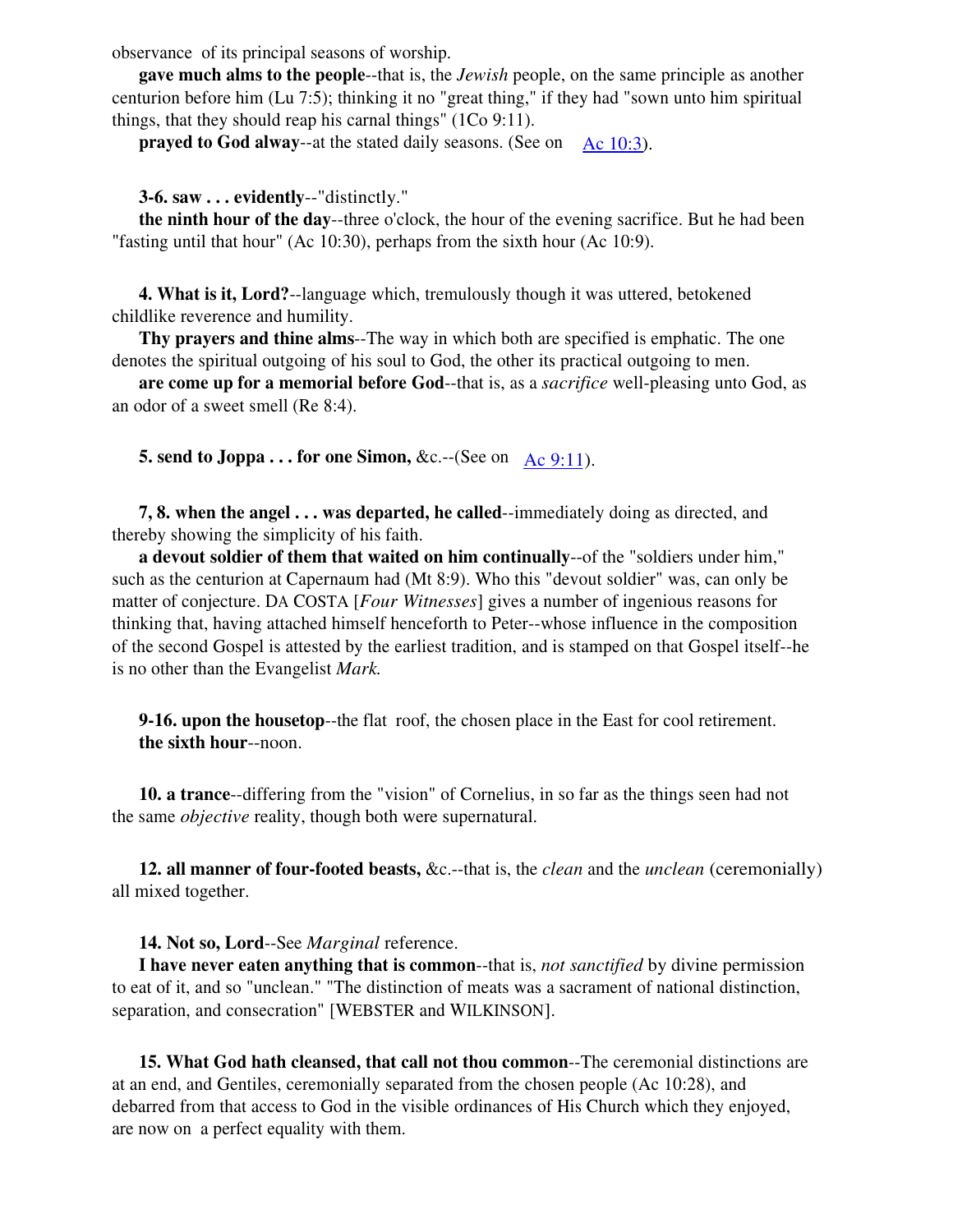observance of its principal seasons of worship.

**gave much alms to the people**--that is, the *Jewish* people, on the same principle as another centurion before him (Lu 7:5); thinking it no "great thing," if they had "sown unto him spiritual things, that they should reap his carnal things" (1Co 9:11).

**prayed to God alway**--at the stated daily seasons. (See on Ac 10:3).

**3-6. saw . . . evidently**--"distinctly."

**the ninth hour of the day**--three o'clock, the hour of the evening sacrifice. But he had been "fasting until that hour" (Ac 10:30), perhaps from the sixth hour (Ac 10:9).

**4. What is it, Lord?**--language which, tremulously though it was uttered, betokened childlike reverence and humility.

**Thy prayers and thine alms**--The way in which both are specified is emphatic. The one denotes the spiritual outgoing of his soul to God, the other its practical outgoing to men.

**are come up for a memorial before God**--that is, as a *sacrifice* well-pleasing unto God, as an odor of a sweet smell (Re 8:4).

**5. send to Joppa . . . for one Simon,** &c.--(See on Ac 9:11).

**7, 8. when the angel . . . was departed, he called**--immediately doing as directed, and thereby showing the simplicity of his faith.

**a devout soldier of them that waited on him continually**--of the "soldiers under him," such as the centurion at Capernaum had (Mt 8:9). Who this "devout soldier" was, can only be matter of conjecture. DA COSTA [*Four Witnesses*] gives a number of ingenious reasons for thinking that, having attached himself henceforth to Peter--whose influence in the composition of the second Gospel is attested by the earliest tradition, and is stamped on that Gospel itself--he is no other than the Evangelist *Mark.*

**9-16. upon the housetop**--the flat roof, the chosen place in the East for cool retirement.
**the sixth hour**--noon.

**10. a trance**--differing from the "vision" of Cornelius, in so far as the things seen had not the same *objective* reality, though both were supernatural.

**12. all manner of four-footed beasts,** &c.--that is, the *clean* and the *unclean* (ceremonially) all mixed together.

**14. Not so, Lord**--See *Marginal* reference.

**I have never eaten anything that is common**--that is, *not sanctified* by divine permission to eat of it, and so "unclean." "The distinction of meats was a sacrament of national distinction, separation, and consecration" [WEBSTER and WILKINSON].

**15. What God hath cleansed, that call not thou common**--The ceremonial distinctions are at an end, and Gentiles, ceremonially separated from the chosen people (Ac 10:28), and debarred from that access to God in the visible ordinances of His Church which they enjoyed, are now on a perfect equality with them.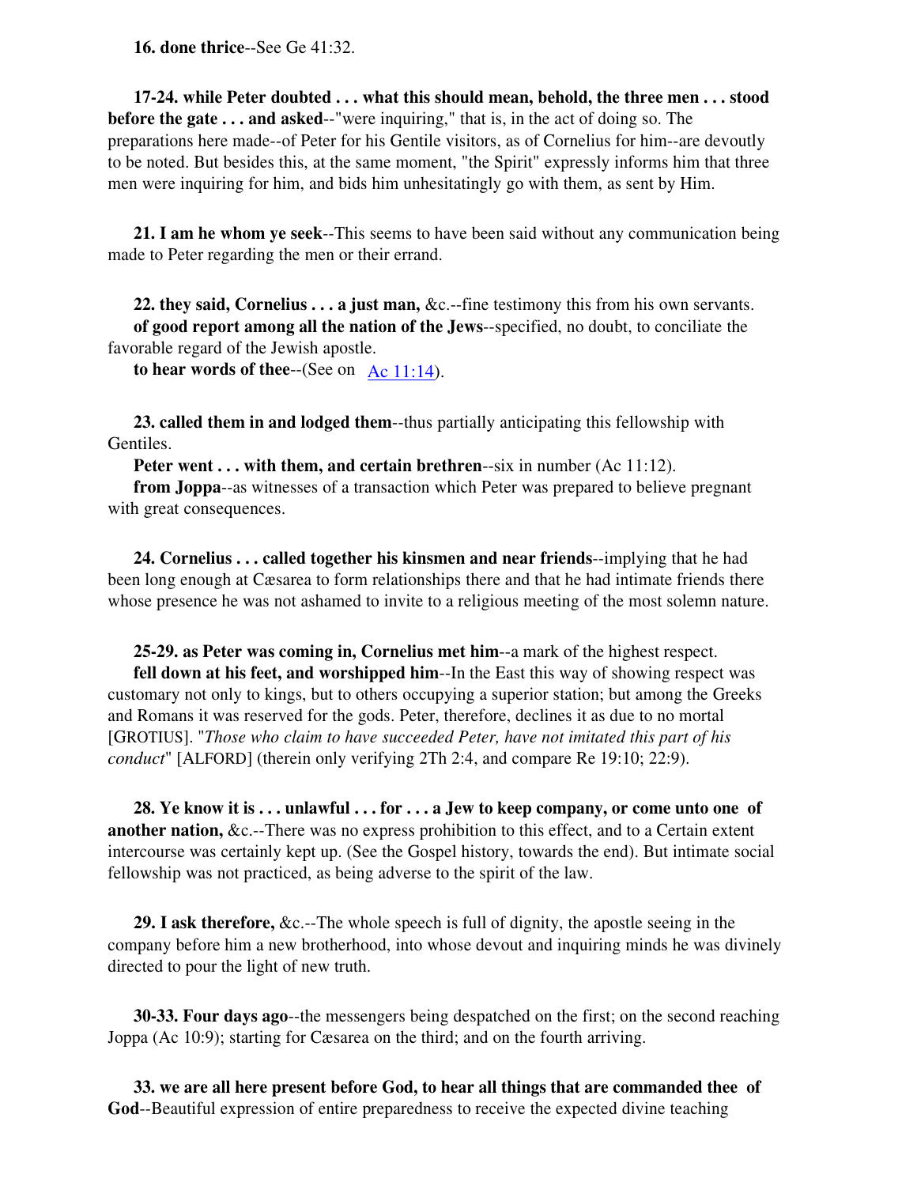**16. done thrice**--See Ge 41:32.

**17-24. while Peter doubted . . . what this should mean, behold, the three men . . . stood before the gate . . . and asked**--"were inquiring," that is, in the act of doing so. The preparations here made--of Peter for his Gentile visitors, as of Cornelius for him--are devoutly to be noted. But besides this, at the same moment, "the Spirit" expressly informs him that three men were inquiring for him, and bids him unhesitatingly go with them, as sent by Him.

**21. I am he whom ye seek**--This seems to have been said without any communication being made to Peter regarding the men or their errand.

**22. they said, Cornelius . . . a just man,** &c.--fine testimony this from his own servants.

**of good report among all the nation of the Jews**--specified, no doubt, to conciliate the favorable regard of the Jewish apostle.

**to hear words of thee**--(See on Ac 11:14).

**23. called them in and lodged them**--thus partially anticipating this fellowship with Gentiles.

**Peter went . . . with them, and certain brethren**--six in number (Ac 11:12).

**from Joppa**--as witnesses of a transaction which Peter was prepared to believe pregnant with great consequences.

**24. Cornelius . . . called together his kinsmen and near friends**--implying that he had been long enough at Cæsarea to form relationships there and that he had intimate friends there whose presence he was not ashamed to invite to a religious meeting of the most solemn nature.

**25-29. as Peter was coming in, Cornelius met him**--a mark of the highest respect.

**fell down at his feet, and worshipped him**--In the East this way of showing respect was customary not only to kings, but to others occupying a superior station; but among the Greeks and Romans it was reserved for the gods. Peter, therefore, declines it as due to no mortal [GROTIUS]. "*Those who claim to have succeeded Peter, have not imitated this part of his conduct*" [ALFORD] (therein only verifying 2Th 2:4, and compare Re 19:10; 22:9).

**28. Ye know it is . . . unlawful . . . for . . . a Jew to keep company, or come unto one of another nation,** &c.--There was no express prohibition to this effect, and to a Certain extent intercourse was certainly kept up. (See the Gospel history, towards the end). But intimate social fellowship was not practiced, as being adverse to the spirit of the law.

**29. I ask therefore,** &c.--The whole speech is full of dignity, the apostle seeing in the company before him a new brotherhood, into whose devout and inquiring minds he was divinely directed to pour the light of new truth.

**30-33. Four days ago**--the messengers being despatched on the first; on the second reaching Joppa (Ac 10:9); starting for Cæsarea on the third; and on the fourth arriving.

**33. we are all here present before God, to hear all things that are commanded thee of God**--Beautiful expression of entire preparedness to receive the expected divine teaching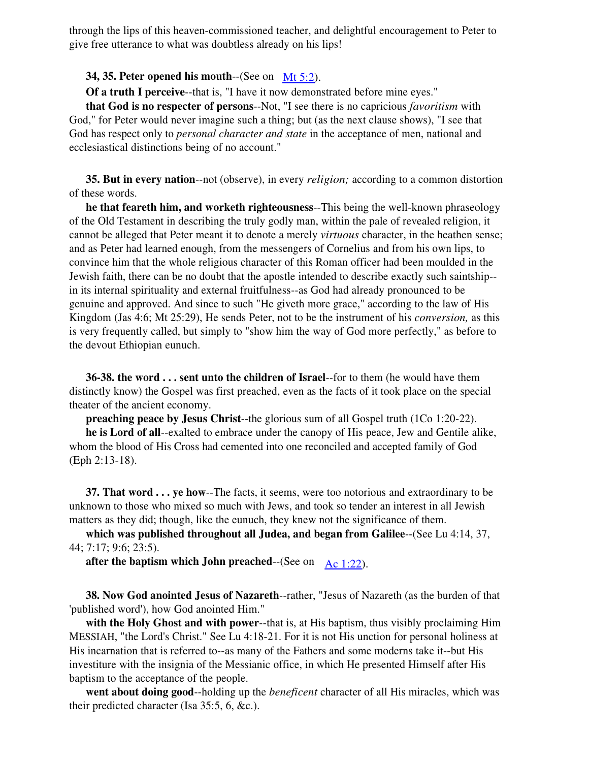through the lips of this heaven-commissioned teacher, and delightful encouragement to Peter to give free utterance to what was doubtless already on his lips!

**34, 35. Peter opened his mouth**--(See on Mt 5:2).

**Of a truth I perceive**--that is, "I have it now demonstrated before mine eyes."

**that God is no respecter of persons**--Not, "I see there is no capricious *favoritism* with God," for Peter would never imagine such a thing; but (as the next clause shows), "I see that God has respect only to *personal character and state* in the acceptance of men, national and ecclesiastical distinctions being of no account."

**35. But in every nation**--not (observe), in every *religion;* according to a common distortion of these words.

**he that feareth him, and worketh righteousness**--This being the well-known phraseology of the Old Testament in describing the truly godly man, within the pale of revealed religion, it cannot be alleged that Peter meant it to denote a merely *virtuous* character, in the heathen sense; and as Peter had learned enough, from the messengers of Cornelius and from his own lips, to convince him that the whole religious character of this Roman officer had been moulded in the Jewish faith, there can be no doubt that the apostle intended to describe exactly such saintship--in its internal spirituality and external fruitfulness--as God had already pronounced to be genuine and approved. And since to such "He giveth more grace," according to the law of His Kingdom (Jas 4:6; Mt 25:29), He sends Peter, not to be the instrument of his *conversion,* as this is very frequently called, but simply to "show him the way of God more perfectly," as before to the devout Ethiopian eunuch.

**36-38. the word . . . sent unto the children of Israel**--for to them (he would have them distinctly know) the Gospel was first preached, even as the facts of it took place on the special theater of the ancient economy.

**preaching peace by Jesus Christ**--the glorious sum of all Gospel truth (1Co 1:20-22).

**he is Lord of all**--exalted to embrace under the canopy of His peace, Jew and Gentile alike, whom the blood of His Cross had cemented into one reconciled and accepted family of God (Eph 2:13-18).

**37. That word . . . ye how**--The facts, it seems, were too notorious and extraordinary to be unknown to those who mixed so much with Jews, and took so tender an interest in all Jewish matters as they did; though, like the eunuch, they knew not the significance of them.

**which was published throughout all Judea, and began from Galilee**--(See Lu 4:14, 37, 44; 7:17; 9:6; 23:5).

**after the baptism which John preached**--(See on Ac 1:22).

**38. Now God anointed Jesus of Nazareth**--rather, "Jesus of Nazareth (as the burden of that 'published word'), how God anointed Him."

**with the Holy Ghost and with power**--that is, at His baptism, thus visibly proclaiming Him MESSIAH, "the Lord's Christ." See Lu 4:18-21. For it is not His unction for personal holiness at His incarnation that is referred to--as many of the Fathers and some moderns take it--but His investiture with the insignia of the Messianic office, in which He presented Himself after His baptism to the acceptance of the people.

**went about doing good**--holding up the *beneficent* character of all His miracles, which was their predicted character (Isa 35:5, 6, &c.).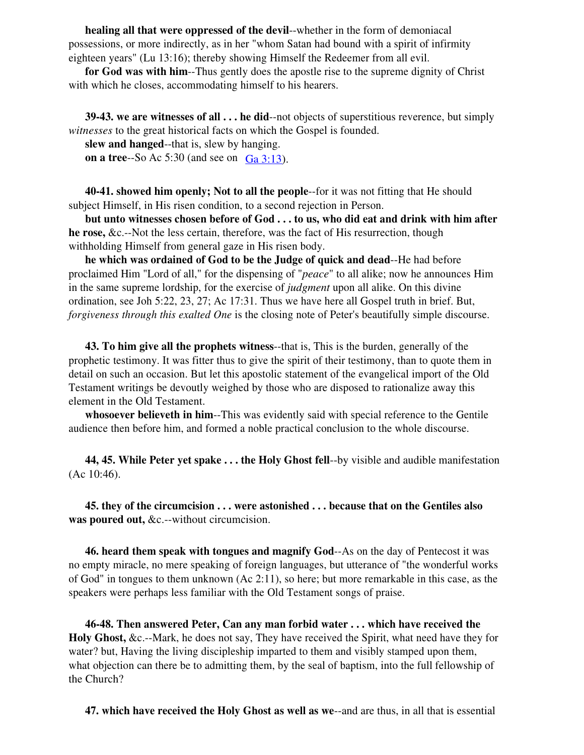**healing all that were oppressed of the devil**--whether in the form of demoniacal possessions, or more indirectly, as in her "whom Satan had bound with a spirit of infirmity eighteen years" (Lu 13:16); thereby showing Himself the Redeemer from all evil.

**for God was with him**--Thus gently does the apostle rise to the supreme dignity of Christ with which he closes, accommodating himself to his hearers.

**39-43. we are witnesses of all . . . he did**--not objects of superstitious reverence, but simply *witnesses* to the great historical facts on which the Gospel is founded.

**slew and hanged**--that is, slew by hanging.

**on a tree**--So Ac 5:30 (and see on Ga 3:13).

**40-41. showed him openly; Not to all the people**--for it was not fitting that He should subject Himself, in His risen condition, to a second rejection in Person.

**but unto witnesses chosen before of God . . . to us, who did eat and drink with him after he rose,** &c.--Not the less certain, therefore, was the fact of His resurrection, though withholding Himself from general gaze in His risen body.

**he which was ordained of God to be the Judge of quick and dead**--He had before proclaimed Him "Lord of all," for the dispensing of "*peace*" to all alike; now he announces Him in the same supreme lordship, for the exercise of *judgment* upon all alike. On this divine ordination, see Joh 5:22, 23, 27; Ac 17:31. Thus we have here all Gospel truth in brief. But, *forgiveness through this exalted One* is the closing note of Peter's beautifully simple discourse.

**43. To him give all the prophets witness**--that is, This is the burden, generally of the prophetic testimony. It was fitter thus to give the spirit of their testimony, than to quote them in detail on such an occasion. But let this apostolic statement of the evangelical import of the Old Testament writings be devoutly weighed by those who are disposed to rationalize away this element in the Old Testament.

**whosoever believeth in him**--This was evidently said with special reference to the Gentile audience then before him, and formed a noble practical conclusion to the whole discourse.

**44, 45. While Peter yet spake . . . the Holy Ghost fell**--by visible and audible manifestation (Ac 10:46).

**45. they of the circumcision . . . were astonished . . . because that on the Gentiles also was poured out,** &c.--without circumcision.

**46. heard them speak with tongues and magnify God**--As on the day of Pentecost it was no empty miracle, no mere speaking of foreign languages, but utterance of "the wonderful works of God" in tongues to them unknown (Ac 2:11), so here; but more remarkable in this case, as the speakers were perhaps less familiar with the Old Testament songs of praise.

**46-48. Then answered Peter, Can any man forbid water . . . which have received the Holy Ghost,** &c.--Mark, he does not say, They have received the Spirit, what need have they for water? but, Having the living discipleship imparted to them and visibly stamped upon them, what objection can there be to admitting them, by the seal of baptism, into the full fellowship of the Church?

**47. which have received the Holy Ghost as well as we**--and are thus, in all that is essential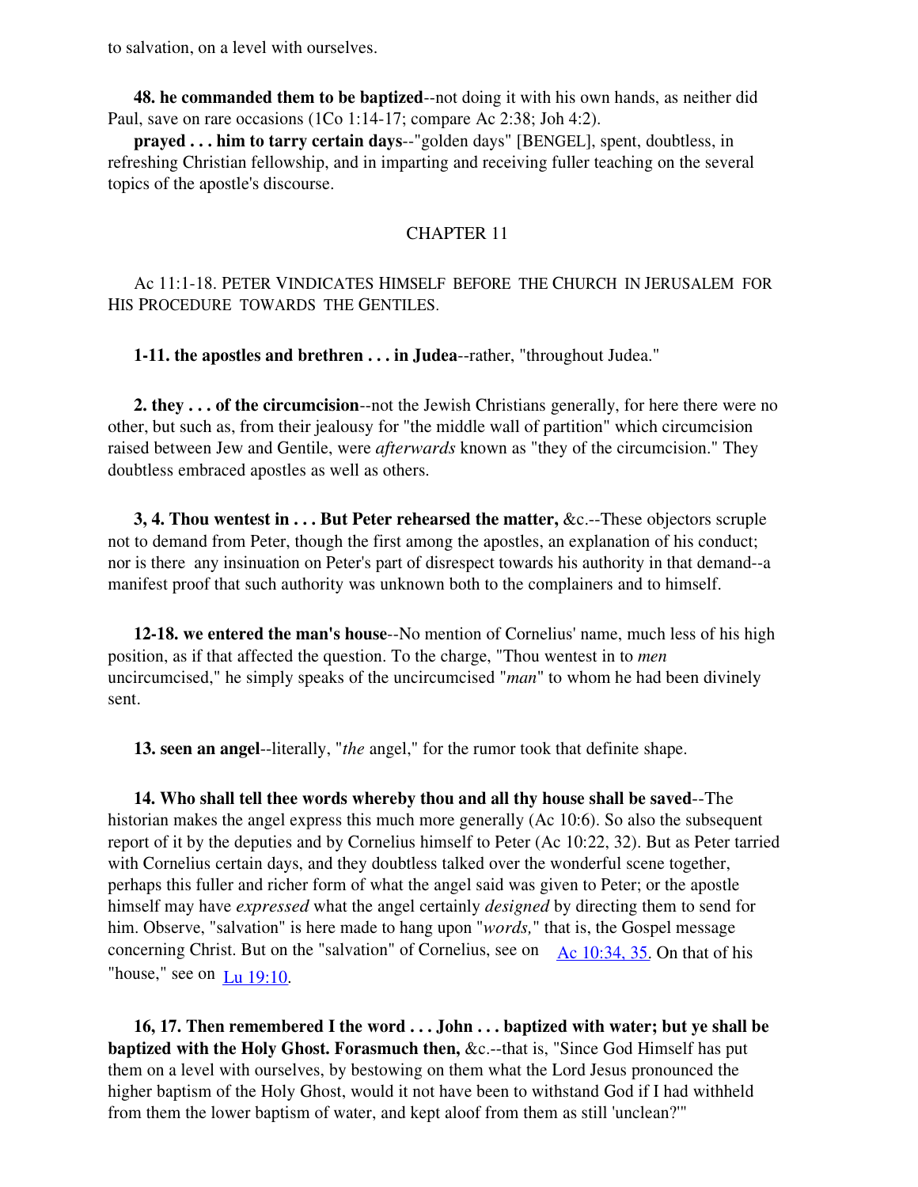to salvation, on a level with ourselves.

**48. he commanded them to be baptized**--not doing it with his own hands, as neither did Paul, save on rare occasions (1Co 1:14-17; compare Ac 2:38; Joh 4:2).

**prayed . . . him to tarry certain days**--"golden days" [BENGEL], spent, doubtless, in refreshing Christian fellowship, and in imparting and receiving fuller teaching on the several topics of the apostle's discourse.

## CHAPTER 11

Ac 11:1-18. PETER VINDICATES HIMSELF BEFORE THE CHURCH IN JERUSALEM FOR HIS PROCEDURE TOWARDS THE GENTILES.

**1-11. the apostles and brethren . . . in Judea**--rather, "throughout Judea."

**2. they . . . of the circumcision**--not the Jewish Christians generally, for here there were no other, but such as, from their jealousy for "the middle wall of partition" which circumcision raised between Jew and Gentile, were *afterwards* known as "they of the circumcision." They doubtless embraced apostles as well as others.

**3, 4. Thou wentest in . . . But Peter rehearsed the matter,** &c.--These objectors scruple not to demand from Peter, though the first among the apostles, an explanation of his conduct; nor is there any insinuation on Peter's part of disrespect towards his authority in that demand--a manifest proof that such authority was unknown both to the complainers and to himself.

**12-18. we entered the man's house**--No mention of Cornelius' name, much less of his high position, as if that affected the question. To the charge, "Thou wentest in to *men* uncircumcised," he simply speaks of the uncircumcised "*man*" to whom he had been divinely sent.

**13. seen an angel**--literally, "*the* angel," for the rumor took that definite shape.

**14. Who shall tell thee words whereby thou and all thy house shall be saved**--The historian makes the angel express this much more generally (Ac 10:6). So also the subsequent report of it by the deputies and by Cornelius himself to Peter (Ac 10:22, 32). But as Peter tarried with Cornelius certain days, and they doubtless talked over the wonderful scene together, perhaps this fuller and richer form of what the angel said was given to Peter; or the apostle himself may have *expressed* what the angel certainly *designed* by directing them to send for him. Observe, "salvation" is here made to hang upon "*words,*" that is, the Gospel message concerning Christ. But on the "salvation" of Cornelius, see on Ac 10:34, 35. On that of his "house," see on Lu 19:10.

**16, 17. Then remembered I the word . . . John . . . baptized with water; but ye shall be baptized with the Holy Ghost. Forasmuch then,** &c.--that is, "Since God Himself has put them on a level with ourselves, by bestowing on them what the Lord Jesus pronounced the higher baptism of the Holy Ghost, would it not have been to withstand God if I had withheld from them the lower baptism of water, and kept aloof from them as still 'unclean?'"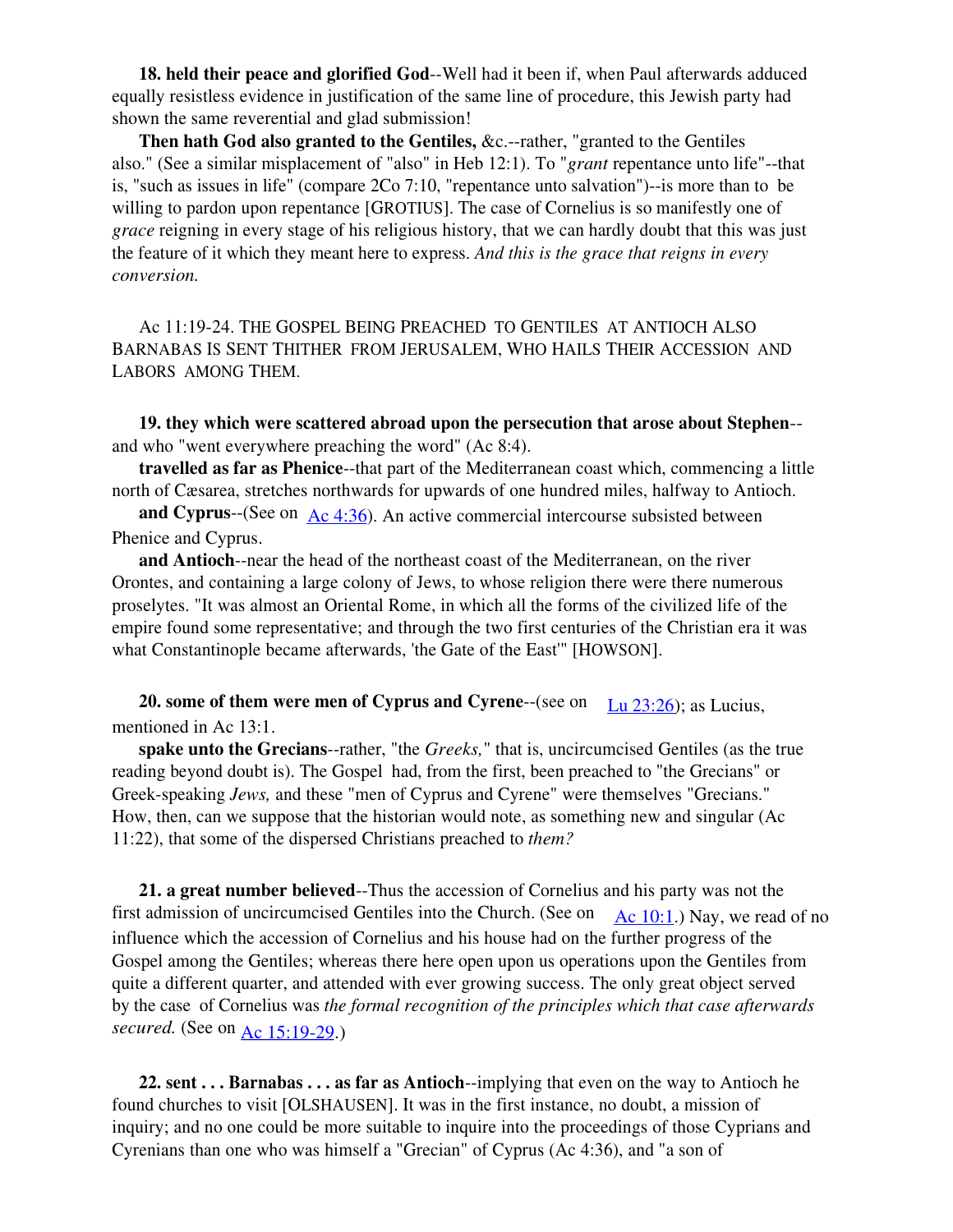**18. held their peace and glorified God**--Well had it been if, when Paul afterwards adduced equally resistless evidence in justification of the same line of procedure, this Jewish party had shown the same reverential and glad submission!

**Then hath God also granted to the Gentiles,** &c.--rather, "granted to the Gentiles also." (See a similar misplacement of "also" in Heb 12:1). To "*grant* repentance unto life"--that is, "such as issues in life" (compare 2Co 7:10, "repentance unto salvation")--is more than to be willing to pardon upon repentance [GROTIUS]. The case of Cornelius is so manifestly one of *grace* reigning in every stage of his religious history, that we can hardly doubt that this was just the feature of it which they meant here to express. *And this is the grace that reigns in every conversion.*

Ac 11:19-24. THE GOSPEL BEING PREACHED TO GENTILES AT ANTIOCH ALSO BARNABAS IS SENT THITHER FROM JERUSALEM, WHO HAILS THEIR ACCESSION AND LABORS AMONG THEM.

**19. they which were scattered abroad upon the persecution that arose about Stephen**--and who "went everywhere preaching the word" (Ac 8:4).

**travelled as far as Phenice**--that part of the Mediterranean coast which, commencing a little north of Cæsarea, stretches northwards for upwards of one hundred miles, halfway to Antioch.

**and Cyprus**--(See on Ac 4:36). An active commercial intercourse subsisted between Phenice and Cyprus.

**and Antioch**--near the head of the northeast coast of the Mediterranean, on the river Orontes, and containing a large colony of Jews, to whose religion there were there numerous proselytes. "It was almost an Oriental Rome, in which all the forms of the civilized life of the empire found some representative; and through the two first centuries of the Christian era it was what Constantinople became afterwards, 'the Gate of the East'" [HOWSON].

**20. some of them were men of Cyprus and Cyrene**--(see on Lu 23:26); as Lucius, mentioned in Ac 13:1.

**spake unto the Grecians**--rather, "the *Greeks,*" that is, uncircumcised Gentiles (as the true reading beyond doubt is). The Gospel had, from the first, been preached to "the Grecians" or Greek-speaking *Jews,* and these "men of Cyprus and Cyrene" were themselves "Grecians." How, then, can we suppose that the historian would note, as something new and singular (Ac 11:22), that some of the dispersed Christians preached to *them?*

**21. a great number believed**--Thus the accession of Cornelius and his party was not the first admission of uncircumcised Gentiles into the Church. (See on Ac 10:1.) Nay, we read of no influence which the accession of Cornelius and his house had on the further progress of the Gospel among the Gentiles; whereas there here open upon us operations upon the Gentiles from quite a different quarter, and attended with ever growing success. The only great object served by the case of Cornelius was *the formal recognition of the principles which that case afterwards secured.* (See on Ac 15:19-29.)

**22. sent . . . Barnabas . . . as far as Antioch**--implying that even on the way to Antioch he found churches to visit [OLSHAUSEN]. It was in the first instance, no doubt, a mission of inquiry; and no one could be more suitable to inquire into the proceedings of those Cyprians and Cyrenians than one who was himself a "Grecian" of Cyprus (Ac 4:36), and "a son of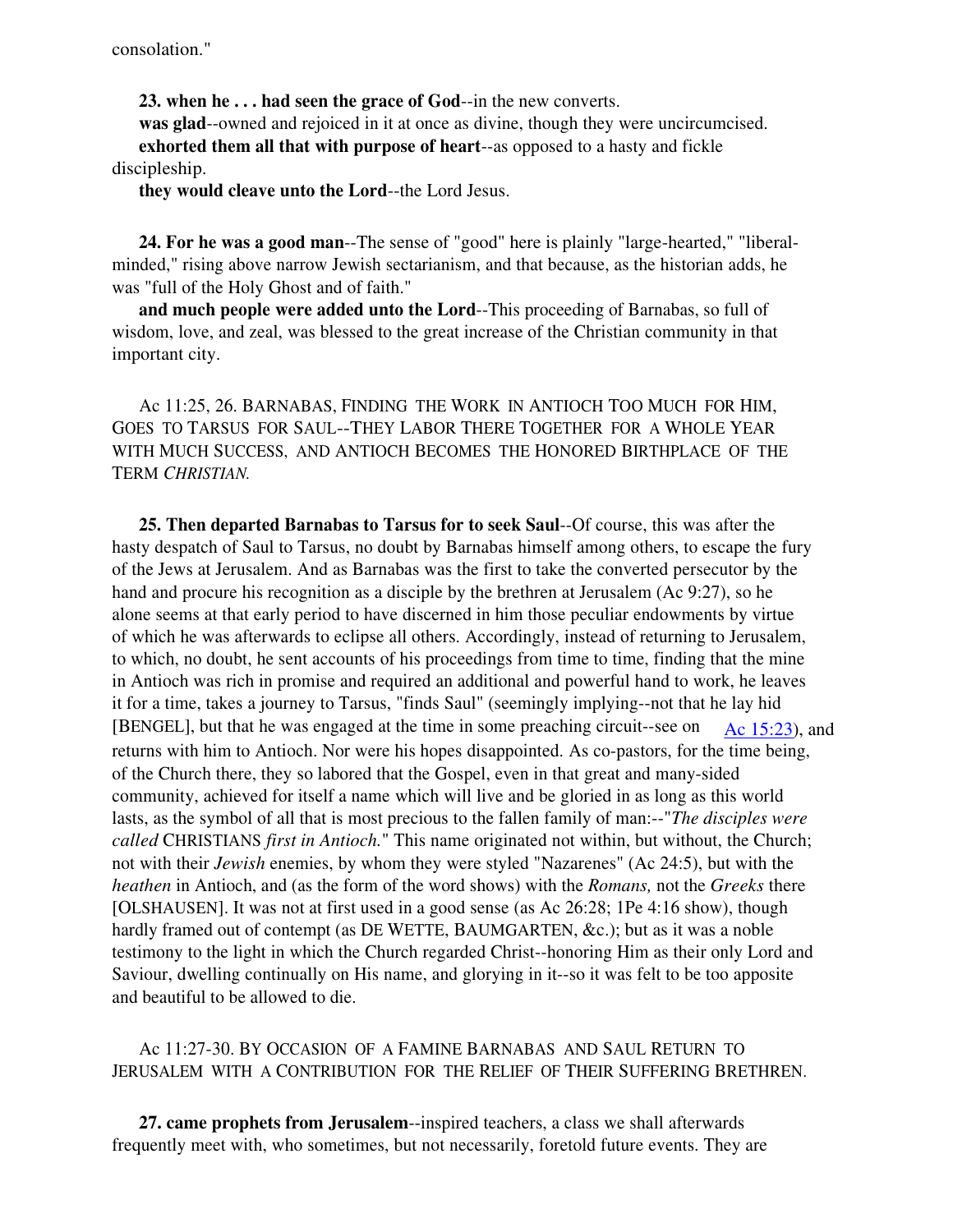consolation."

**23. when he . . . had seen the grace of God**--in the new converts.

**was glad**--owned and rejoiced in it at once as divine, though they were uncircumcised.

**exhorted them all that with purpose of heart**--as opposed to a hasty and fickle discipleship.

**they would cleave unto the Lord**--the Lord Jesus.

**24. For he was a good man**--The sense of "good" here is plainly "large-hearted," "liberal-minded," rising above narrow Jewish sectarianism, and that because, as the historian adds, he was "full of the Holy Ghost and of faith."

**and much people were added unto the Lord**--This proceeding of Barnabas, so full of wisdom, love, and zeal, was blessed to the great increase of the Christian community in that important city.

Ac 11:25, 26. BARNABAS, FINDING THE WORK IN ANTIOCH TOO MUCH FOR HIM, GOES TO TARSUS FOR SAUL--THEY LABOR THERE TOGETHER FOR A WHOLE YEAR WITH MUCH SUCCESS, AND ANTIOCH BECOMES THE HONORED BIRTHPLACE OF THE TERM *CHRISTIAN.*

**25. Then departed Barnabas to Tarsus for to seek Saul**--Of course, this was after the hasty despatch of Saul to Tarsus, no doubt by Barnabas himself among others, to escape the fury of the Jews at Jerusalem. And as Barnabas was the first to take the converted persecutor by the hand and procure his recognition as a disciple by the brethren at Jerusalem (Ac 9:27), so he alone seems at that early period to have discerned in him those peculiar endowments by virtue of which he was afterwards to eclipse all others. Accordingly, instead of returning to Jerusalem, to which, no doubt, he sent accounts of his proceedings from time to time, finding that the mine in Antioch was rich in promise and required an additional and powerful hand to work, he leaves it for a time, takes a journey to Tarsus, "finds Saul" (seemingly implying--not that he lay hid [BENGEL], but that he was engaged at the time in some preaching circuit--see on Ac 15:23), and returns with him to Antioch. Nor were his hopes disappointed. As co-pastors, for the time being, of the Church there, they so labored that the Gospel, even in that great and many-sided community, achieved for itself a name which will live and be gloried in as long as this world lasts, as the symbol of all that is most precious to the fallen family of man:--"*The disciples were called* CHRISTIANS *first in Antioch.*" This name originated not within, but without, the Church; not with their *Jewish* enemies, by whom they were styled "Nazarenes" (Ac 24:5), but with the *heathen* in Antioch, and (as the form of the word shows) with the *Romans,* not the *Greeks* there [OLSHAUSEN]. It was not at first used in a good sense (as Ac 26:28; 1Pe 4:16 show), though hardly framed out of contempt (as DE WETTE, BAUMGARTEN, &c.); but as it was a noble testimony to the light in which the Church regarded Christ--honoring Him as their only Lord and Saviour, dwelling continually on His name, and glorying in it--so it was felt to be too apposite and beautiful to be allowed to die.

Ac 11:27-30. BY OCCASION OF A FAMINE BARNABAS AND SAUL RETURN TO JERUSALEM WITH A CONTRIBUTION FOR THE RELIEF OF THEIR SUFFERING BRETHREN.

**27. came prophets from Jerusalem**--inspired teachers, a class we shall afterwards frequently meet with, who sometimes, but not necessarily, foretold future events. They are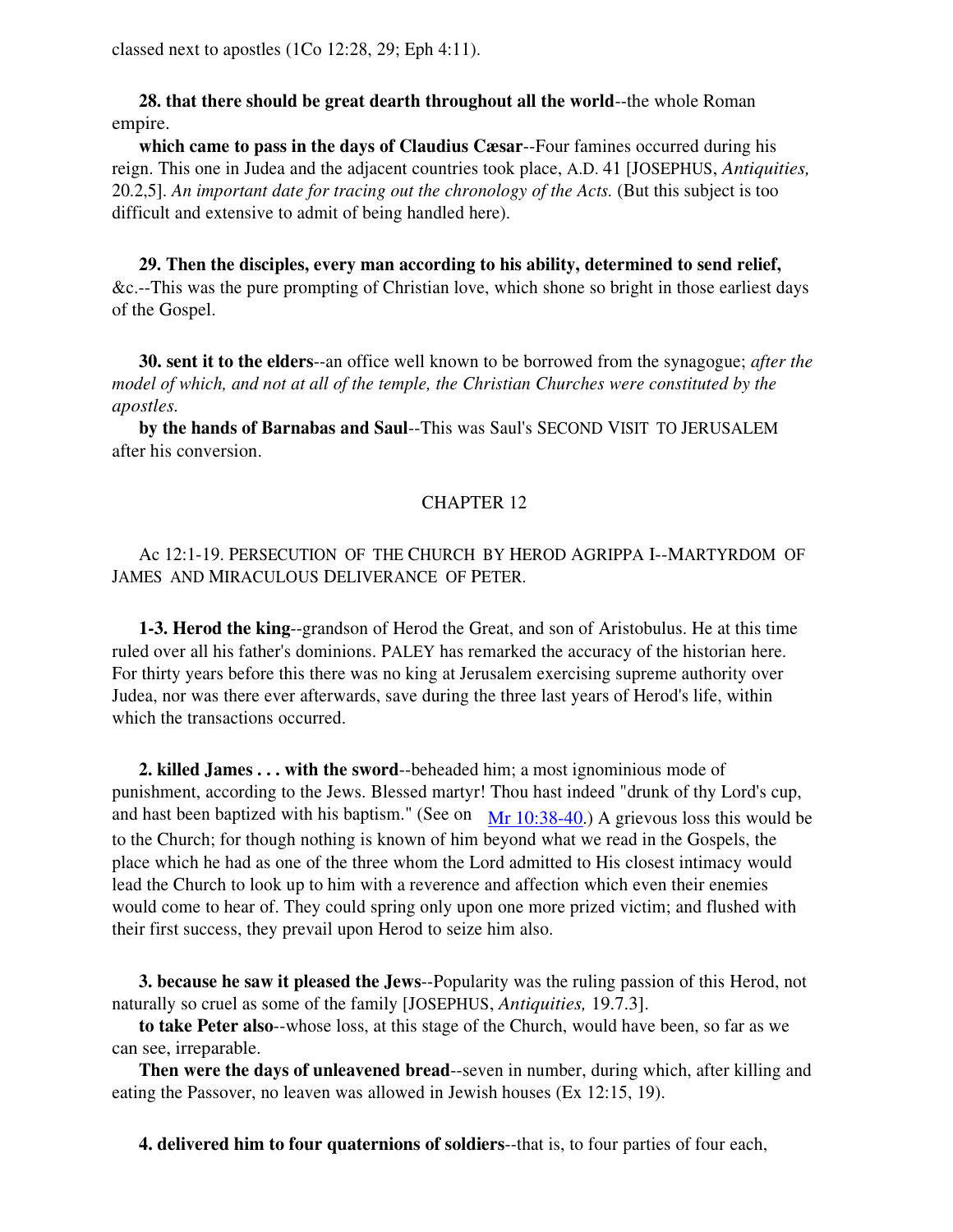classed next to apostles (1Co 12:28, 29; Eph 4:11).

**28. that there should be great dearth throughout all the world**--the whole Roman empire.

**which came to pass in the days of Claudius Cæsar**--Four famines occurred during his reign. This one in Judea and the adjacent countries took place, A.D. 41 [JOSEPHUS, *Antiquities,* 20.2,5]. *An important date for tracing out the chronology of the Acts.* (But this subject is too difficult and extensive to admit of being handled here).

**29. Then the disciples, every man according to his ability, determined to send relief,** &c.--This was the pure prompting of Christian love, which shone so bright in those earliest days of the Gospel.

**30. sent it to the elders**--an office well known to be borrowed from the synagogue; *after the model of which, and not at all of the temple, the Christian Churches were constituted by the apostles.*

**by the hands of Barnabas and Saul**--This was Saul's SECOND VISIT TO JERUSALEM after his conversion.

## CHAPTER 12

Ac 12:1-19. PERSECUTION OF THE CHURCH BY HEROD AGRIPPA I--MARTYRDOM OF JAMES AND MIRACULOUS DELIVERANCE OF PETER.

**1-3. Herod the king**--grandson of Herod the Great, and son of Aristobulus. He at this time ruled over all his father's dominions. PALEY has remarked the accuracy of the historian here. For thirty years before this there was no king at Jerusalem exercising supreme authority over Judea, nor was there ever afterwards, save during the three last years of Herod's life, within which the transactions occurred.

**2. killed James . . . with the sword**--beheaded him; a most ignominious mode of punishment, according to the Jews. Blessed martyr! Thou hast indeed "drunk of thy Lord's cup, and hast been baptized with his baptism." (See on Mr 10:38-40.) A grievous loss this would be to the Church; for though nothing is known of him beyond what we read in the Gospels, the place which he had as one of the three whom the Lord admitted to His closest intimacy would lead the Church to look up to him with a reverence and affection which even their enemies would come to hear of. They could spring only upon one more prized victim; and flushed with their first success, they prevail upon Herod to seize him also.

**3. because he saw it pleased the Jews**--Popularity was the ruling passion of this Herod, not naturally so cruel as some of the family [JOSEPHUS, *Antiquities,* 19.7.3].

**to take Peter also**--whose loss, at this stage of the Church, would have been, so far as we can see, irreparable.

**Then were the days of unleavened bread**--seven in number, during which, after killing and eating the Passover, no leaven was allowed in Jewish houses (Ex 12:15, 19).

**4. delivered him to four quaternions of soldiers**--that is, to four parties of four each,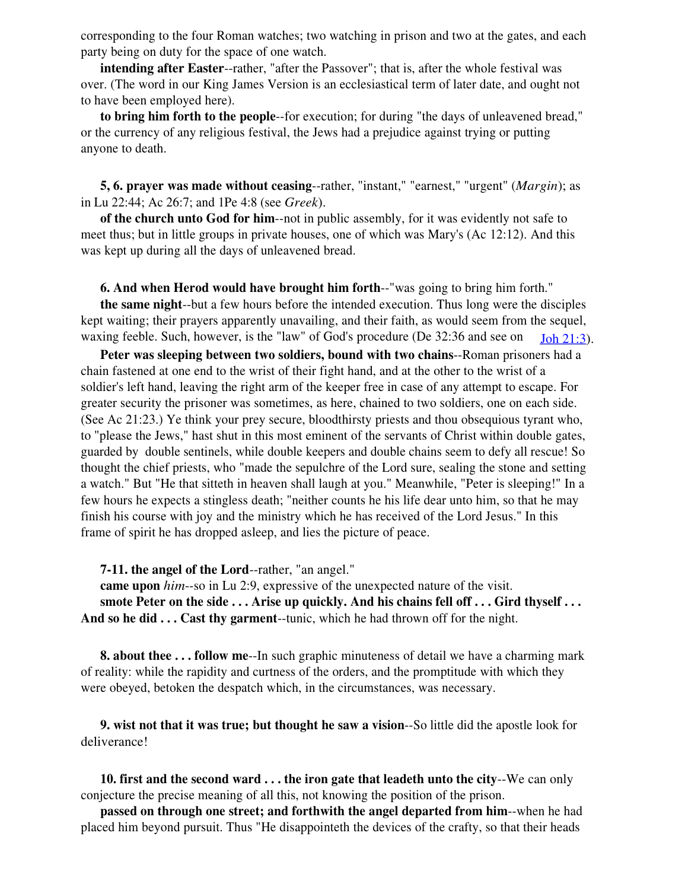corresponding to the four Roman watches; two watching in prison and two at the gates, and each party being on duty for the space of one watch.

**intending after Easter**--rather, "after the Passover"; that is, after the whole festival was over. (The word in our King James Version is an ecclesiastical term of later date, and ought not to have been employed here).

**to bring him forth to the people**--for execution; for during "the days of unleavened bread," or the currency of any religious festival, the Jews had a prejudice against trying or putting anyone to death.

**5, 6. prayer was made without ceasing**--rather, "instant," "earnest," "urgent" (*Margin*); as in Lu 22:44; Ac 26:7; and 1Pe 4:8 (see *Greek*).

**of the church unto God for him**--not in public assembly, for it was evidently not safe to meet thus; but in little groups in private houses, one of which was Mary's (Ac 12:12). And this was kept up during all the days of unleavened bread.

**6. And when Herod would have brought him forth**--"was going to bring him forth."

**the same night**--but a few hours before the intended execution. Thus long were the disciples kept waiting; their prayers apparently unavailing, and their faith, as would seem from the sequel, waxing feeble. Such, however, is the "law" of God's procedure (De 32:36 and see on Joh 21:3).

**Peter was sleeping between two soldiers, bound with two chains**--Roman prisoners had a chain fastened at one end to the wrist of their fight hand, and at the other to the wrist of a soldier's left hand, leaving the right arm of the keeper free in case of any attempt to escape. For greater security the prisoner was sometimes, as here, chained to two soldiers, one on each side. (See Ac 21:23.) Ye think your prey secure, bloodthirsty priests and thou obsequious tyrant who, to "please the Jews," hast shut in this most eminent of the servants of Christ within double gates, guarded by double sentinels, while double keepers and double chains seem to defy all rescue! So thought the chief priests, who "made the sepulchre of the Lord sure, sealing the stone and setting a watch." But "He that sitteth in heaven shall laugh at you." Meanwhile, "Peter is sleeping!" In a few hours he expects a stingless death; "neither counts he his life dear unto him, so that he may finish his course with joy and the ministry which he has received of the Lord Jesus." In this frame of spirit he has dropped asleep, and lies the picture of peace.

**7-11. the angel of the Lord**--rather, "an angel."

**came upon** *him*--so in Lu 2:9, expressive of the unexpected nature of the visit.

**smote Peter on the side . . . Arise up quickly. And his chains fell off . . . Gird thyself . . . And so he did . . . Cast thy garment**--tunic, which he had thrown off for the night.

**8. about thee . . . follow me**--In such graphic minuteness of detail we have a charming mark of reality: while the rapidity and curtness of the orders, and the promptitude with which they were obeyed, betoken the despatch which, in the circumstances, was necessary.

**9. wist not that it was true; but thought he saw a vision**--So little did the apostle look for deliverance!

**10. first and the second ward . . . the iron gate that leadeth unto the city**--We can only conjecture the precise meaning of all this, not knowing the position of the prison.

**passed on through one street; and forthwith the angel departed from him**--when he had placed him beyond pursuit. Thus "He disappointeth the devices of the crafty, so that their heads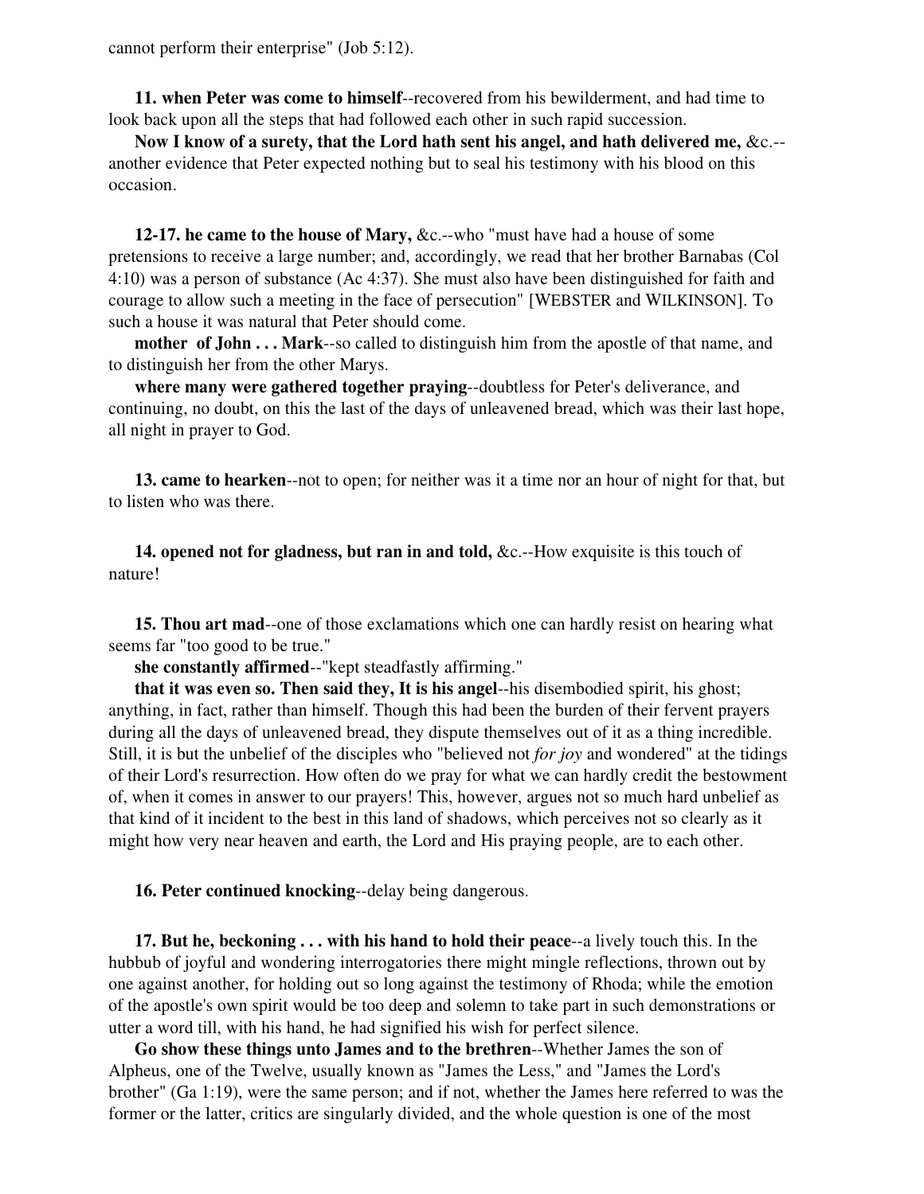cannot perform their enterprise" (Job 5:12).

**11. when Peter was come to himself**--recovered from his bewilderment, and had time to look back upon all the steps that had followed each other in such rapid succession.

**Now I know of a surety, that the Lord hath sent his angel, and hath delivered me,** &c.--another evidence that Peter expected nothing but to seal his testimony with his blood on this occasion.

**12-17. he came to the house of Mary,** &c.--who "must have had a house of some pretensions to receive a large number; and, accordingly, we read that her brother Barnabas (Col 4:10) was a person of substance (Ac 4:37). She must also have been distinguished for faith and courage to allow such a meeting in the face of persecution" [WEBSTER and WILKINSON]. To such a house it was natural that Peter should come.

**mother of John . . . Mark**--so called to distinguish him from the apostle of that name, and to distinguish her from the other Marys.

**where many were gathered together praying**--doubtless for Peter's deliverance, and continuing, no doubt, on this the last of the days of unleavened bread, which was their last hope, all night in prayer to God.

**13. came to hearken**--not to open; for neither was it a time nor an hour of night for that, but to listen who was there.

**14. opened not for gladness, but ran in and told,** &c.--How exquisite is this touch of nature!

**15. Thou art mad**--one of those exclamations which one can hardly resist on hearing what seems far "too good to be true."

**she constantly affirmed**--"kept steadfastly affirming."

**that it was even so. Then said they, It is his angel**--his disembodied spirit, his ghost; anything, in fact, rather than himself. Though this had been the burden of their fervent prayers during all the days of unleavened bread, they dispute themselves out of it as a thing incredible. Still, it is but the unbelief of the disciples who "believed not *for joy* and wondered" at the tidings of their Lord's resurrection. How often do we pray for what we can hardly credit the bestowment of, when it comes in answer to our prayers! This, however, argues not so much hard unbelief as that kind of it incident to the best in this land of shadows, which perceives not so clearly as it might how very near heaven and earth, the Lord and His praying people, are to each other.

**16. Peter continued knocking**--delay being dangerous.

**17. But he, beckoning . . . with his hand to hold their peace**--a lively touch this. In the hubbub of joyful and wondering interrogatories there might mingle reflections, thrown out by one against another, for holding out so long against the testimony of Rhoda; while the emotion of the apostle's own spirit would be too deep and solemn to take part in such demonstrations or utter a word till, with his hand, he had signified his wish for perfect silence.

**Go show these things unto James and to the brethren**--Whether James the son of Alpheus, one of the Twelve, usually known as "James the Less," and "James the Lord's brother" (Ga 1:19), were the same person; and if not, whether the James here referred to was the former or the latter, critics are singularly divided, and the whole question is one of the most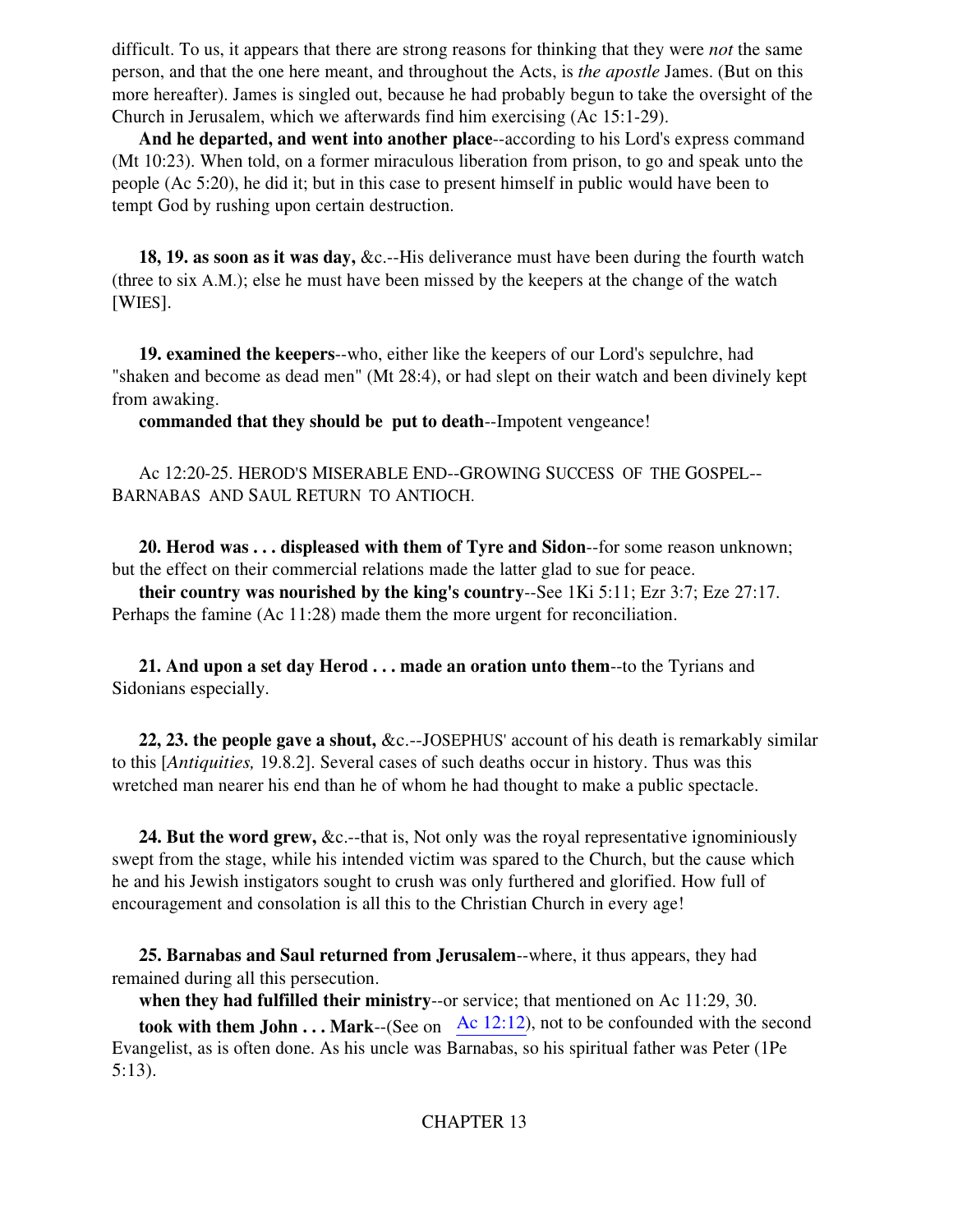difficult. To us, it appears that there are strong reasons for thinking that they were *not* the same person, and that the one here meant, and throughout the Acts, is *the apostle* James. (But on this more hereafter). James is singled out, because he had probably begun to take the oversight of the Church in Jerusalem, which we afterwards find him exercising (Ac 15:1-29).

**And he departed, and went into another place**--according to his Lord's express command (Mt 10:23). When told, on a former miraculous liberation from prison, to go and speak unto the people (Ac 5:20), he did it; but in this case to present himself in public would have been to tempt God by rushing upon certain destruction.

**18, 19. as soon as it was day,** &c.--His deliverance must have been during the fourth watch (three to six A.M.); else he must have been missed by the keepers at the change of the watch [WIES].

**19. examined the keepers**--who, either like the keepers of our Lord's sepulchre, had "shaken and become as dead men" (Mt 28:4), or had slept on their watch and been divinely kept from awaking.

**commanded that they should be put to death**--Impotent vengeance!

Ac 12:20-25. HEROD'S MISERABLE END--GROWING SUCCESS OF THE GOSPEL--BARNABAS AND SAUL RETURN TO ANTIOCH.

**20. Herod was . . . displeased with them of Tyre and Sidon**--for some reason unknown; but the effect on their commercial relations made the latter glad to sue for peace.

**their country was nourished by the king's country**--See 1Ki 5:11; Ezr 3:7; Eze 27:17. Perhaps the famine (Ac 11:28) made them the more urgent for reconciliation.

**21. And upon a set day Herod . . . made an oration unto them**--to the Tyrians and Sidonians especially.

**22, 23. the people gave a shout,** &c.--JOSEPHUS' account of his death is remarkably similar to this [*Antiquities,* 19.8.2]. Several cases of such deaths occur in history. Thus was this wretched man nearer his end than he of whom he had thought to make a public spectacle.

**24. But the word grew,** &c.--that is, Not only was the royal representative ignominiously swept from the stage, while his intended victim was spared to the Church, but the cause which he and his Jewish instigators sought to crush was only furthered and glorified. How full of encouragement and consolation is all this to the Christian Church in every age!

**25. Barnabas and Saul returned from Jerusalem**--where, it thus appears, they had remained during all this persecution.

**when they had fulfilled their ministry**--or service; that mentioned on Ac 11:29, 30.

**took with them John . . . Mark**--(See on Ac 12:12), not to be confounded with the second Evangelist, as is often done. As his uncle was Barnabas, so his spiritual father was Peter (1Pe 5:13).

## CHAPTER 13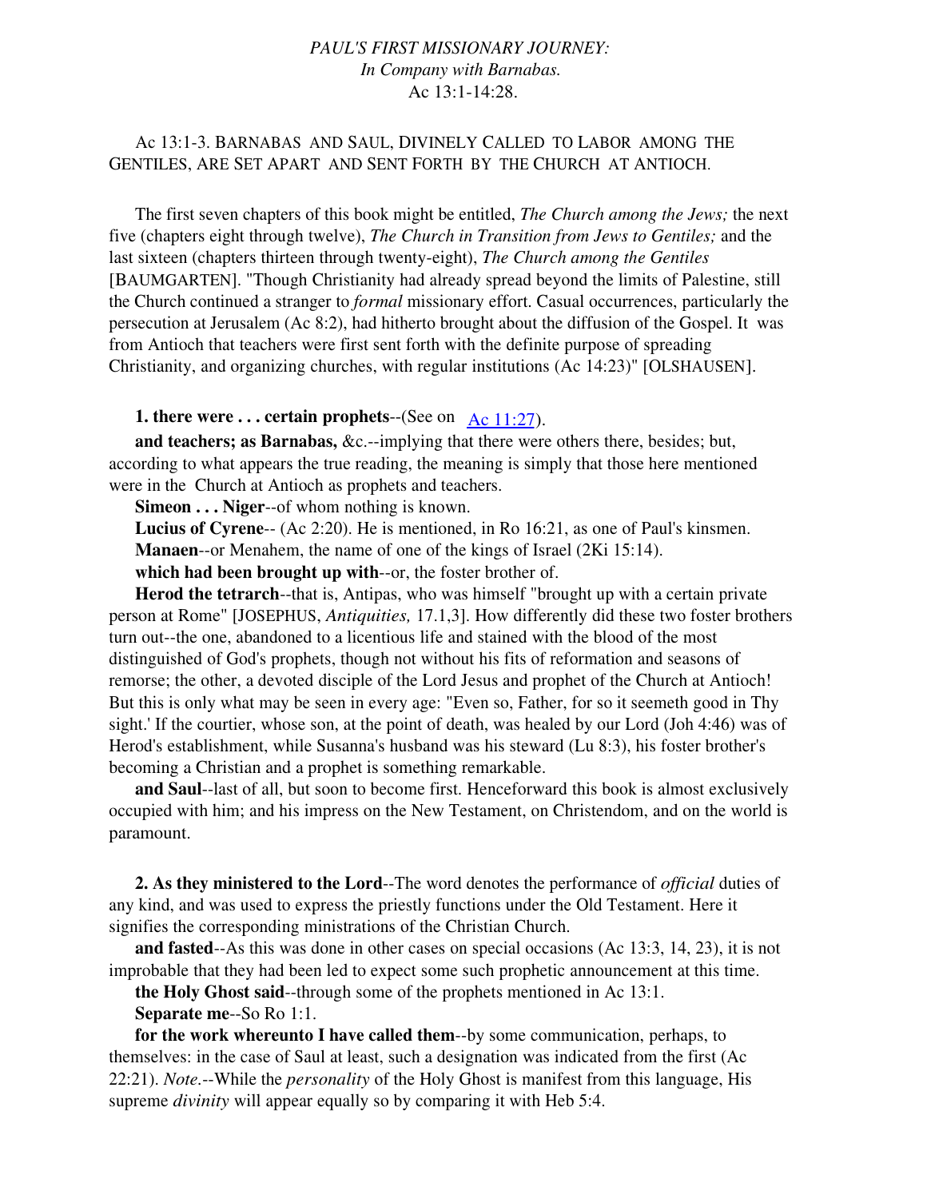*PAUL'S FIRST MISSIONARY JOURNEY:*
*In Company with Barnabas.*
Ac 13:1-14:28.

Ac 13:1-3. BARNABAS AND SAUL, DIVINELY CALLED TO LABOR AMONG THE GENTILES, ARE SET APART AND SENT FORTH BY THE CHURCH AT ANTIOCH.

The first seven chapters of this book might be entitled, *The Church among the Jews;* the next five (chapters eight through twelve), *The Church in Transition from Jews to Gentiles;* and the last sixteen (chapters thirteen through twenty-eight), *The Church among the Gentiles* [BAUMGARTEN]. "Though Christianity had already spread beyond the limits of Palestine, still the Church continued a stranger to *formal* missionary effort. Casual occurrences, particularly the persecution at Jerusalem (Ac 8:2), had hitherto brought about the diffusion of the Gospel. It was from Antioch that teachers were first sent forth with the definite purpose of spreading Christianity, and organizing churches, with regular institutions (Ac 14:23)" [OLSHAUSEN].

**1. there were . . . certain prophets**--(See on Ac 11:27).

**and teachers; as Barnabas,** &c.--implying that there were others there, besides; but, according to what appears the true reading, the meaning is simply that those here mentioned were in the Church at Antioch as prophets and teachers.

**Simeon . . . Niger**--of whom nothing is known.

**Lucius of Cyrene**-- (Ac 2:20). He is mentioned, in Ro 16:21, as one of Paul's kinsmen.

**Manaen**--or Menahem, the name of one of the kings of Israel (2Ki 15:14).

**which had been brought up with**--or, the foster brother of.

**Herod the tetrarch**--that is, Antipas, who was himself "brought up with a certain private person at Rome" [JOSEPHUS, *Antiquities,* 17.1,3]. How differently did these two foster brothers turn out--the one, abandoned to a licentious life and stained with the blood of the most distinguished of God's prophets, though not without his fits of reformation and seasons of remorse; the other, a devoted disciple of the Lord Jesus and prophet of the Church at Antioch! But this is only what may be seen in every age: "Even so, Father, for so it seemeth good in Thy sight.' If the courtier, whose son, at the point of death, was healed by our Lord (Joh 4:46) was of Herod's establishment, while Susanna's husband was his steward (Lu 8:3), his foster brother's becoming a Christian and a prophet is something remarkable.

**and Saul**--last of all, but soon to become first. Henceforward this book is almost exclusively occupied with him; and his impress on the New Testament, on Christendom, and on the world is paramount.

**2. As they ministered to the Lord**--The word denotes the performance of *official* duties of any kind, and was used to express the priestly functions under the Old Testament. Here it signifies the corresponding ministrations of the Christian Church.

**and fasted**--As this was done in other cases on special occasions (Ac 13:3, 14, 23), it is not improbable that they had been led to expect some such prophetic announcement at this time.

**the Holy Ghost said**--through some of the prophets mentioned in Ac 13:1.

**Separate me**--So Ro 1:1.

**for the work whereunto I have called them**--by some communication, perhaps, to themselves: in the case of Saul at least, such a designation was indicated from the first (Ac 22:21). *Note.*--While the *personality* of the Holy Ghost is manifest from this language, His supreme *divinity* will appear equally so by comparing it with Heb 5:4.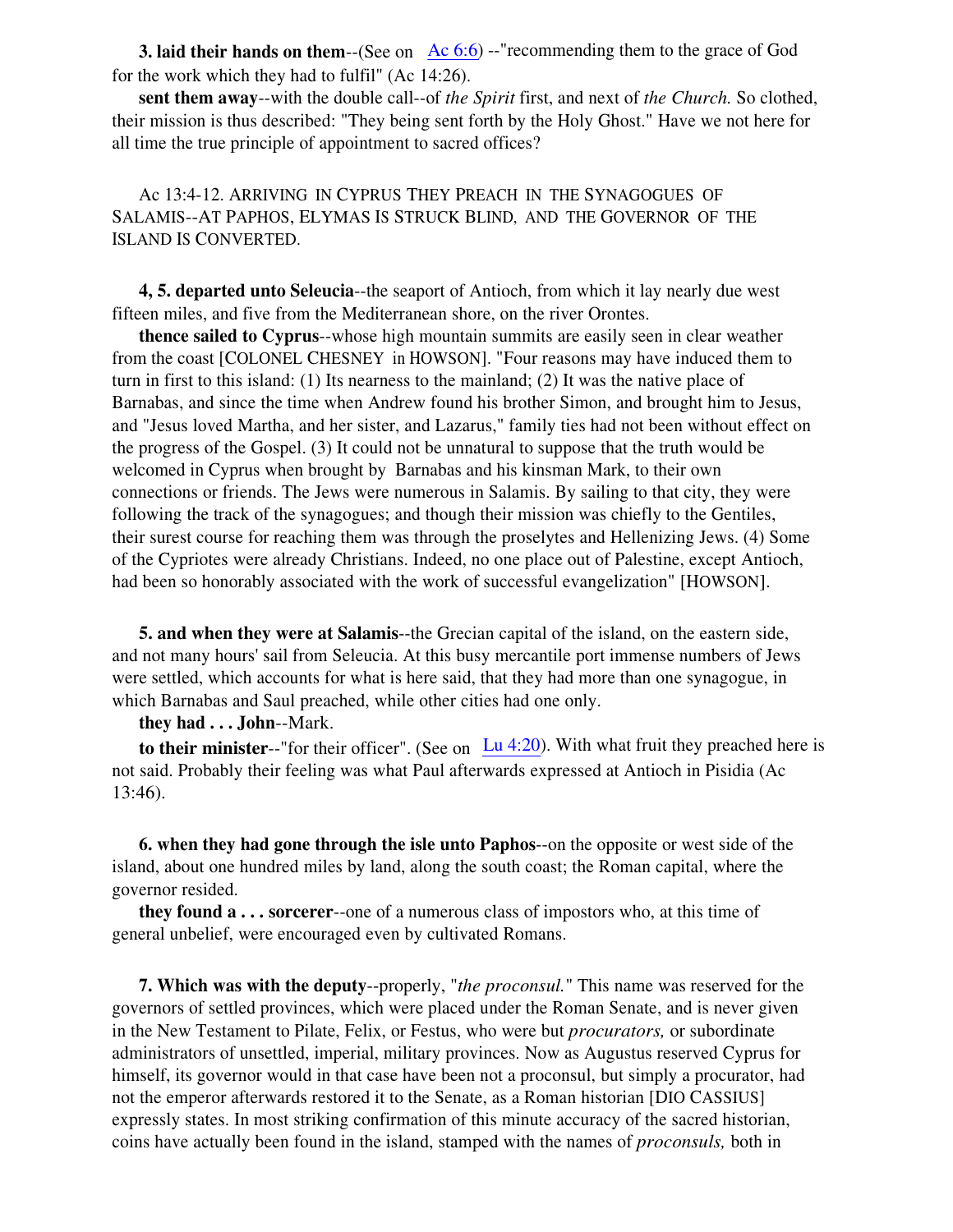**3. laid their hands on them**--(See on Ac 6:6) --"recommending them to the grace of God for the work which they had to fulfil" (Ac 14:26).

**sent them away**--with the double call--of *the Spirit* first, and next of *the Church.* So clothed, their mission is thus described: "They being sent forth by the Holy Ghost." Have we not here for all time the true principle of appointment to sacred offices?

Ac 13:4-12. ARRIVING IN CYPRUS THEY PREACH IN THE SYNAGOGUES OF SALAMIS--AT PAPHOS, ELYMAS IS STRUCK BLIND, AND THE GOVERNOR OF THE ISLAND IS CONVERTED.

**4, 5. departed unto Seleucia**--the seaport of Antioch, from which it lay nearly due west fifteen miles, and five from the Mediterranean shore, on the river Orontes.

**thence sailed to Cyprus**--whose high mountain summits are easily seen in clear weather from the coast [COLONEL CHESNEY in HOWSON]. "Four reasons may have induced them to turn in first to this island: (1) Its nearness to the mainland; (2) It was the native place of Barnabas, and since the time when Andrew found his brother Simon, and brought him to Jesus, and "Jesus loved Martha, and her sister, and Lazarus," family ties had not been without effect on the progress of the Gospel. (3) It could not be unnatural to suppose that the truth would be welcomed in Cyprus when brought by Barnabas and his kinsman Mark, to their own connections or friends. The Jews were numerous in Salamis. By sailing to that city, they were following the track of the synagogues; and though their mission was chiefly to the Gentiles, their surest course for reaching them was through the proselytes and Hellenizing Jews. (4) Some of the Cypriotes were already Christians. Indeed, no one place out of Palestine, except Antioch, had been so honorably associated with the work of successful evangelization" [HOWSON].

**5. and when they were at Salamis**--the Grecian capital of the island, on the eastern side, and not many hours' sail from Seleucia. At this busy mercantile port immense numbers of Jews were settled, which accounts for what is here said, that they had more than one synagogue, in which Barnabas and Saul preached, while other cities had one only.

**they had . . . John**--Mark.

**to their minister**--"for their officer". (See on Lu 4:20). With what fruit they preached here is not said. Probably their feeling was what Paul afterwards expressed at Antioch in Pisidia (Ac 13:46).

**6. when they had gone through the isle unto Paphos**--on the opposite or west side of the island, about one hundred miles by land, along the south coast; the Roman capital, where the governor resided.

**they found a . . . sorcerer**--one of a numerous class of impostors who, at this time of general unbelief, were encouraged even by cultivated Romans.

**7. Which was with the deputy**--properly, "*the proconsul.*" This name was reserved for the governors of settled provinces, which were placed under the Roman Senate, and is never given in the New Testament to Pilate, Felix, or Festus, who were but *procurators,* or subordinate administrators of unsettled, imperial, military provinces. Now as Augustus reserved Cyprus for himself, its governor would in that case have been not a proconsul, but simply a procurator, had not the emperor afterwards restored it to the Senate, as a Roman historian [DIO CASSIUS] expressly states. In most striking confirmation of this minute accuracy of the sacred historian, coins have actually been found in the island, stamped with the names of *proconsuls,* both in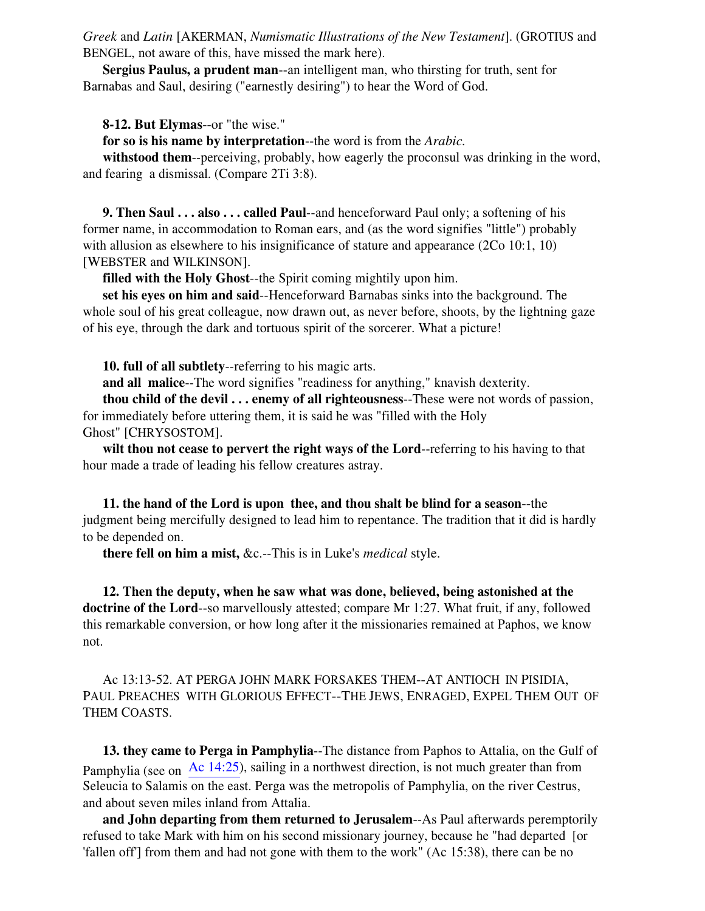*Greek* and *Latin* [AKERMAN, *Numismatic Illustrations of the New Testament*]. (GROTIUS and BENGEL, not aware of this, have missed the mark here).

**Sergius Paulus, a prudent man**--an intelligent man, who thirsting for truth, sent for Barnabas and Saul, desiring ("earnestly desiring") to hear the Word of God.

**8-12. But Elymas**--or "the wise."

**for so is his name by interpretation**--the word is from the *Arabic.*

**withstood them**--perceiving, probably, how eagerly the proconsul was drinking in the word, and fearing a dismissal. (Compare 2Ti 3:8).

**9. Then Saul . . . also . . . called Paul**--and henceforward Paul only; a softening of his former name, in accommodation to Roman ears, and (as the word signifies "little") probably with allusion as elsewhere to his insignificance of stature and appearance (2Co 10:1, 10) [WEBSTER and WILKINSON].

**filled with the Holy Ghost**--the Spirit coming mightily upon him.

**set his eyes on him and said**--Henceforward Barnabas sinks into the background. The whole soul of his great colleague, now drawn out, as never before, shoots, by the lightning gaze of his eye, through the dark and tortuous spirit of the sorcerer. What a picture!

**10. full of all subtlety**--referring to his magic arts.

**and all malice**--The word signifies "readiness for anything," knavish dexterity.

**thou child of the devil . . . enemy of all righteousness**--These were not words of passion, for immediately before uttering them, it is said he was "filled with the Holy Ghost" [CHRYSOSTOM].

**wilt thou not cease to pervert the right ways of the Lord**--referring to his having to that hour made a trade of leading his fellow creatures astray.

**11. the hand of the Lord is upon thee, and thou shalt be blind for a season**--the judgment being mercifully designed to lead him to repentance. The tradition that it did is hardly to be depended on.

**there fell on him a mist,** &c.--This is in Luke's *medical* style.

**12. Then the deputy, when he saw what was done, believed, being astonished at the doctrine of the Lord**--so marvellously attested; compare Mr 1:27. What fruit, if any, followed this remarkable conversion, or how long after it the missionaries remained at Paphos, we know not.

Ac 13:13-52. AT PERGA JOHN MARK FORSAKES THEM--AT ANTIOCH IN PISIDIA, PAUL PREACHES WITH GLORIOUS EFFECT--THE JEWS, ENRAGED, EXPEL THEM OUT OF THEM COASTS.

**13. they came to Perga in Pamphylia**--The distance from Paphos to Attalia, on the Gulf of Pamphylia (see on Ac 14:25), sailing in a northwest direction, is not much greater than from Seleucia to Salamis on the east. Perga was the metropolis of Pamphylia, on the river Cestrus, and about seven miles inland from Attalia.

**and John departing from them returned to Jerusalem**--As Paul afterwards peremptorily refused to take Mark with him on his second missionary journey, because he "had departed [or 'fallen off'] from them and had not gone with them to the work" (Ac 15:38), there can be no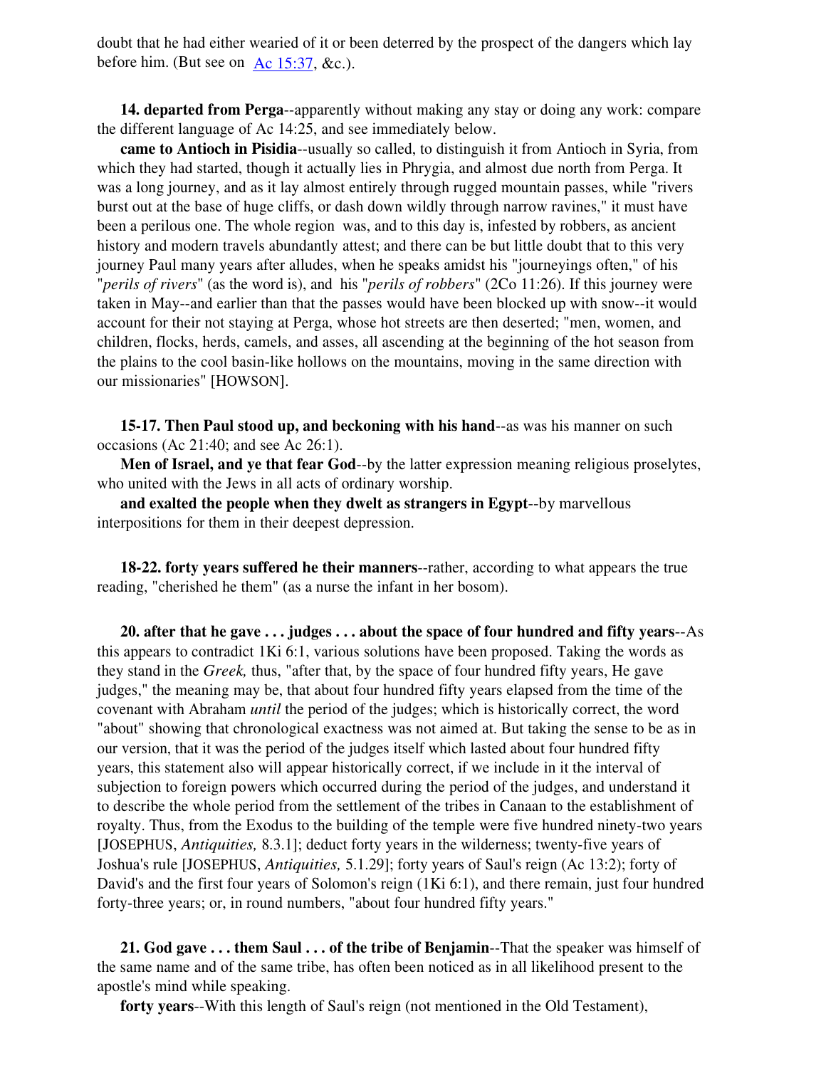doubt that he had either wearied of it or been deterred by the prospect of the dangers which lay before him. (But see on Ac 15:37, &c.).

**14. departed from Perga**--apparently without making any stay or doing any work: compare the different language of Ac 14:25, and see immediately below.

**came to Antioch in Pisidia**--usually so called, to distinguish it from Antioch in Syria, from which they had started, though it actually lies in Phrygia, and almost due north from Perga. It was a long journey, and as it lay almost entirely through rugged mountain passes, while "rivers burst out at the base of huge cliffs, or dash down wildly through narrow ravines," it must have been a perilous one. The whole region was, and to this day is, infested by robbers, as ancient history and modern travels abundantly attest; and there can be but little doubt that to this very journey Paul many years after alludes, when he speaks amidst his "journeyings often," of his "*perils of rivers*" (as the word is), and his "*perils of robbers*" (2Co 11:26). If this journey were taken in May--and earlier than that the passes would have been blocked up with snow--it would account for their not staying at Perga, whose hot streets are then deserted; "men, women, and children, flocks, herds, camels, and asses, all ascending at the beginning of the hot season from the plains to the cool basin-like hollows on the mountains, moving in the same direction with our missionaries" [HOWSON].

**15-17. Then Paul stood up, and beckoning with his hand**--as was his manner on such occasions (Ac 21:40; and see Ac 26:1).

**Men of Israel, and ye that fear God**--by the latter expression meaning religious proselytes, who united with the Jews in all acts of ordinary worship.

**and exalted the people when they dwelt as strangers in Egypt**--by marvellous interpositions for them in their deepest depression.

**18-22. forty years suffered he their manners**--rather, according to what appears the true reading, "cherished he them" (as a nurse the infant in her bosom).

**20. after that he gave . . . judges . . . about the space of four hundred and fifty years**--As this appears to contradict 1Ki 6:1, various solutions have been proposed. Taking the words as they stand in the *Greek,* thus, "after that, by the space of four hundred fifty years, He gave judges," the meaning may be, that about four hundred fifty years elapsed from the time of the covenant with Abraham *until* the period of the judges; which is historically correct, the word "about" showing that chronological exactness was not aimed at. But taking the sense to be as in our version, that it was the period of the judges itself which lasted about four hundred fifty years, this statement also will appear historically correct, if we include in it the interval of subjection to foreign powers which occurred during the period of the judges, and understand it to describe the whole period from the settlement of the tribes in Canaan to the establishment of royalty. Thus, from the Exodus to the building of the temple were five hundred ninety-two years [JOSEPHUS, *Antiquities,* 8.3.1]; deduct forty years in the wilderness; twenty-five years of Joshua's rule [JOSEPHUS, *Antiquities,* 5.1.29]; forty years of Saul's reign (Ac 13:2); forty of David's and the first four years of Solomon's reign (1Ki 6:1), and there remain, just four hundred forty-three years; or, in round numbers, "about four hundred fifty years."

**21. God gave . . . them Saul . . . of the tribe of Benjamin**--That the speaker was himself of the same name and of the same tribe, has often been noticed as in all likelihood present to the apostle's mind while speaking.

**forty years**--With this length of Saul's reign (not mentioned in the Old Testament),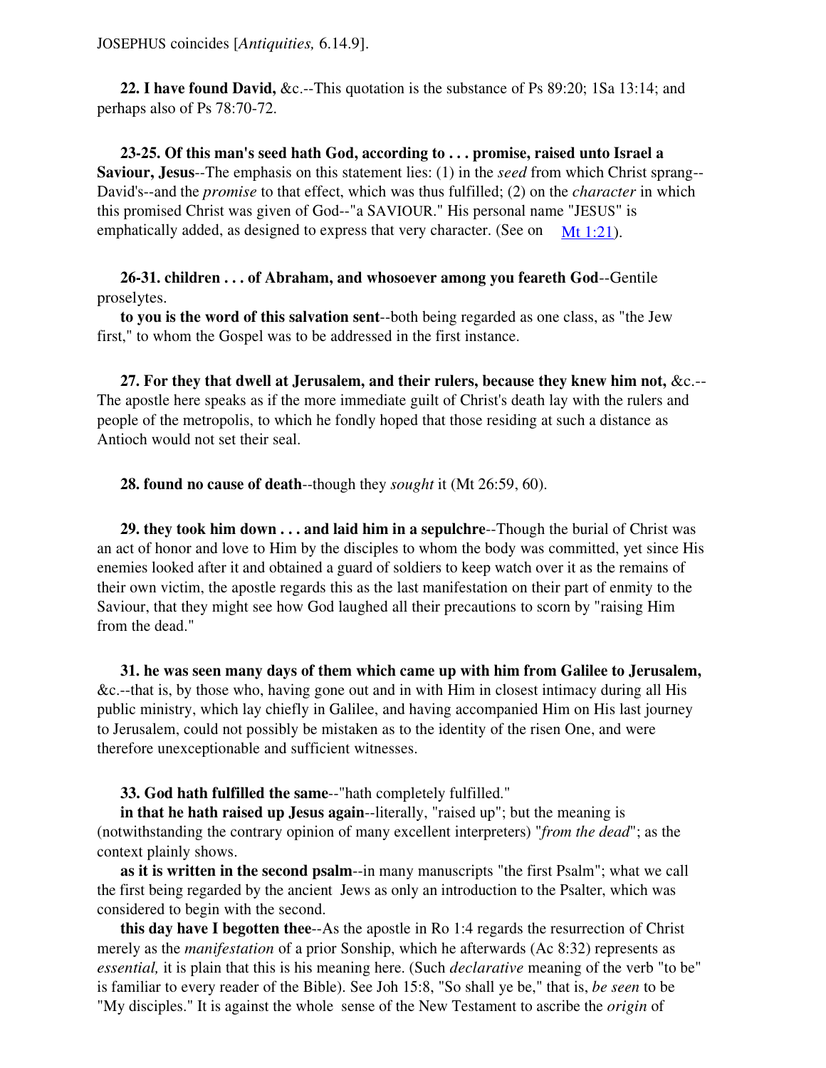JOSEPHUS coincides [*Antiquities,* 6.14.9].

**22. I have found David,** &c.--This quotation is the substance of Ps 89:20; 1Sa 13:14; and perhaps also of Ps 78:70-72.

**23-25. Of this man's seed hath God, according to . . . promise, raised unto Israel a Saviour, Jesus**--The emphasis on this statement lies: (1) in the *seed* from which Christ sprang--David's--and the *promise* to that effect, which was thus fulfilled; (2) on the *character* in which this promised Christ was given of God--"a SAVIOUR." His personal name "JESUS" is emphatically added, as designed to express that very character. (See on Mt 1:21).

**26-31. children . . . of Abraham, and whosoever among you feareth God**--Gentile proselytes.

**to you is the word of this salvation sent**--both being regarded as one class, as "the Jew first," to whom the Gospel was to be addressed in the first instance.

**27. For they that dwell at Jerusalem, and their rulers, because they knew him not,** &c.--The apostle here speaks as if the more immediate guilt of Christ's death lay with the rulers and people of the metropolis, to which he fondly hoped that those residing at such a distance as Antioch would not set their seal.

**28. found no cause of death**--though they *sought* it (Mt 26:59, 60).

**29. they took him down . . . and laid him in a sepulchre**--Though the burial of Christ was an act of honor and love to Him by the disciples to whom the body was committed, yet since His enemies looked after it and obtained a guard of soldiers to keep watch over it as the remains of their own victim, the apostle regards this as the last manifestation on their part of enmity to the Saviour, that they might see how God laughed all their precautions to scorn by "raising Him from the dead."

**31. he was seen many days of them which came up with him from Galilee to Jerusalem,** &c.--that is, by those who, having gone out and in with Him in closest intimacy during all His public ministry, which lay chiefly in Galilee, and having accompanied Him on His last journey to Jerusalem, could not possibly be mistaken as to the identity of the risen One, and were therefore unexceptionable and sufficient witnesses.

**33. God hath fulfilled the same**--"hath completely fulfilled."

**in that he hath raised up Jesus again**--literally, "raised up"; but the meaning is (notwithstanding the contrary opinion of many excellent interpreters) "*from the dead*"; as the context plainly shows.

**as it is written in the second psalm**--in many manuscripts "the first Psalm"; what we call the first being regarded by the ancient Jews as only an introduction to the Psalter, which was considered to begin with the second.

**this day have I begotten thee**--As the apostle in Ro 1:4 regards the resurrection of Christ merely as the *manifestation* of a prior Sonship, which he afterwards (Ac 8:32) represents as *essential,* it is plain that this is his meaning here. (Such *declarative* meaning of the verb "to be" is familiar to every reader of the Bible). See Joh 15:8, "So shall ye be," that is, *be seen* to be "My disciples." It is against the whole sense of the New Testament to ascribe the *origin* of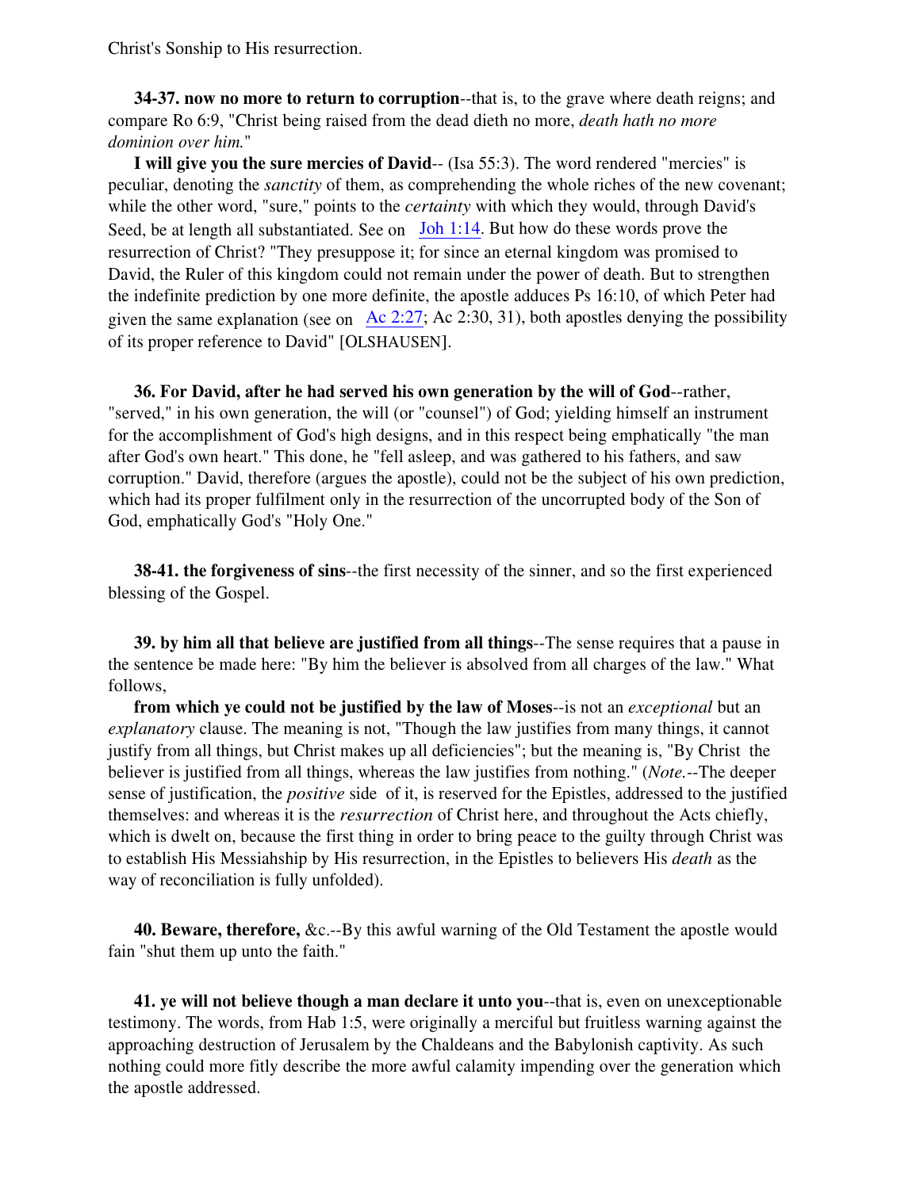Christ's Sonship to His resurrection.

**34-37. now no more to return to corruption**--that is, to the grave where death reigns; and compare Ro 6:9, "Christ being raised from the dead dieth no more, *death hath no more dominion over him.*"

**I will give you the sure mercies of David**-- (Isa 55:3). The word rendered "mercies" is peculiar, denoting the *sanctity* of them, as comprehending the whole riches of the new covenant; while the other word, "sure," points to the *certainty* with which they would, through David's Seed, be at length all substantiated. See on Joh 1:14. But how do these words prove the resurrection of Christ? "They presuppose it; for since an eternal kingdom was promised to David, the Ruler of this kingdom could not remain under the power of death. But to strengthen the indefinite prediction by one more definite, the apostle adduces Ps 16:10, of which Peter had given the same explanation (see on Ac 2:27; Ac 2:30, 31), both apostles denying the possibility of its proper reference to David" [OLSHAUSEN].

**36. For David, after he had served his own generation by the will of God**--rather, "served," in his own generation, the will (or "counsel") of God; yielding himself an instrument for the accomplishment of God's high designs, and in this respect being emphatically "the man after God's own heart." This done, he "fell asleep, and was gathered to his fathers, and saw corruption." David, therefore (argues the apostle), could not be the subject of his own prediction, which had its proper fulfilment only in the resurrection of the uncorrupted body of the Son of God, emphatically God's "Holy One."

**38-41. the forgiveness of sins**--the first necessity of the sinner, and so the first experienced blessing of the Gospel.

**39. by him all that believe are justified from all things**--The sense requires that a pause in the sentence be made here: "By him the believer is absolved from all charges of the law." What follows,

**from which ye could not be justified by the law of Moses**--is not an *exceptional* but an *explanatory* clause. The meaning is not, "Though the law justifies from many things, it cannot justify from all things, but Christ makes up all deficiencies"; but the meaning is, "By Christ the believer is justified from all things, whereas the law justifies from nothing." (*Note.*--The deeper sense of justification, the *positive* side of it, is reserved for the Epistles, addressed to the justified themselves: and whereas it is the *resurrection* of Christ here, and throughout the Acts chiefly, which is dwelt on, because the first thing in order to bring peace to the guilty through Christ was to establish His Messiahship by His resurrection, in the Epistles to believers His *death* as the way of reconciliation is fully unfolded).

**40. Beware, therefore,** &c.--By this awful warning of the Old Testament the apostle would fain "shut them up unto the faith."

**41. ye will not believe though a man declare it unto you**--that is, even on unexceptionable testimony. The words, from Hab 1:5, were originally a merciful but fruitless warning against the approaching destruction of Jerusalem by the Chaldeans and the Babylonish captivity. As such nothing could more fitly describe the more awful calamity impending over the generation which the apostle addressed.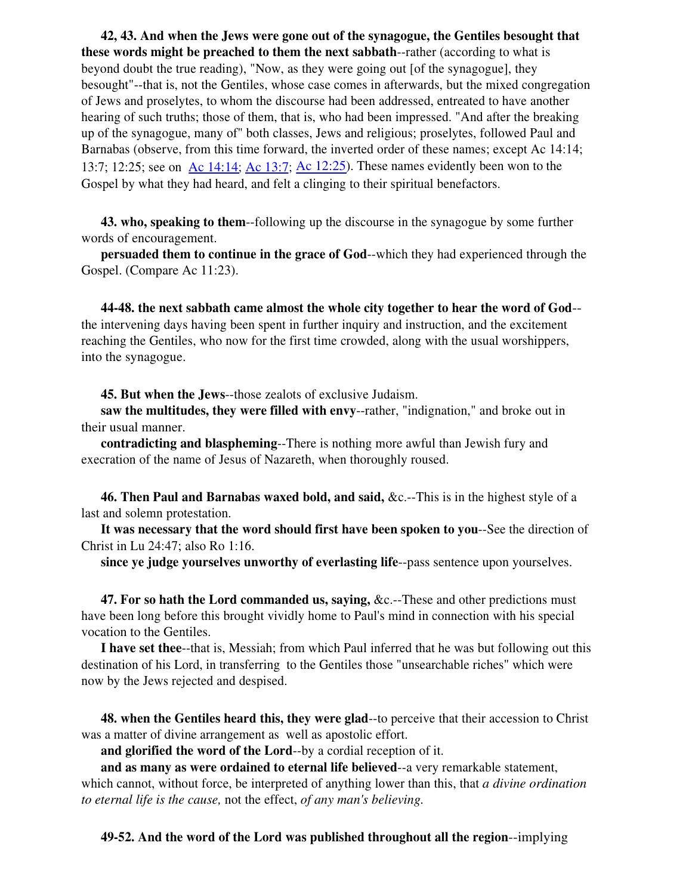**42, 43. And when the Jews were gone out of the synagogue, the Gentiles besought that these words might be preached to them the next sabbath**--rather (according to what is beyond doubt the true reading), "Now, as they were going out [of the synagogue], they besought"--that is, not the Gentiles, whose case comes in afterwards, but the mixed congregation of Jews and proselytes, to whom the discourse had been addressed, entreated to have another hearing of such truths; those of them, that is, who had been impressed. "And after the breaking up of the synagogue, many of" both classes, Jews and religious; proselytes, followed Paul and Barnabas (observe, from this time forward, the inverted order of these names; except Ac 14:14; 13:7; 12:25; see on Ac 14:14; Ac 13:7; Ac 12:25). These names evidently been won to the Gospel by what they had heard, and felt a clinging to their spiritual benefactors.

**43. who, speaking to them**--following up the discourse in the synagogue by some further words of encouragement.

**persuaded them to continue in the grace of God**--which they had experienced through the Gospel. (Compare Ac 11:23).

**44-48. the next sabbath came almost the whole city together to hear the word of God**--the intervening days having been spent in further inquiry and instruction, and the excitement reaching the Gentiles, who now for the first time crowded, along with the usual worshippers, into the synagogue.

**45. But when the Jews**--those zealots of exclusive Judaism.

**saw the multitudes, they were filled with envy**--rather, "indignation," and broke out in their usual manner.

**contradicting and blaspheming**--There is nothing more awful than Jewish fury and execration of the name of Jesus of Nazareth, when thoroughly roused.

**46. Then Paul and Barnabas waxed bold, and said,** &c.--This is in the highest style of a last and solemn protestation.

**It was necessary that the word should first have been spoken to you**--See the direction of Christ in Lu 24:47; also Ro 1:16.

**since ye judge yourselves unworthy of everlasting life**--pass sentence upon yourselves.

**47. For so hath the Lord commanded us, saying,** &c.--These and other predictions must have been long before this brought vividly home to Paul's mind in connection with his special vocation to the Gentiles.

**I have set thee**--that is, Messiah; from which Paul inferred that he was but following out this destination of his Lord, in transferring to the Gentiles those "unsearchable riches" which were now by the Jews rejected and despised.

**48. when the Gentiles heard this, they were glad**--to perceive that their accession to Christ was a matter of divine arrangement as well as apostolic effort.

**and glorified the word of the Lord**--by a cordial reception of it.

**and as many as were ordained to eternal life believed**--a very remarkable statement, which cannot, without force, be interpreted of anything lower than this, that *a divine ordination to eternal life is the cause,* not the effect, *of any man's believing.*

**49-52. And the word of the Lord was published throughout all the region**--implying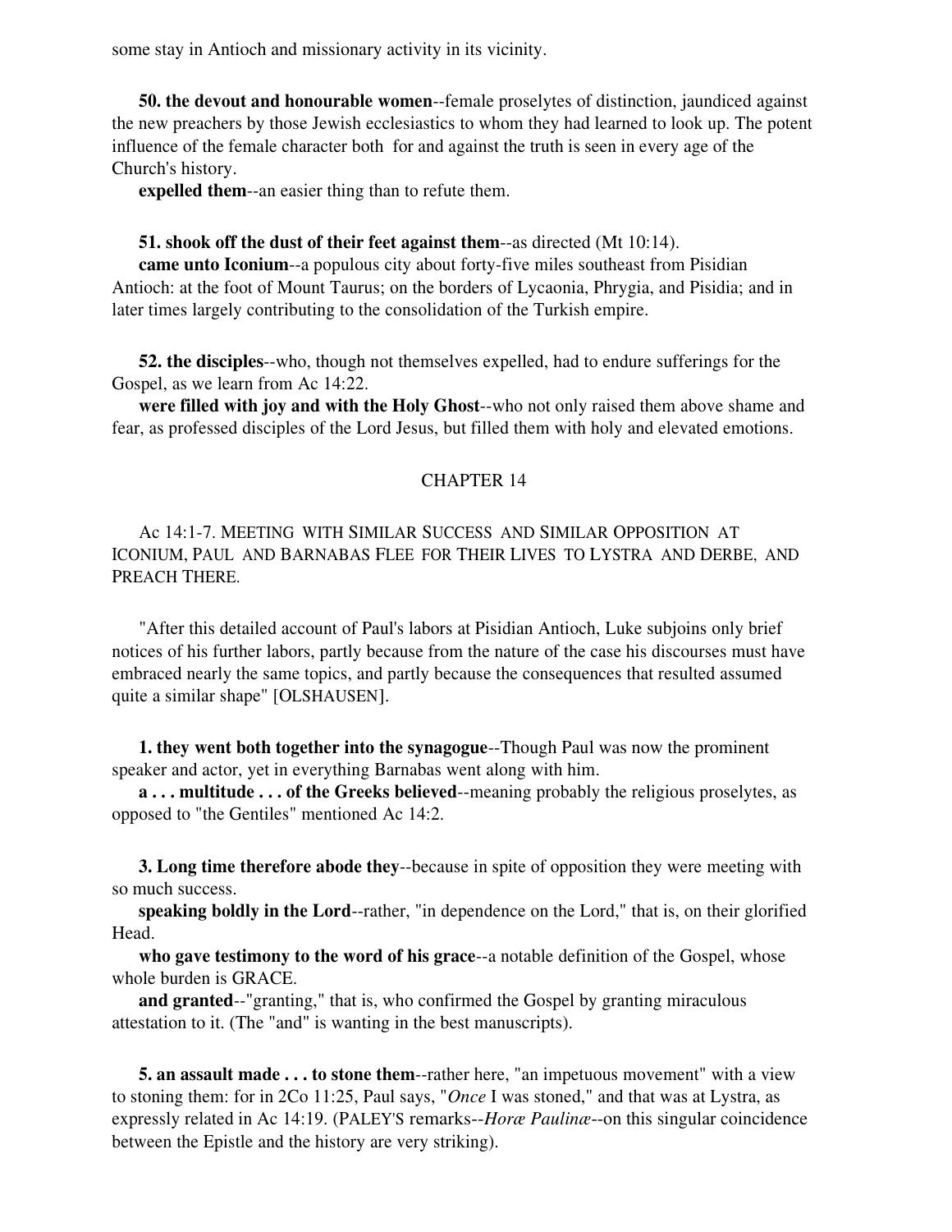some stay in Antioch and missionary activity in its vicinity.

**50. the devout and honourable women**--female proselytes of distinction, jaundiced against the new preachers by those Jewish ecclesiastics to whom they had learned to look up. The potent influence of the female character both for and against the truth is seen in every age of the Church's history.

**expelled them**--an easier thing than to refute them.

**51. shook off the dust of their feet against them**--as directed (Mt 10:14).

**came unto Iconium**--a populous city about forty-five miles southeast from Pisidian Antioch: at the foot of Mount Taurus; on the borders of Lycaonia, Phrygia, and Pisidia; and in later times largely contributing to the consolidation of the Turkish empire.

**52. the disciples**--who, though not themselves expelled, had to endure sufferings for the Gospel, as we learn from Ac 14:22.

**were filled with joy and with the Holy Ghost**--who not only raised them above shame and fear, as professed disciples of the Lord Jesus, but filled them with holy and elevated emotions.

## CHAPTER 14

Ac 14:1-7. MEETING WITH SIMILAR SUCCESS AND SIMILAR OPPOSITION AT ICONIUM, PAUL AND BARNABAS FLEE FOR THEIR LIVES TO LYSTRA AND DERBE, AND PREACH THERE.

"After this detailed account of Paul's labors at Pisidian Antioch, Luke subjoins only brief notices of his further labors, partly because from the nature of the case his discourses must have embraced nearly the same topics, and partly because the consequences that resulted assumed quite a similar shape" [OLSHAUSEN].

**1. they went both together into the synagogue**--Though Paul was now the prominent speaker and actor, yet in everything Barnabas went along with him.

**a . . . multitude . . . of the Greeks believed**--meaning probably the religious proselytes, as opposed to "the Gentiles" mentioned Ac 14:2.

**3. Long time therefore abode they**--because in spite of opposition they were meeting with so much success.

**speaking boldly in the Lord**--rather, "in dependence on the Lord," that is, on their glorified Head.

**who gave testimony to the word of his grace**--a notable definition of the Gospel, whose whole burden is GRACE.

**and granted**--"granting," that is, who confirmed the Gospel by granting miraculous attestation to it. (The "and" is wanting in the best manuscripts).

**5. an assault made . . . to stone them**--rather here, "an impetuous movement" with a view to stoning them: for in 2Co 11:25, Paul says, "*Once* I was stoned," and that was at Lystra, as expressly related in Ac 14:19. (PALEY'S remarks--*Horæ Paulinæ*--on this singular coincidence between the Epistle and the history are very striking).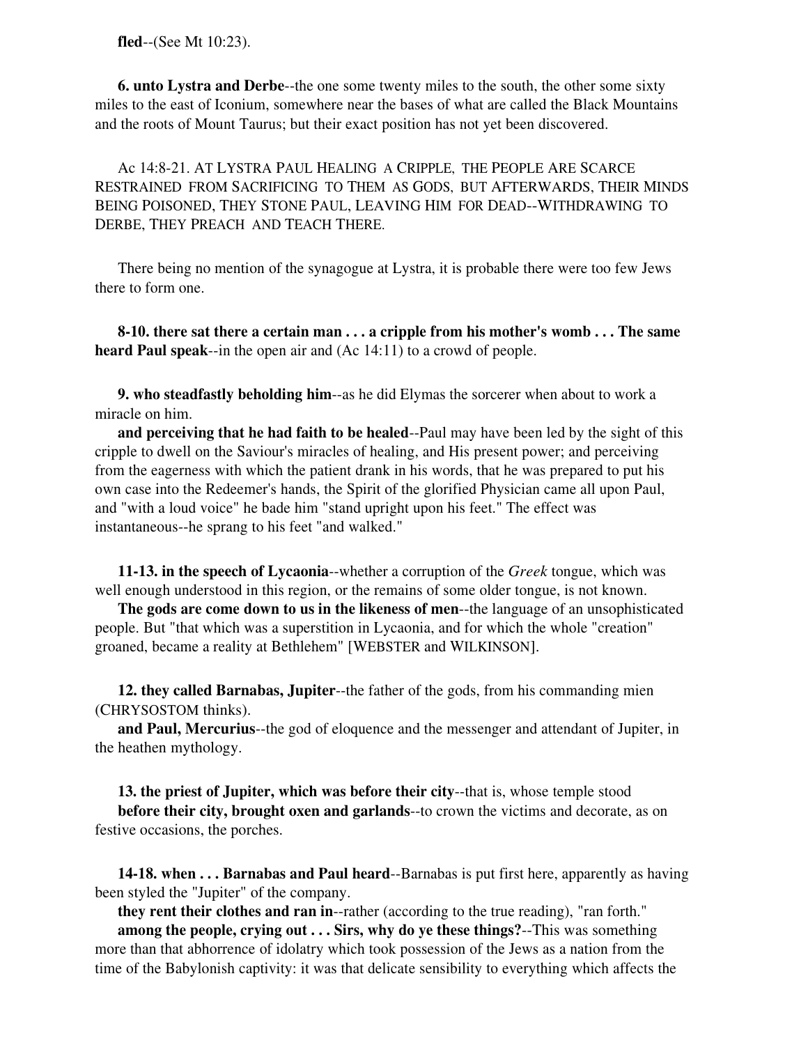**fled**--(See Mt 10:23).

**6. unto Lystra and Derbe**--the one some twenty miles to the south, the other some sixty miles to the east of Iconium, somewhere near the bases of what are called the Black Mountains and the roots of Mount Taurus; but their exact position has not yet been discovered.

Ac 14:8-21. AT LYSTRA PAUL HEALING A CRIPPLE, THE PEOPLE ARE SCARCE RESTRAINED FROM SACRIFICING TO THEM AS GODS, BUT AFTERWARDS, THEIR MINDS BEING POISONED, THEY STONE PAUL, LEAVING HIM FOR DEAD--WITHDRAWING TO DERBE, THEY PREACH AND TEACH THERE.

There being no mention of the synagogue at Lystra, it is probable there were too few Jews there to form one.

**8-10. there sat there a certain man . . . a cripple from his mother's womb . . . The same heard Paul speak**--in the open air and (Ac 14:11) to a crowd of people.

**9. who steadfastly beholding him**--as he did Elymas the sorcerer when about to work a miracle on him.

**and perceiving that he had faith to be healed**--Paul may have been led by the sight of this cripple to dwell on the Saviour's miracles of healing, and His present power; and perceiving from the eagerness with which the patient drank in his words, that he was prepared to put his own case into the Redeemer's hands, the Spirit of the glorified Physician came all upon Paul, and "with a loud voice" he bade him "stand upright upon his feet." The effect was instantaneous--he sprang to his feet "and walked."

**11-13. in the speech of Lycaonia**--whether a corruption of the *Greek* tongue, which was well enough understood in this region, or the remains of some older tongue, is not known.

**The gods are come down to us in the likeness of men**--the language of an unsophisticated people. But "that which was a superstition in Lycaonia, and for which the whole "creation" groaned, became a reality at Bethlehem" [WEBSTER and WILKINSON].

**12. they called Barnabas, Jupiter**--the father of the gods, from his commanding mien (CHRYSOSTOM thinks).

**and Paul, Mercurius**--the god of eloquence and the messenger and attendant of Jupiter, in the heathen mythology.

**13. the priest of Jupiter, which was before their city**--that is, whose temple stood

**before their city, brought oxen and garlands**--to crown the victims and decorate, as on festive occasions, the porches.

**14-18. when . . . Barnabas and Paul heard**--Barnabas is put first here, apparently as having been styled the "Jupiter" of the company.

**they rent their clothes and ran in**--rather (according to the true reading), "ran forth."

**among the people, crying out . . . Sirs, why do ye these things?**--This was something more than that abhorrence of idolatry which took possession of the Jews as a nation from the time of the Babylonish captivity: it was that delicate sensibility to everything which affects the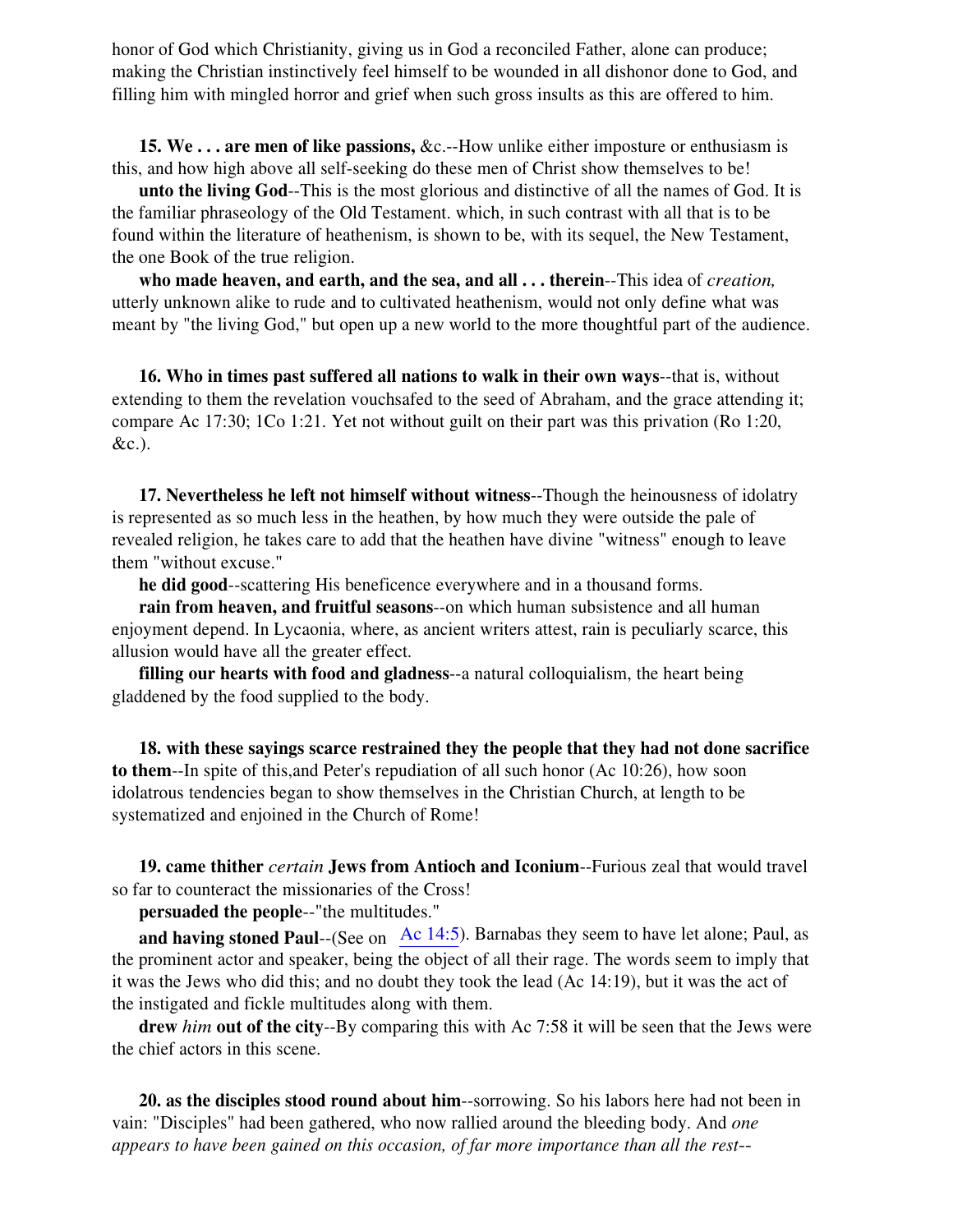honor of God which Christianity, giving us in God a reconciled Father, alone can produce; making the Christian instinctively feel himself to be wounded in all dishonor done to God, and filling him with mingled horror and grief when such gross insults as this are offered to him.

**15. We . . . are men of like passions,** &c.--How unlike either imposture or enthusiasm is this, and how high above all self-seeking do these men of Christ show themselves to be!

**unto the living God**--This is the most glorious and distinctive of all the names of God. It is the familiar phraseology of the Old Testament. which, in such contrast with all that is to be found within the literature of heathenism, is shown to be, with its sequel, the New Testament, the one Book of the true religion.

**who made heaven, and earth, and the sea, and all . . . therein**--This idea of *creation,* utterly unknown alike to rude and to cultivated heathenism, would not only define what was meant by "the living God," but open up a new world to the more thoughtful part of the audience.

**16. Who in times past suffered all nations to walk in their own ways**--that is, without extending to them the revelation vouchsafed to the seed of Abraham, and the grace attending it; compare Ac 17:30; 1Co 1:21. Yet not without guilt on their part was this privation (Ro 1:20, &c.).

**17. Nevertheless he left not himself without witness**--Though the heinousness of idolatry is represented as so much less in the heathen, by how much they were outside the pale of revealed religion, he takes care to add that the heathen have divine "witness" enough to leave them "without excuse."

**he did good**--scattering His beneficence everywhere and in a thousand forms.

**rain from heaven, and fruitful seasons**--on which human subsistence and all human enjoyment depend. In Lycaonia, where, as ancient writers attest, rain is peculiarly scarce, this allusion would have all the greater effect.

**filling our hearts with food and gladness**--a natural colloquialism, the heart being gladdened by the food supplied to the body.

**18. with these sayings scarce restrained they the people that they had not done sacrifice to them**--In spite of this,and Peter's repudiation of all such honor (Ac 10:26), how soon idolatrous tendencies began to show themselves in the Christian Church, at length to be systematized and enjoined in the Church of Rome!

**19. came thither** *certain* **Jews from Antioch and Iconium**--Furious zeal that would travel so far to counteract the missionaries of the Cross!

**persuaded the people**--"the multitudes."

**and having stoned Paul**--(See on Ac 14:5). Barnabas they seem to have let alone; Paul, as the prominent actor and speaker, being the object of all their rage. The words seem to imply that it was the Jews who did this; and no doubt they took the lead (Ac 14:19), but it was the act of the instigated and fickle multitudes along with them.

**drew** *him* **out of the city**--By comparing this with Ac 7:58 it will be seen that the Jews were the chief actors in this scene.

**20. as the disciples stood round about him**--sorrowing. So his labors here had not been in vain: "Disciples" had been gathered, who now rallied around the bleeding body. And *one appears to have been gained on this occasion, of far more importance than all the rest--*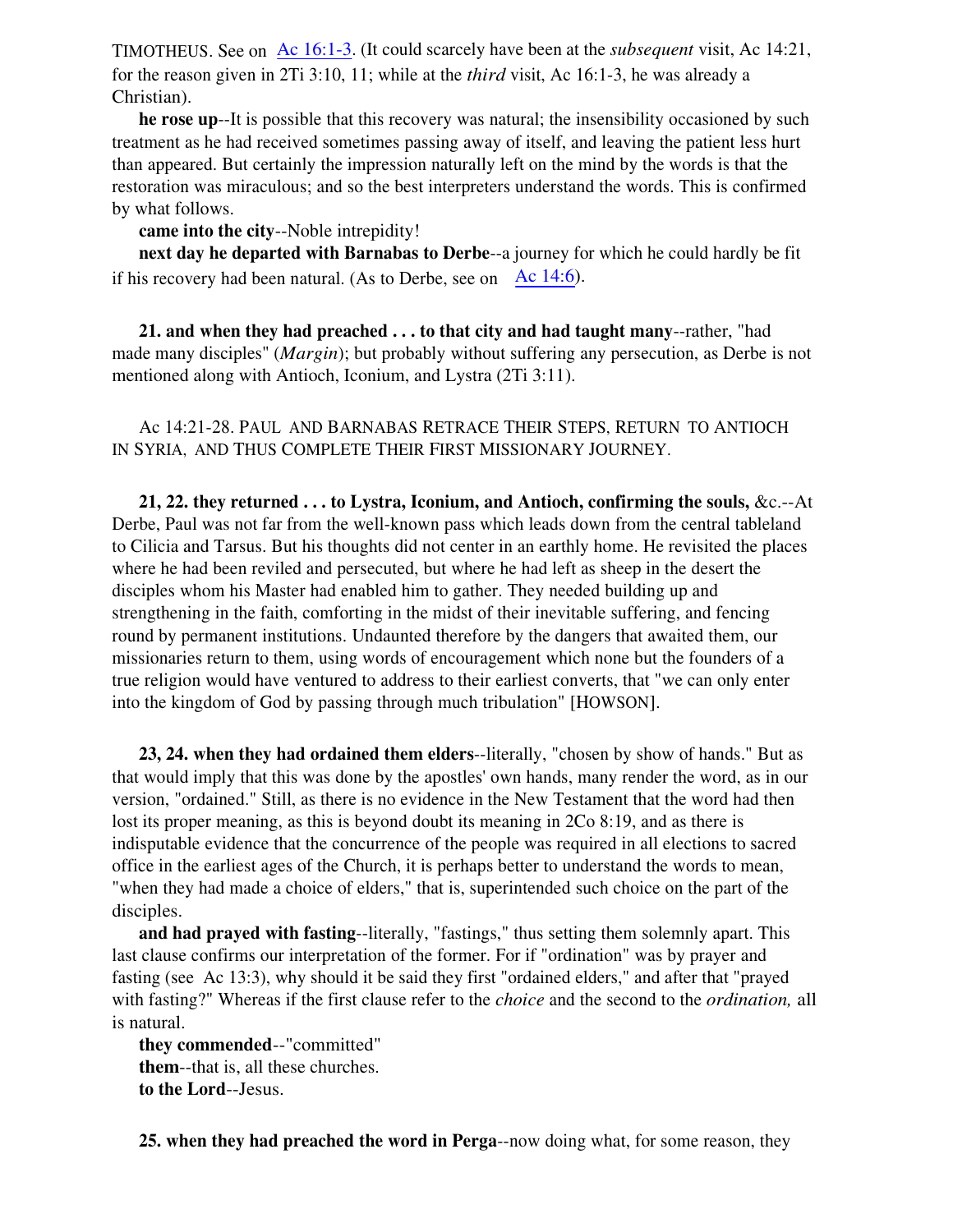TIMOTHEUS. See on Ac 16:1-3. (It could scarcely have been at the *subsequent* visit, Ac 14:21, for the reason given in 2Ti 3:10, 11; while at the *third* visit, Ac 16:1-3, he was already a Christian).

**he rose up**--It is possible that this recovery was natural; the insensibility occasioned by such treatment as he had received sometimes passing away of itself, and leaving the patient less hurt than appeared. But certainly the impression naturally left on the mind by the words is that the restoration was miraculous; and so the best interpreters understand the words. This is confirmed by what follows.

**came into the city**--Noble intrepidity!

**next day he departed with Barnabas to Derbe**--a journey for which he could hardly be fit if his recovery had been natural. (As to Derbe, see on Ac 14:6).

**21. and when they had preached . . . to that city and had taught many**--rather, "had made many disciples" (*Margin*); but probably without suffering any persecution, as Derbe is not mentioned along with Antioch, Iconium, and Lystra (2Ti 3:11).

Ac 14:21-28. PAUL AND BARNABAS RETRACE THEIR STEPS, RETURN TO ANTIOCH IN SYRIA, AND THUS COMPLETE THEIR FIRST MISSIONARY JOURNEY.

**21, 22. they returned . . . to Lystra, Iconium, and Antioch, confirming the souls,** &c.--At Derbe, Paul was not far from the well-known pass which leads down from the central tableland to Cilicia and Tarsus. But his thoughts did not center in an earthly home. He revisited the places where he had been reviled and persecuted, but where he had left as sheep in the desert the disciples whom his Master had enabled him to gather. They needed building up and strengthening in the faith, comforting in the midst of their inevitable suffering, and fencing round by permanent institutions. Undaunted therefore by the dangers that awaited them, our missionaries return to them, using words of encouragement which none but the founders of a true religion would have ventured to address to their earliest converts, that "we can only enter into the kingdom of God by passing through much tribulation" [HOWSON].

**23, 24. when they had ordained them elders**--literally, "chosen by show of hands." But as that would imply that this was done by the apostles' own hands, many render the word, as in our version, "ordained." Still, as there is no evidence in the New Testament that the word had then lost its proper meaning, as this is beyond doubt its meaning in 2Co 8:19, and as there is indisputable evidence that the concurrence of the people was required in all elections to sacred office in the earliest ages of the Church, it is perhaps better to understand the words to mean, "when they had made a choice of elders," that is, superintended such choice on the part of the disciples.

**and had prayed with fasting**--literally, "fastings," thus setting them solemnly apart. This last clause confirms our interpretation of the former. For if "ordination" was by prayer and fasting (see Ac 13:3), why should it be said they first "ordained elders," and after that "prayed with fasting?" Whereas if the first clause refer to the *choice* and the second to the *ordination,* all is natural.

**they commended**--"committed"

**them**--that is, all these churches.

**to the Lord**--Jesus.

**25. when they had preached the word in Perga**--now doing what, for some reason, they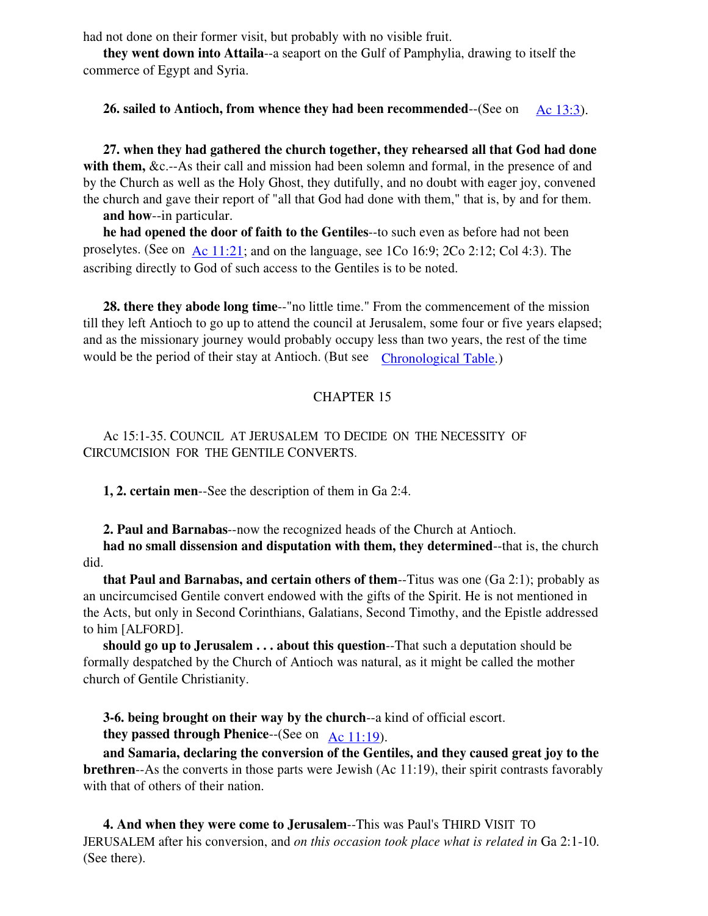had not done on their former visit, but probably with no visible fruit.

**they went down into Attaila**--a seaport on the Gulf of Pamphylia, drawing to itself the commerce of Egypt and Syria.

**26. sailed to Antioch, from whence they had been recommended**--(See on Ac 13:3).

**27. when they had gathered the church together, they rehearsed all that God had done with them,** &c.--As their call and mission had been solemn and formal, in the presence of and by the Church as well as the Holy Ghost, they dutifully, and no doubt with eager joy, convened the church and gave their report of "all that God had done with them," that is, by and for them.

**and how**--in particular.

**he had opened the door of faith to the Gentiles**--to such even as before had not been proselytes. (See on Ac 11:21; and on the language, see 1Co 16:9; 2Co 2:12; Col 4:3). The ascribing directly to God of such access to the Gentiles is to be noted.

**28. there they abode long time**--"no little time." From the commencement of the mission till they left Antioch to go up to attend the council at Jerusalem, some four or five years elapsed; and as the missionary journey would probably occupy less than two years, the rest of the time would be the period of their stay at Antioch. (But see Chronological Table.)

## CHAPTER 15

Ac 15:1-35. COUNCIL AT JERUSALEM TO DECIDE ON THE NECESSITY OF CIRCUMCISION FOR THE GENTILE CONVERTS.

**1, 2. certain men**--See the description of them in Ga 2:4.

**2. Paul and Barnabas**--now the recognized heads of the Church at Antioch.

**had no small dissension and disputation with them, they determined**--that is, the church did.

**that Paul and Barnabas, and certain others of them**--Titus was one (Ga 2:1); probably as an uncircumcised Gentile convert endowed with the gifts of the Spirit. He is not mentioned in the Acts, but only in Second Corinthians, Galatians, Second Timothy, and the Epistle addressed to him [ALFORD].

**should go up to Jerusalem . . . about this question**--That such a deputation should be formally despatched by the Church of Antioch was natural, as it might be called the mother church of Gentile Christianity.

**3-6. being brought on their way by the church**--a kind of official escort.

**they passed through Phenice**--(See on Ac 11:19).

**and Samaria, declaring the conversion of the Gentiles, and they caused great joy to the brethren**--As the converts in those parts were Jewish (Ac 11:19), their spirit contrasts favorably with that of others of their nation.

**4. And when they were come to Jerusalem**--This was Paul's THIRD VISIT TO JERUSALEM after his conversion, and *on this occasion took place what is related in* Ga 2:1-10. (See there).